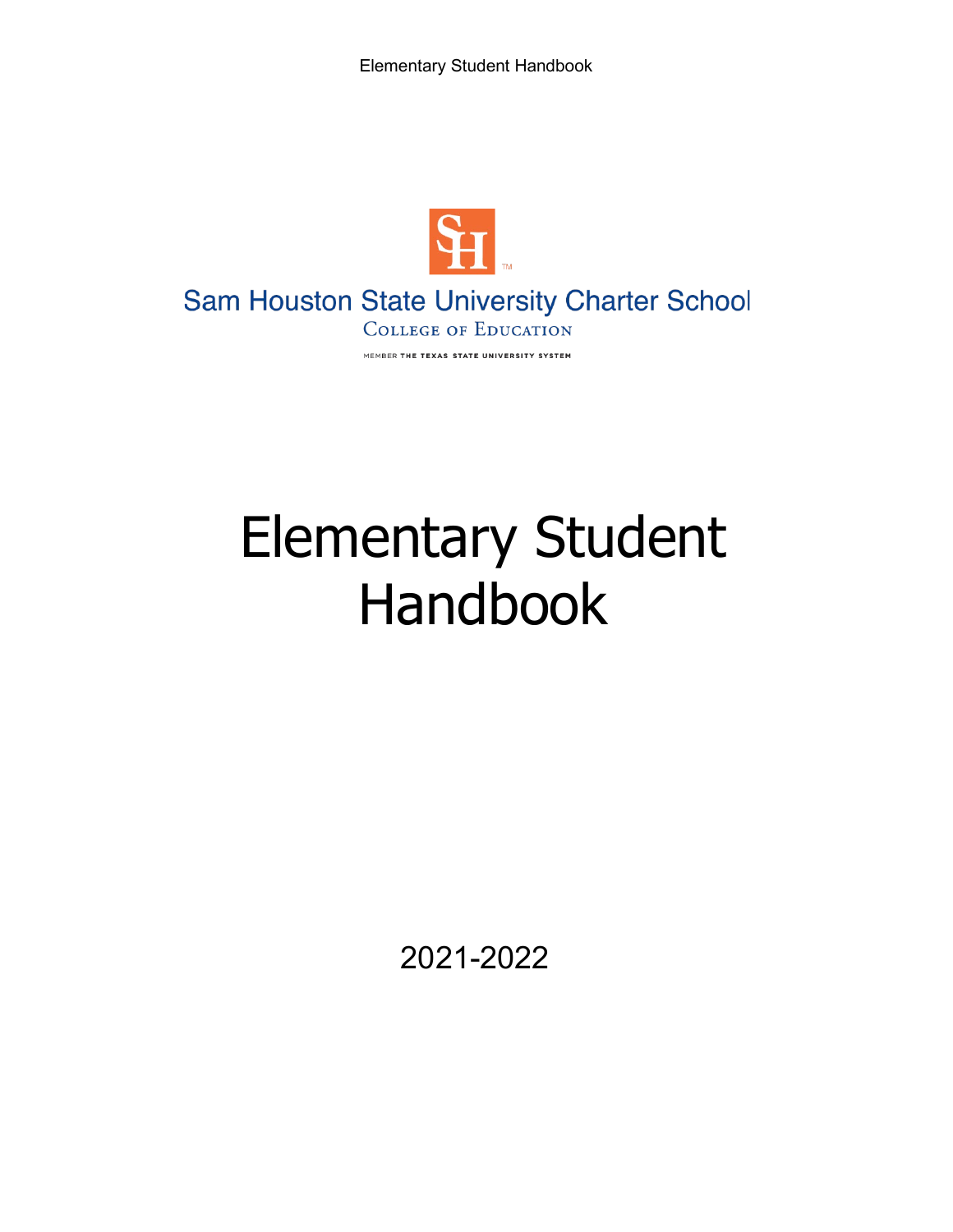Sam Houston State University Charter School

College of Education

MEMBER THE TEXAS STATE UNIVERSITY SYSTEM

# Elementary Student Handbook

2021-2022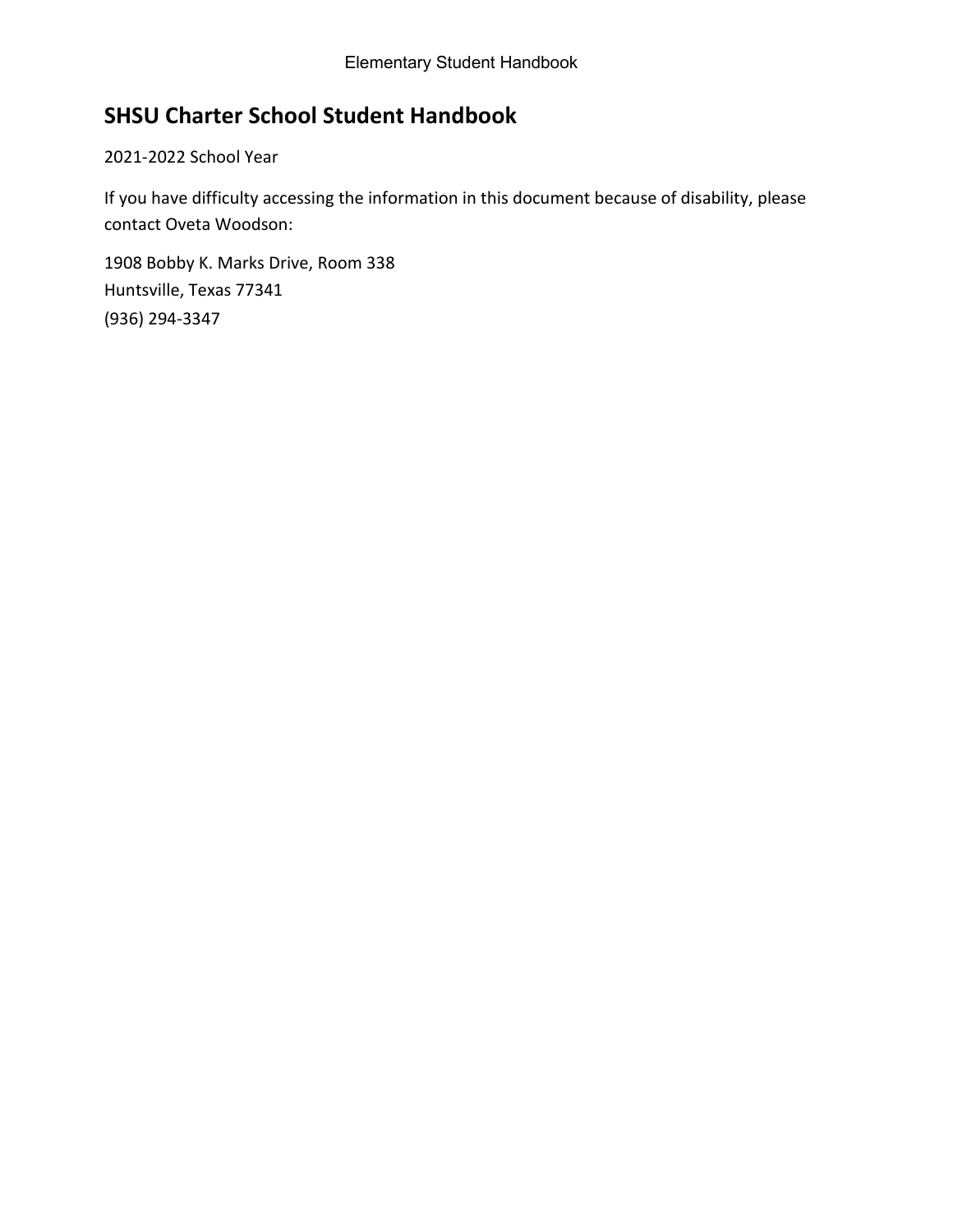# SHSU Charter School Student Handbook

2021-2022 School Year

If you have difficulty accessing the information in this document because of disability, please contact Oveta Woodson:

1908 Bobby K. Marks Drive, Room 338
Huntsville, Texas 77341
(936) 294-3347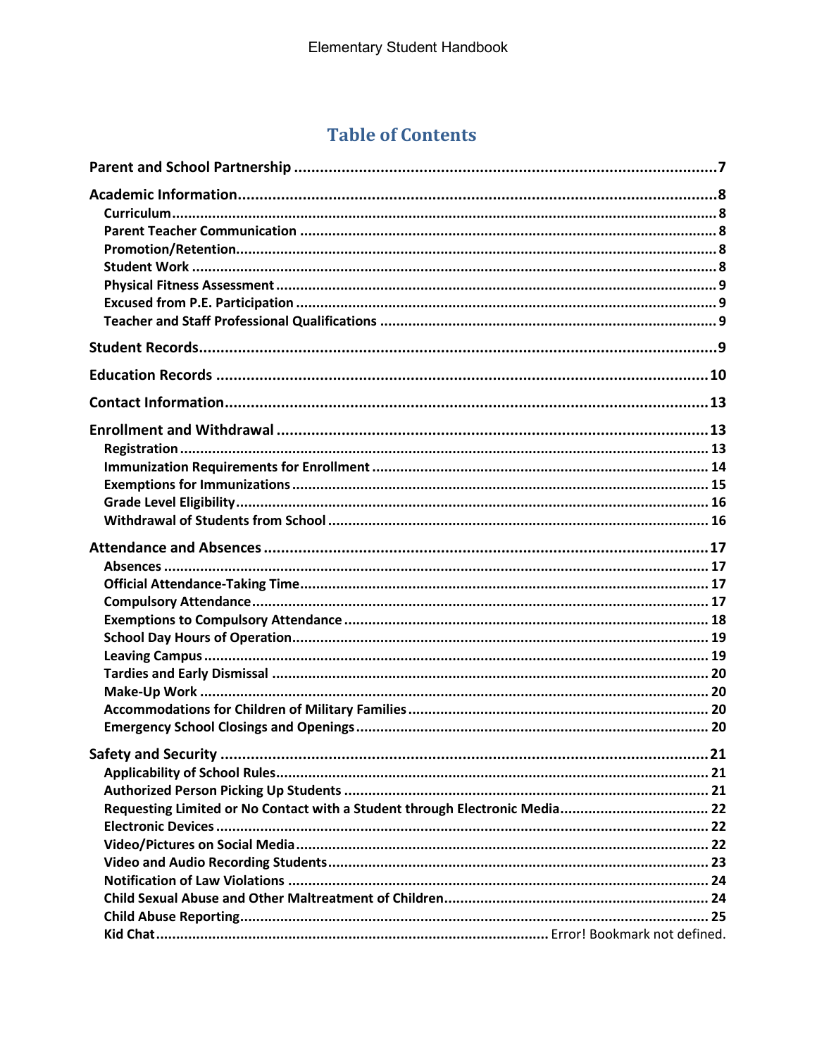# Table of Contents

**Parent and School Partnership** .......... 7

**Academic Information** .......... 8
- Curriculum .......... 8
- Parent Teacher Communication .......... 8
- Promotion/Retention .......... 8
- Student Work .......... 8
- Physical Fitness Assessment .......... 9
- Excused from P.E. Participation .......... 9
- Teacher and Staff Professional Qualifications .......... 9

**Student Records** .......... 9

**Education Records** .......... 10

**Contact Information** .......... 13

**Enrollment and Withdrawal** .......... 13
- Registration .......... 13
- Immunization Requirements for Enrollment .......... 14
- Exemptions for Immunizations .......... 15
- Grade Level Eligibility .......... 16
- Withdrawal of Students from School .......... 16

**Attendance and Absences** .......... 17
- Absences .......... 17
- Official Attendance-Taking Time .......... 17
- Compulsory Attendance .......... 17
- Exemptions to Compulsory Attendance .......... 18
- School Day Hours of Operation .......... 19
- Leaving Campus .......... 19
- Tardies and Early Dismissal .......... 20
- Make-Up Work .......... 20
- Accommodations for Children of Military Families .......... 20
- Emergency School Closings and Openings .......... 20

**Safety and Security** .......... 21
- Applicability of School Rules .......... 21
- Authorized Person Picking Up Students .......... 21
- Requesting Limited or No Contact with a Student through Electronic Media .......... 22
- Electronic Devices .......... 22
- Video/Pictures on Social Media .......... 22
- Video and Audio Recording Students .......... 23
- Notification of Law Violations .......... 24
- Child Sexual Abuse and Other Maltreatment of Children .......... 24
- Child Abuse Reporting .......... 25
- Kid Chat .......... Error! Bookmark not defined.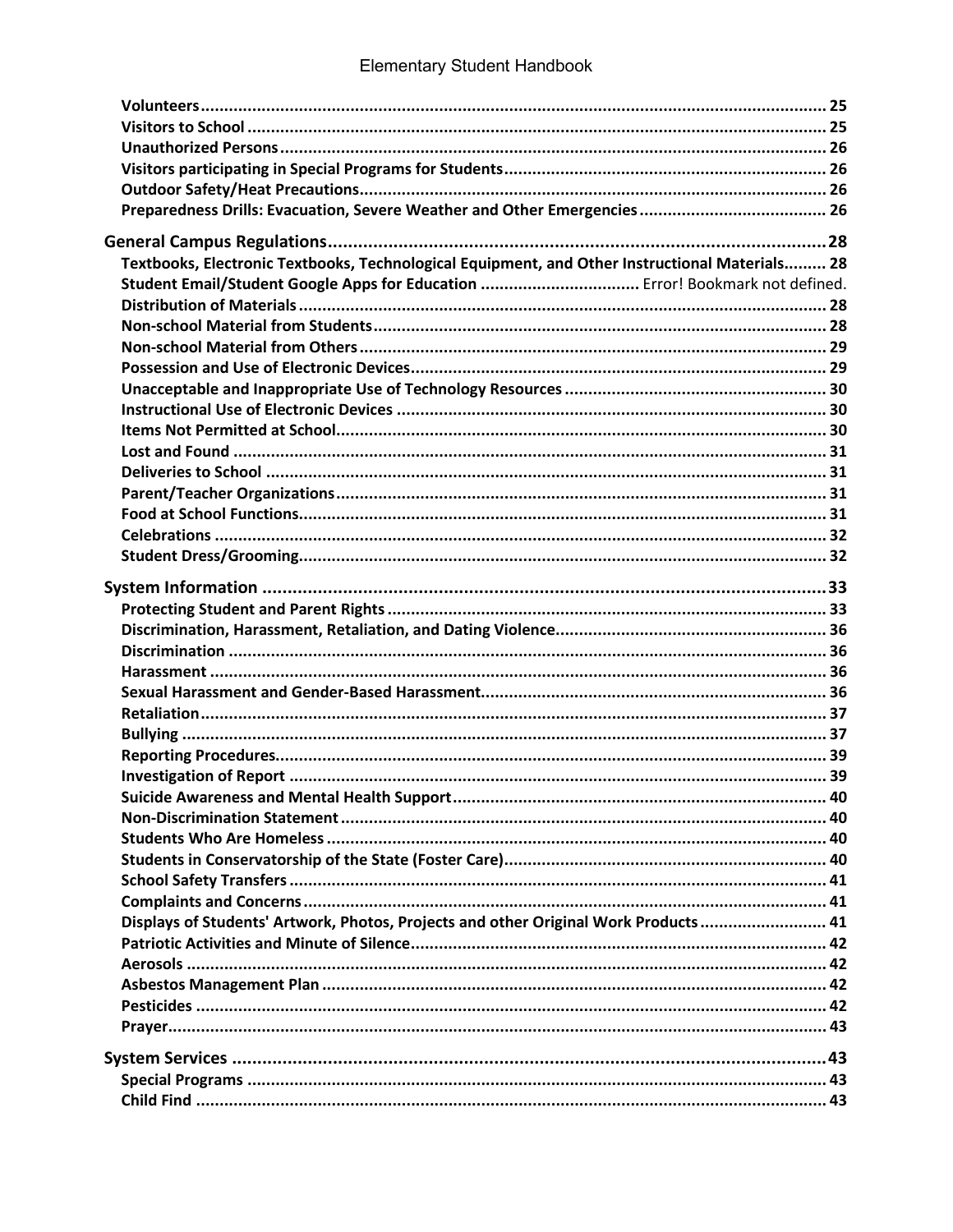Volunteers ........ 25
Visitors to School ........ 25
Unauthorized Persons ........ 26
Visitors participating in Special Programs for Students ........ 26
Outdoor Safety/Heat Precautions ........ 26
Preparedness Drills: Evacuation, Severe Weather and Other Emergencies ........ 26

**General Campus Regulations ........ 28**

Textbooks, Electronic Textbooks, Technological Equipment, and Other Instructional Materials ........ 28
Student Email/Student Google Apps for Education ........ Error! Bookmark not defined.
Distribution of Materials ........ 28
Non-school Material from Students ........ 28
Non-school Material from Others ........ 29
Possession and Use of Electronic Devices ........ 29
Unacceptable and Inappropriate Use of Technology Resources ........ 30
Instructional Use of Electronic Devices ........ 30
Items Not Permitted at School ........ 30
Lost and Found ........ 31
Deliveries to School ........ 31
Parent/Teacher Organizations ........ 31
Food at School Functions ........ 31
Celebrations ........ 32
Student Dress/Grooming ........ 32

**System Information ........ 33**

Protecting Student and Parent Rights ........ 33
Discrimination, Harassment, Retaliation, and Dating Violence ........ 36
Discrimination ........ 36
Harassment ........ 36
Sexual Harassment and Gender-Based Harassment ........ 36
Retaliation ........ 37
Bullying ........ 37
Reporting Procedures ........ 39
Investigation of Report ........ 39
Suicide Awareness and Mental Health Support ........ 40
Non-Discrimination Statement ........ 40
Students Who Are Homeless ........ 40
Students in Conservatorship of the State (Foster Care) ........ 40
School Safety Transfers ........ 41
Complaints and Concerns ........ 41
Displays of Students' Artwork, Photos, Projects and other Original Work Products ........ 41
Patriotic Activities and Minute of Silence ........ 42
Aerosols ........ 42
Asbestos Management Plan ........ 42
Pesticides ........ 42
Prayer ........ 43

**System Services ........ 43**

Special Programs ........ 43
Child Find ........ 43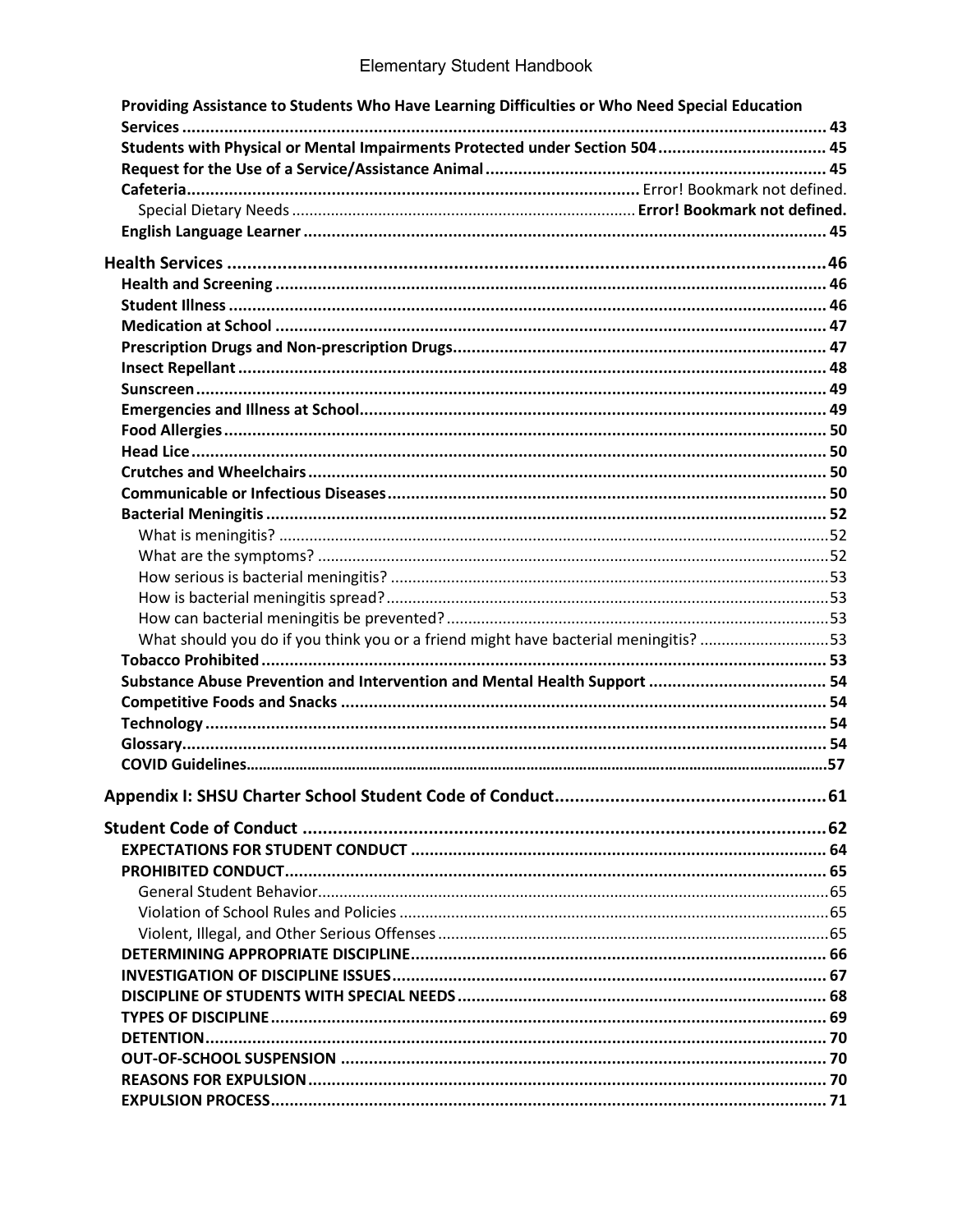Providing Assistance to Students Who Have Learning Difficulties or Who Need Special Education Services ..... 43
Students with Physical or Mental Impairments Protected under Section 504 ..... 45
Request for the Use of a Service/Assistance Animal ..... 45
Cafeteria ..... Error! Bookmark not defined.
Special Dietary Needs ..... Error! Bookmark not defined.
English Language Learner ..... 45

Health Services ..... 46
Health and Screening ..... 46
Student Illness ..... 46
Medication at School ..... 47
Prescription Drugs and Non-prescription Drugs ..... 47
Insect Repellant ..... 48
Sunscreen ..... 49
Emergencies and Illness at School ..... 49
Food Allergies ..... 50
Head Lice ..... 50
Crutches and Wheelchairs ..... 50
Communicable or Infectious Diseases ..... 50
Bacterial Meningitis ..... 52
What is meningitis? ..... 52
What are the symptoms? ..... 52
How serious is bacterial meningitis? ..... 53
How is bacterial meningitis spread? ..... 53
How can bacterial meningitis be prevented? ..... 53
What should you do if you think you or a friend might have bacterial meningitis? ..... 53
Tobacco Prohibited ..... 53
Substance Abuse Prevention and Intervention and Mental Health Support ..... 54
Competitive Foods and Snacks ..... 54
Technology ..... 54
Glossary ..... 54
COVID Guidelines ..... 57

Appendix I: SHSU Charter School Student Code of Conduct ..... 61

Student Code of Conduct ..... 62
EXPECTATIONS FOR STUDENT CONDUCT ..... 64
PROHIBITED CONDUCT ..... 65
General Student Behavior ..... 65
Violation of School Rules and Policies ..... 65
Violent, Illegal, and Other Serious Offenses ..... 65
DETERMINING APPROPRIATE DISCIPLINE ..... 66
INVESTIGATION OF DISCIPLINE ISSUES ..... 67
DISCIPLINE OF STUDENTS WITH SPECIAL NEEDS ..... 68
TYPES OF DISCIPLINE ..... 69
DETENTION ..... 70
OUT-OF-SCHOOL SUSPENSION ..... 70
REASONS FOR EXPULSION ..... 70
EXPULSION PROCESS ..... 71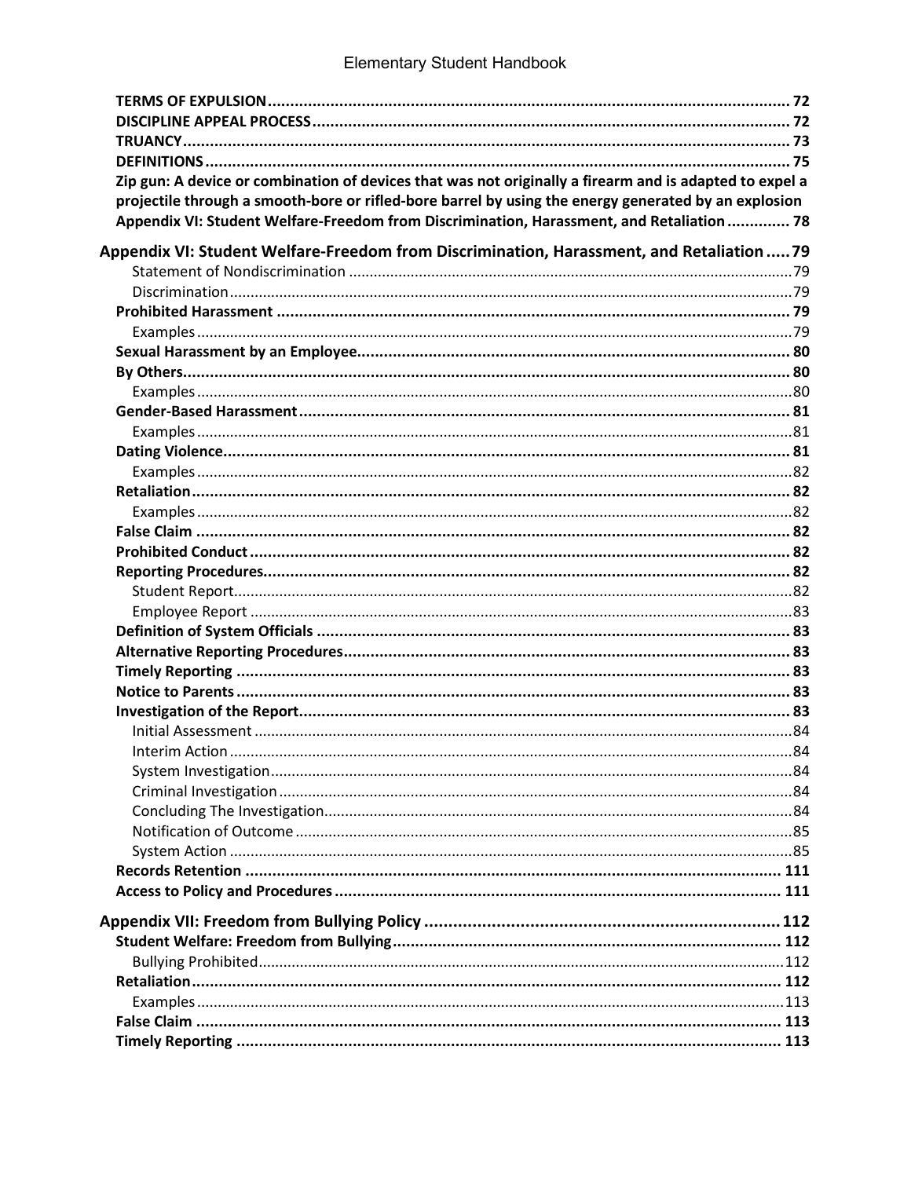**TERMS OF EXPULSION** ........ 72
**DISCIPLINE APPEAL PROCESS** ........ 72
**TRUANCY** ........ 73
**DEFINITIONS** ........ 75
**Zip gun: A device or combination of devices that was not originally a firearm and is adapted to expel a projectile through a smooth-bore or rifled-bore barrel by using the energy generated by an explosion**
**Appendix VI: Student Welfare-Freedom from Discrimination, Harassment, and Retaliation** ........ 78

**Appendix VI: Student Welfare-Freedom from Discrimination, Harassment, and Retaliation** ........ 79
- Statement of Nondiscrimination ........ 79
- Discrimination ........ 79

**Prohibited Harassment** ........ 79
- Examples ........ 79

**Sexual Harassment by an Employee** ........ 80
**By Others** ........ 80
- Examples ........ 80

**Gender-Based Harassment** ........ 81
- Examples ........ 81

**Dating Violence** ........ 81
- Examples ........ 82

**Retaliation** ........ 82
- Examples ........ 82

**False Claim** ........ 82
**Prohibited Conduct** ........ 82
**Reporting Procedures** ........ 82
- Student Report ........ 82
- Employee Report ........ 83

**Definition of System Officials** ........ 83
**Alternative Reporting Procedures** ........ 83
**Timely Reporting** ........ 83
**Notice to Parents** ........ 83
**Investigation of the Report** ........ 83
- Initial Assessment ........ 84
- Interim Action ........ 84
- System Investigation ........ 84
- Criminal Investigation ........ 84
- Concluding The Investigation ........ 84
- Notification of Outcome ........ 85
- System Action ........ 85

**Records Retention** ........ 111
**Access to Policy and Procedures** ........ 111

**Appendix VII: Freedom from Bullying Policy** ........ 112
**Student Welfare: Freedom from Bullying** ........ 112
- Bullying Prohibited ........ 112

**Retaliation** ........ 112
- Examples ........ 113

**False Claim** ........ 113
**Timely Reporting** ........ 113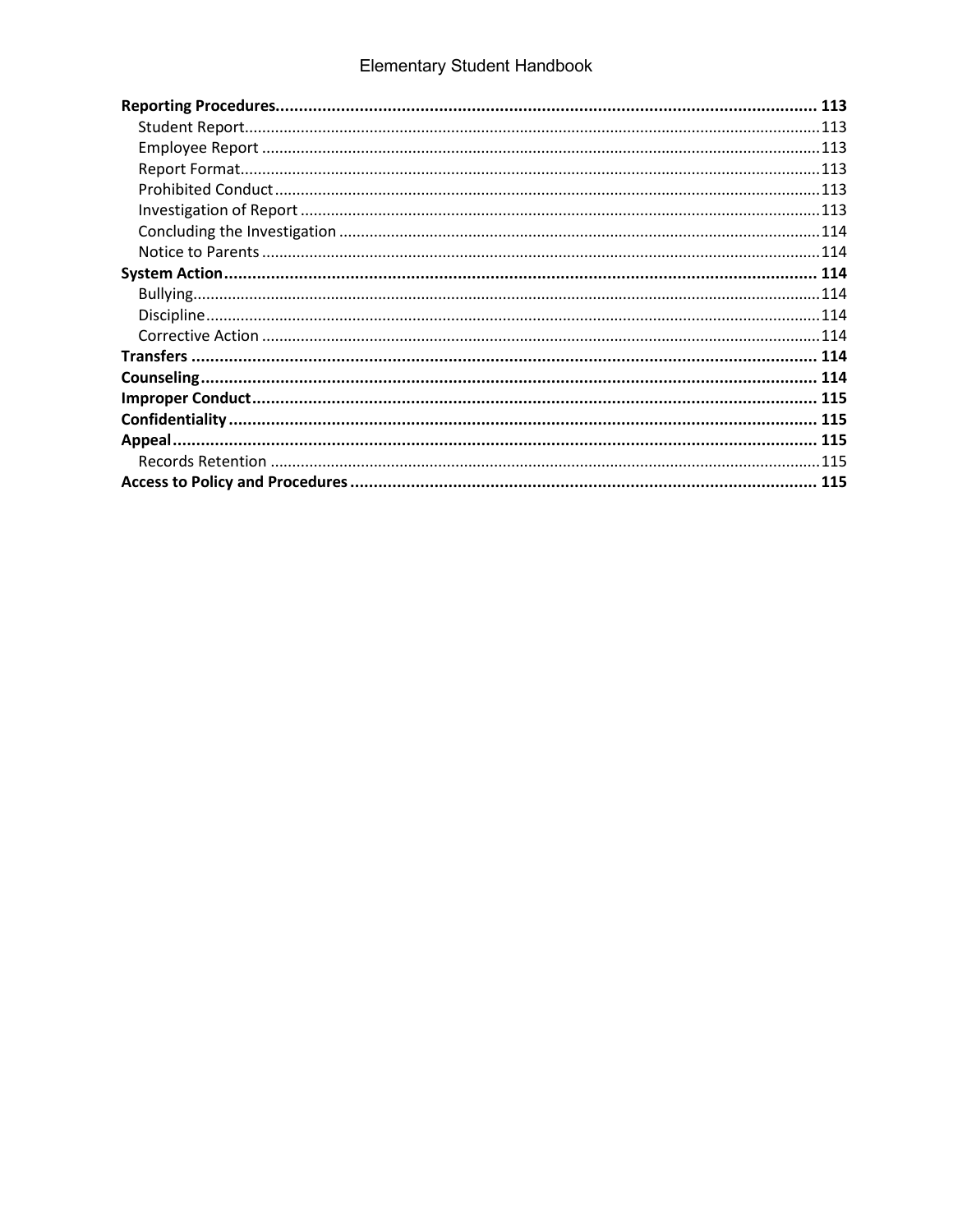**Reporting Procedures** ...... **113**
- Student Report ...... 113
- Employee Report ...... 113
- Report Format ...... 113
- Prohibited Conduct ...... 113
- Investigation of Report ...... 113
- Concluding the Investigation ...... 114
- Notice to Parents ...... 114

**System Action** ...... **114**
- Bullying ...... 114
- Discipline ...... 114
- Corrective Action ...... 114

**Transfers** ...... **114**

**Counseling** ...... **114**

**Improper Conduct** ...... **115**

**Confidentiality** ...... **115**

**Appeal** ...... **115**
- Records Retention ...... 115

**Access to Policy and Procedures** ...... **115**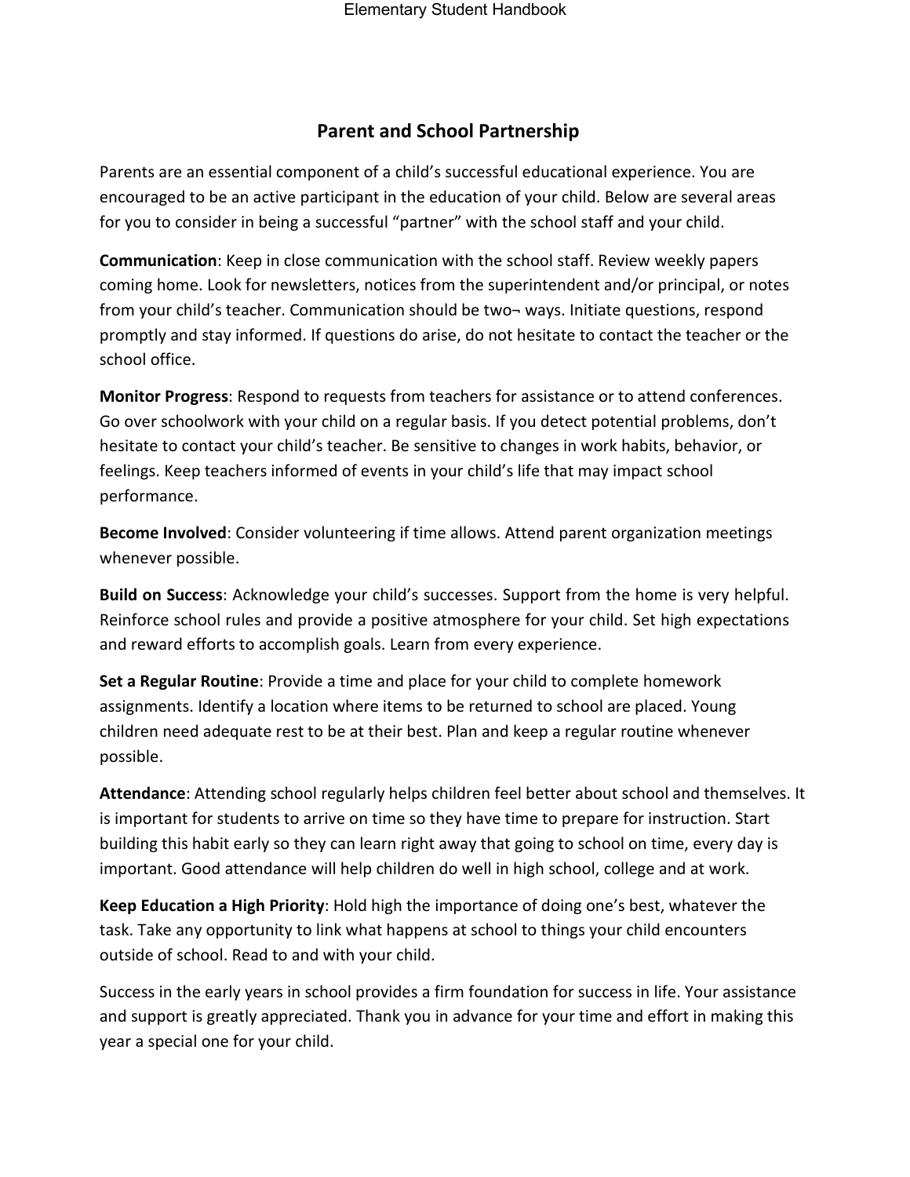## Parent and School Partnership

Parents are an essential component of a child's successful educational experience. You are encouraged to be an active participant in the education of your child. Below are several areas for you to consider in being a successful "partner" with the school staff and your child.

**Communication**: Keep in close communication with the school staff. Review weekly papers coming home. Look for newsletters, notices from the superintendent and/or principal, or notes from your child's teacher. Communication should be two¬ ways. Initiate questions, respond promptly and stay informed. If questions do arise, do not hesitate to contact the teacher or the school office.

**Monitor Progress**: Respond to requests from teachers for assistance or to attend conferences. Go over schoolwork with your child on a regular basis. If you detect potential problems, don't hesitate to contact your child's teacher. Be sensitive to changes in work habits, behavior, or feelings. Keep teachers informed of events in your child's life that may impact school performance.

**Become Involved**: Consider volunteering if time allows. Attend parent organization meetings whenever possible.

**Build on Success**: Acknowledge your child's successes. Support from the home is very helpful. Reinforce school rules and provide a positive atmosphere for your child. Set high expectations and reward efforts to accomplish goals. Learn from every experience.

**Set a Regular Routine**: Provide a time and place for your child to complete homework assignments. Identify a location where items to be returned to school are placed. Young children need adequate rest to be at their best. Plan and keep a regular routine whenever possible.

**Attendance**: Attending school regularly helps children feel better about school and themselves. It is important for students to arrive on time so they have time to prepare for instruction. Start building this habit early so they can learn right away that going to school on time, every day is important. Good attendance will help children do well in high school, college and at work.

**Keep Education a High Priority**: Hold high the importance of doing one's best, whatever the task. Take any opportunity to link what happens at school to things your child encounters outside of school. Read to and with your child.

Success in the early years in school provides a firm foundation for success in life. Your assistance and support is greatly appreciated. Thank you in advance for your time and effort in making this year a special one for your child.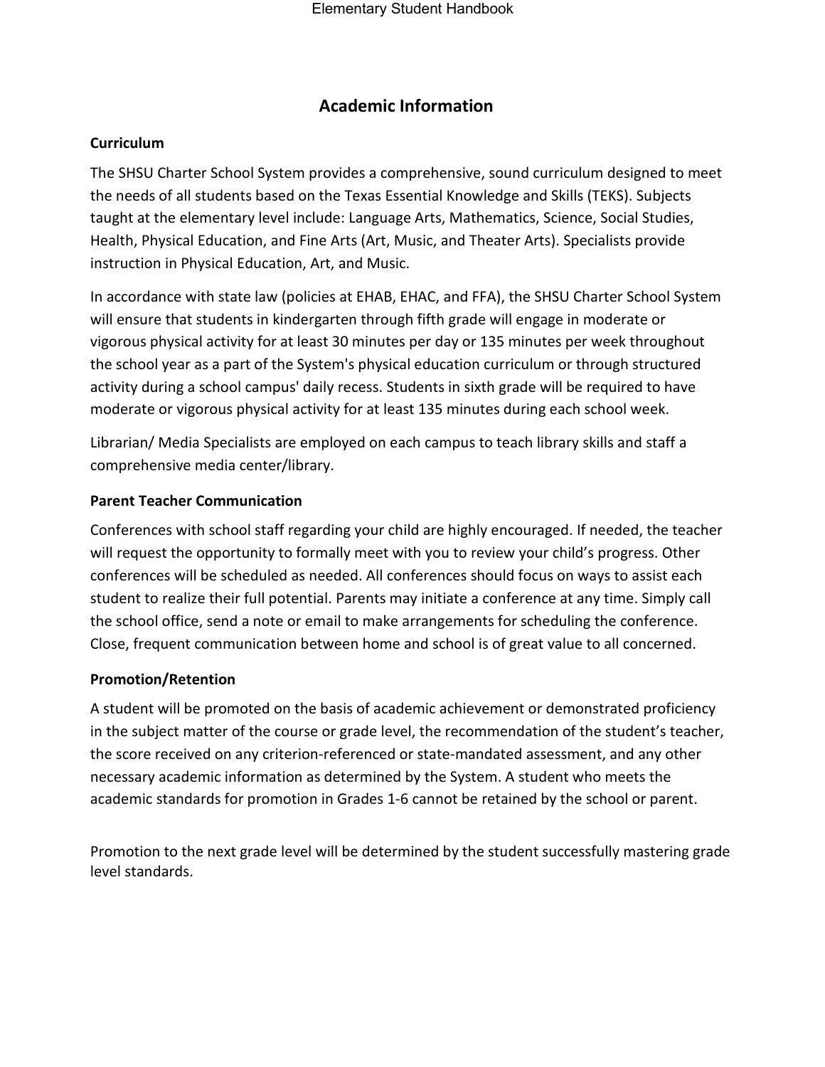# Academic Information

### Curriculum

The SHSU Charter School System provides a comprehensive, sound curriculum designed to meet the needs of all students based on the Texas Essential Knowledge and Skills (TEKS). Subjects taught at the elementary level include: Language Arts, Mathematics, Science, Social Studies, Health, Physical Education, and Fine Arts (Art, Music, and Theater Arts). Specialists provide instruction in Physical Education, Art, and Music.

In accordance with state law (policies at EHAB, EHAC, and FFA), the SHSU Charter School System will ensure that students in kindergarten through fifth grade will engage in moderate or vigorous physical activity for at least 30 minutes per day or 135 minutes per week throughout the school year as a part of the System's physical education curriculum or through structured activity during a school campus' daily recess. Students in sixth grade will be required to have moderate or vigorous physical activity for at least 135 minutes during each school week.

Librarian/ Media Specialists are employed on each campus to teach library skills and staff a comprehensive media center/library.

### Parent Teacher Communication

Conferences with school staff regarding your child are highly encouraged. If needed, the teacher will request the opportunity to formally meet with you to review your child's progress. Other conferences will be scheduled as needed. All conferences should focus on ways to assist each student to realize their full potential. Parents may initiate a conference at any time. Simply call the school office, send a note or email to make arrangements for scheduling the conference. Close, frequent communication between home and school is of great value to all concerned.

### Promotion/Retention

A student will be promoted on the basis of academic achievement or demonstrated proficiency in the subject matter of the course or grade level, the recommendation of the student's teacher, the score received on any criterion-referenced or state-mandated assessment, and any other necessary academic information as determined by the System. A student who meets the academic standards for promotion in Grades 1-6 cannot be retained by the school or parent.

Promotion to the next grade level will be determined by the student successfully mastering grade level standards.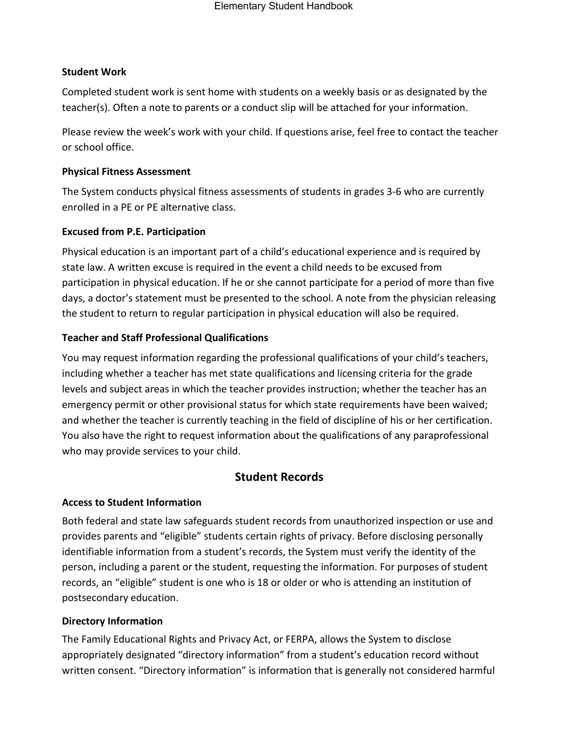### Student Work

Completed student work is sent home with students on a weekly basis or as designated by the teacher(s). Often a note to parents or a conduct slip will be attached for your information.

Please review the week's work with your child. If questions arise, feel free to contact the teacher or school office.

### Physical Fitness Assessment

The System conducts physical fitness assessments of students in grades 3-6 who are currently enrolled in a PE or PE alternative class.

### Excused from P.E. Participation

Physical education is an important part of a child's educational experience and is required by state law. A written excuse is required in the event a child needs to be excused from participation in physical education. If he or she cannot participate for a period of more than five days, a doctor's statement must be presented to the school. A note from the physician releasing the student to return to regular participation in physical education will also be required.

### Teacher and Staff Professional Qualifications

You may request information regarding the professional qualifications of your child's teachers, including whether a teacher has met state qualifications and licensing criteria for the grade levels and subject areas in which the teacher provides instruction; whether the teacher has an emergency permit or other provisional status for which state requirements have been waived; and whether the teacher is currently teaching in the field of discipline of his or her certification. You also have the right to request information about the qualifications of any paraprofessional who may provide services to your child.

## Student Records

### Access to Student Information

Both federal and state law safeguards student records from unauthorized inspection or use and provides parents and "eligible" students certain rights of privacy. Before disclosing personally identifiable information from a student's records, the System must verify the identity of the person, including a parent or the student, requesting the information. For purposes of student records, an "eligible" student is one who is 18 or older or who is attending an institution of postsecondary education.

### Directory Information

The Family Educational Rights and Privacy Act, or FERPA, allows the System to disclose appropriately designated "directory information" from a student's education record without written consent. "Directory information" is information that is generally not considered harmful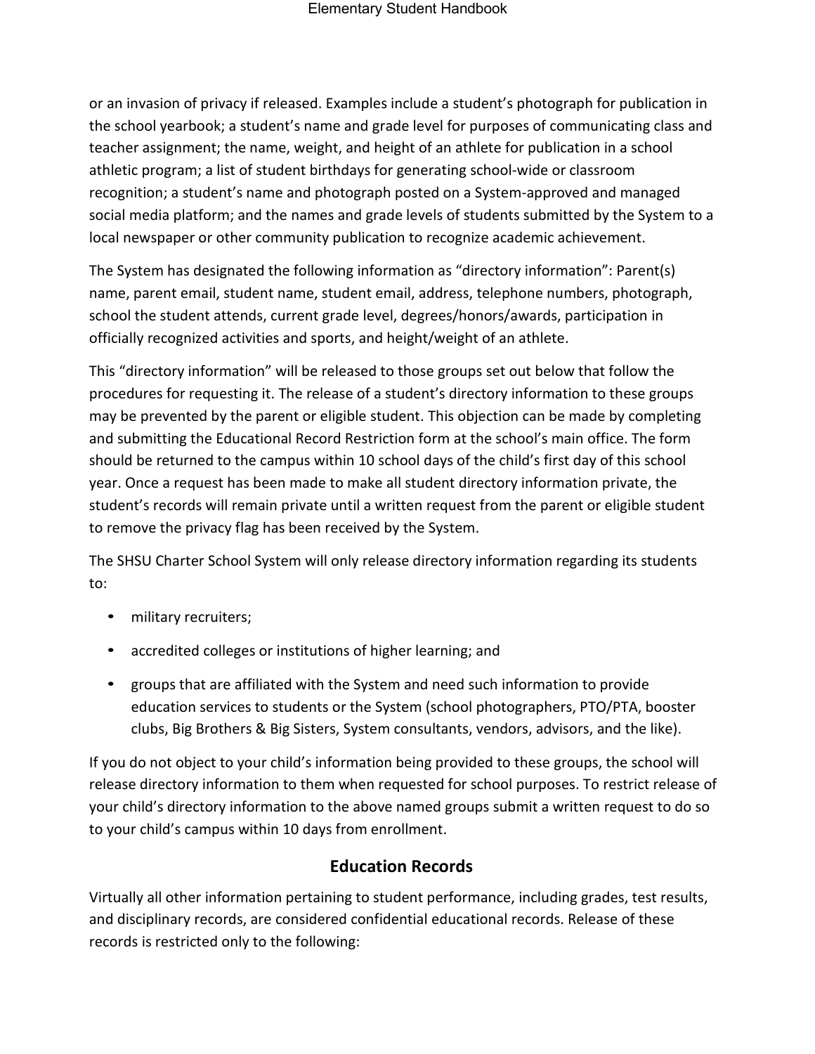or an invasion of privacy if released. Examples include a student's photograph for publication in the school yearbook; a student's name and grade level for purposes of communicating class and teacher assignment; the name, weight, and height of an athlete for publication in a school athletic program; a list of student birthdays for generating school-wide or classroom recognition; a student's name and photograph posted on a System-approved and managed social media platform; and the names and grade levels of students submitted by the System to a local newspaper or other community publication to recognize academic achievement.

The System has designated the following information as "directory information": Parent(s) name, parent email, student name, student email, address, telephone numbers, photograph, school the student attends, current grade level, degrees/honors/awards, participation in officially recognized activities and sports, and height/weight of an athlete.

This "directory information" will be released to those groups set out below that follow the procedures for requesting it. The release of a student's directory information to these groups may be prevented by the parent or eligible student. This objection can be made by completing and submitting the Educational Record Restriction form at the school's main office. The form should be returned to the campus within 10 school days of the child's first day of this school year. Once a request has been made to make all student directory information private, the student's records will remain private until a written request from the parent or eligible student to remove the privacy flag has been received by the System.

The SHSU Charter School System will only release directory information regarding its students to:

- military recruiters;
- accredited colleges or institutions of higher learning; and
- groups that are affiliated with the System and need such information to provide education services to students or the System (school photographers, PTO/PTA, booster clubs, Big Brothers & Big Sisters, System consultants, vendors, advisors, and the like).

If you do not object to your child's information being provided to these groups, the school will release directory information to them when requested for school purposes. To restrict release of your child's directory information to the above named groups submit a written request to do so to your child's campus within 10 days from enrollment.

## Education Records

Virtually all other information pertaining to student performance, including grades, test results, and disciplinary records, are considered confidential educational records. Release of these records is restricted only to the following: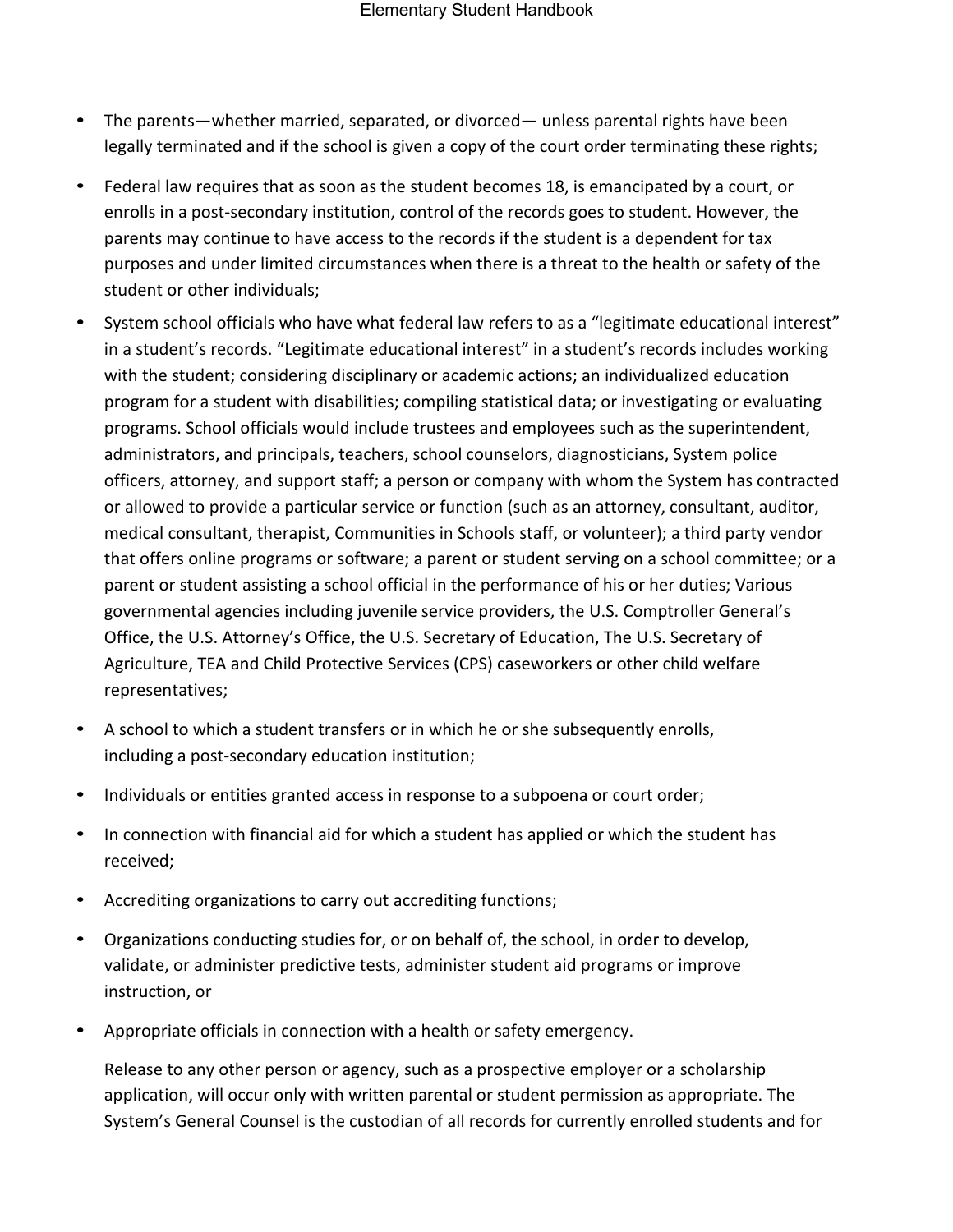- The parents—whether married, separated, or divorced— unless parental rights have been legally terminated and if the school is given a copy of the court order terminating these rights;
- Federal law requires that as soon as the student becomes 18, is emancipated by a court, or enrolls in a post-secondary institution, control of the records goes to student. However, the parents may continue to have access to the records if the student is a dependent for tax purposes and under limited circumstances when there is a threat to the health or safety of the student or other individuals;
- System school officials who have what federal law refers to as a "legitimate educational interest" in a student's records. "Legitimate educational interest" in a student's records includes working with the student; considering disciplinary or academic actions; an individualized education program for a student with disabilities; compiling statistical data; or investigating or evaluating programs. School officials would include trustees and employees such as the superintendent, administrators, and principals, teachers, school counselors, diagnosticians, System police officers, attorney, and support staff; a person or company with whom the System has contracted or allowed to provide a particular service or function (such as an attorney, consultant, auditor, medical consultant, therapist, Communities in Schools staff, or volunteer); a third party vendor that offers online programs or software; a parent or student serving on a school committee; or a parent or student assisting a school official in the performance of his or her duties; Various governmental agencies including juvenile service providers, the U.S. Comptroller General's Office, the U.S. Attorney's Office, the U.S. Secretary of Education, The U.S. Secretary of Agriculture, TEA and Child Protective Services (CPS) caseworkers or other child welfare representatives;
- A school to which a student transfers or in which he or she subsequently enrolls, including a post-secondary education institution;
- Individuals or entities granted access in response to a subpoena or court order;
- In connection with financial aid for which a student has applied or which the student has received;
- Accrediting organizations to carry out accrediting functions;
- Organizations conducting studies for, or on behalf of, the school, in order to develop, validate, or administer predictive tests, administer student aid programs or improve instruction, or
- Appropriate officials in connection with a health or safety emergency.

  Release to any other person or agency, such as a prospective employer or a scholarship application, will occur only with written parental or student permission as appropriate. The System's General Counsel is the custodian of all records for currently enrolled students and for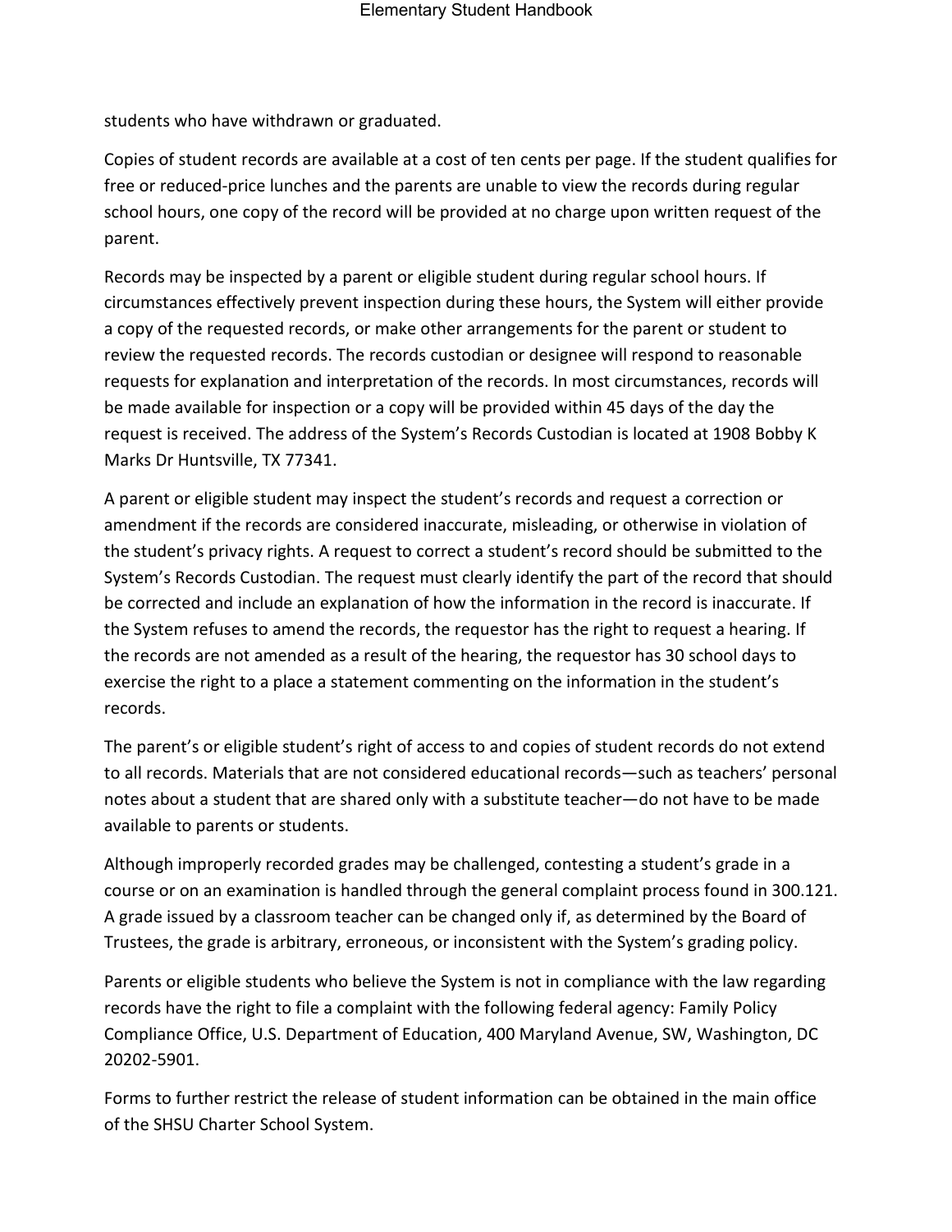students who have withdrawn or graduated.

Copies of student records are available at a cost of ten cents per page. If the student qualifies for free or reduced-price lunches and the parents are unable to view the records during regular school hours, one copy of the record will be provided at no charge upon written request of the parent.

Records may be inspected by a parent or eligible student during regular school hours. If circumstances effectively prevent inspection during these hours, the System will either provide a copy of the requested records, or make other arrangements for the parent or student to review the requested records. The records custodian or designee will respond to reasonable requests for explanation and interpretation of the records. In most circumstances, records will be made available for inspection or a copy will be provided within 45 days of the day the request is received. The address of the System's Records Custodian is located at 1908 Bobby K Marks Dr Huntsville, TX 77341.

A parent or eligible student may inspect the student's records and request a correction or amendment if the records are considered inaccurate, misleading, or otherwise in violation of the student's privacy rights. A request to correct a student's record should be submitted to the System's Records Custodian. The request must clearly identify the part of the record that should be corrected and include an explanation of how the information in the record is inaccurate. If the System refuses to amend the records, the requestor has the right to request a hearing. If the records are not amended as a result of the hearing, the requestor has 30 school days to exercise the right to a place a statement commenting on the information in the student's records.

The parent's or eligible student's right of access to and copies of student records do not extend to all records. Materials that are not considered educational records—such as teachers' personal notes about a student that are shared only with a substitute teacher—do not have to be made available to parents or students.

Although improperly recorded grades may be challenged, contesting a student's grade in a course or on an examination is handled through the general complaint process found in 300.121. A grade issued by a classroom teacher can be changed only if, as determined by the Board of Trustees, the grade is arbitrary, erroneous, or inconsistent with the System's grading policy.

Parents or eligible students who believe the System is not in compliance with the law regarding records have the right to file a complaint with the following federal agency: Family Policy Compliance Office, U.S. Department of Education, 400 Maryland Avenue, SW, Washington, DC 20202-5901.

Forms to further restrict the release of student information can be obtained in the main office of the SHSU Charter School System.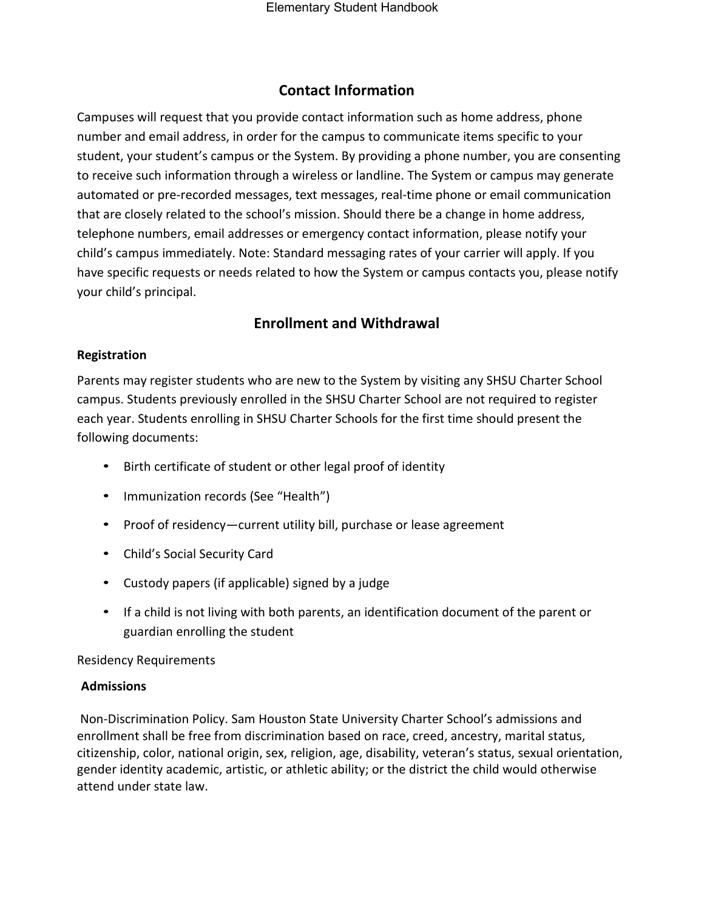## Contact Information

Campuses will request that you provide contact information such as home address, phone number and email address, in order for the campus to communicate items specific to your student, your student's campus or the System. By providing a phone number, you are consenting to receive such information through a wireless or landline. The System or campus may generate automated or pre-recorded messages, text messages, real-time phone or email communication that are closely related to the school's mission. Should there be a change in home address, telephone numbers, email addresses or emergency contact information, please notify your child's campus immediately. Note: Standard messaging rates of your carrier will apply. If you have specific requests or needs related to how the System or campus contacts you, please notify your child's principal.

## Enrollment and Withdrawal

### Registration

Parents may register students who are new to the System by visiting any SHSU Charter School campus. Students previously enrolled in the SHSU Charter School are not required to register each year. Students enrolling in SHSU Charter Schools for the first time should present the following documents:

- Birth certificate of student or other legal proof of identity
- Immunization records (See "Health")
- Proof of residency—current utility bill, purchase or lease agreement
- Child's Social Security Card
- Custody papers (if applicable) signed by a judge
- If a child is not living with both parents, an identification document of the parent or guardian enrolling the student

Residency Requirements

### Admissions

Non-Discrimination Policy. Sam Houston State University Charter School's admissions and enrollment shall be free from discrimination based on race, creed, ancestry, marital status, citizenship, color, national origin, sex, religion, age, disability, veteran's status, sexual orientation, gender identity academic, artistic, or athletic ability; or the district the child would otherwise attend under state law.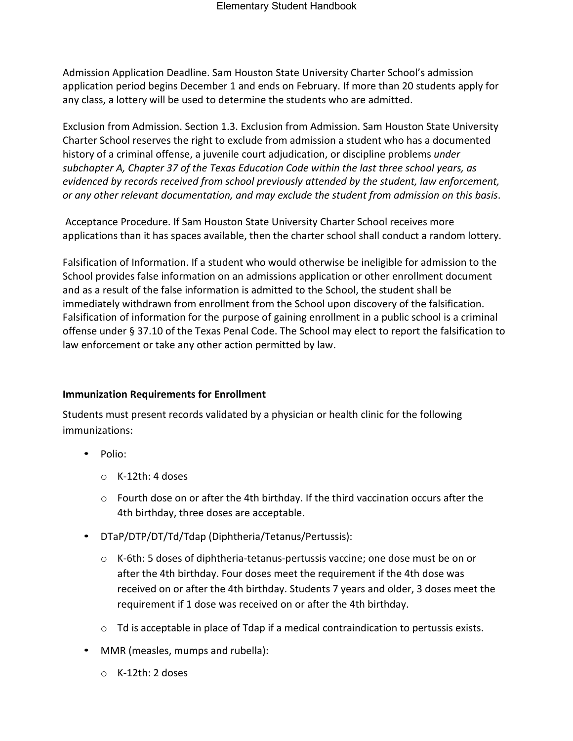Admission Application Deadline. Sam Houston State University Charter School's admission application period begins December 1 and ends on February. If more than 20 students apply for any class, a lottery will be used to determine the students who are admitted.

Exclusion from Admission. Section 1.3. Exclusion from Admission. Sam Houston State University Charter School reserves the right to exclude from admission a student who has a documented history of a criminal offense, a juvenile court adjudication, or discipline problems *under subchapter A, Chapter 37 of the Texas Education Code within the last three school years, as evidenced by records received from school previously attended by the student, law enforcement, or any other relevant documentation, and may exclude the student from admission on this basis*.

Acceptance Procedure. If Sam Houston State University Charter School receives more applications than it has spaces available, then the charter school shall conduct a random lottery.

Falsification of Information. If a student who would otherwise be ineligible for admission to the School provides false information on an admissions application or other enrollment document and as a result of the false information is admitted to the School, the student shall be immediately withdrawn from enrollment from the School upon discovery of the falsification. Falsification of information for the purpose of gaining enrollment in a public school is a criminal offense under § 37.10 of the Texas Penal Code. The School may elect to report the falsification to law enforcement or take any other action permitted by law.

**Immunization Requirements for Enrollment**

Students must present records validated by a physician or health clinic for the following immunizations:

- Polio:
  - K-12th: 4 doses
  - Fourth dose on or after the 4th birthday. If the third vaccination occurs after the 4th birthday, three doses are acceptable.
- DTaP/DTP/DT/Td/Tdap (Diphtheria/Tetanus/Pertussis):
  - K-6th: 5 doses of diphtheria-tetanus-pertussis vaccine; one dose must be on or after the 4th birthday. Four doses meet the requirement if the 4th dose was received on or after the 4th birthday. Students 7 years and older, 3 doses meet the requirement if 1 dose was received on or after the 4th birthday.
  - Td is acceptable in place of Tdap if a medical contraindication to pertussis exists.
- MMR (measles, mumps and rubella):
  - K-12th: 2 doses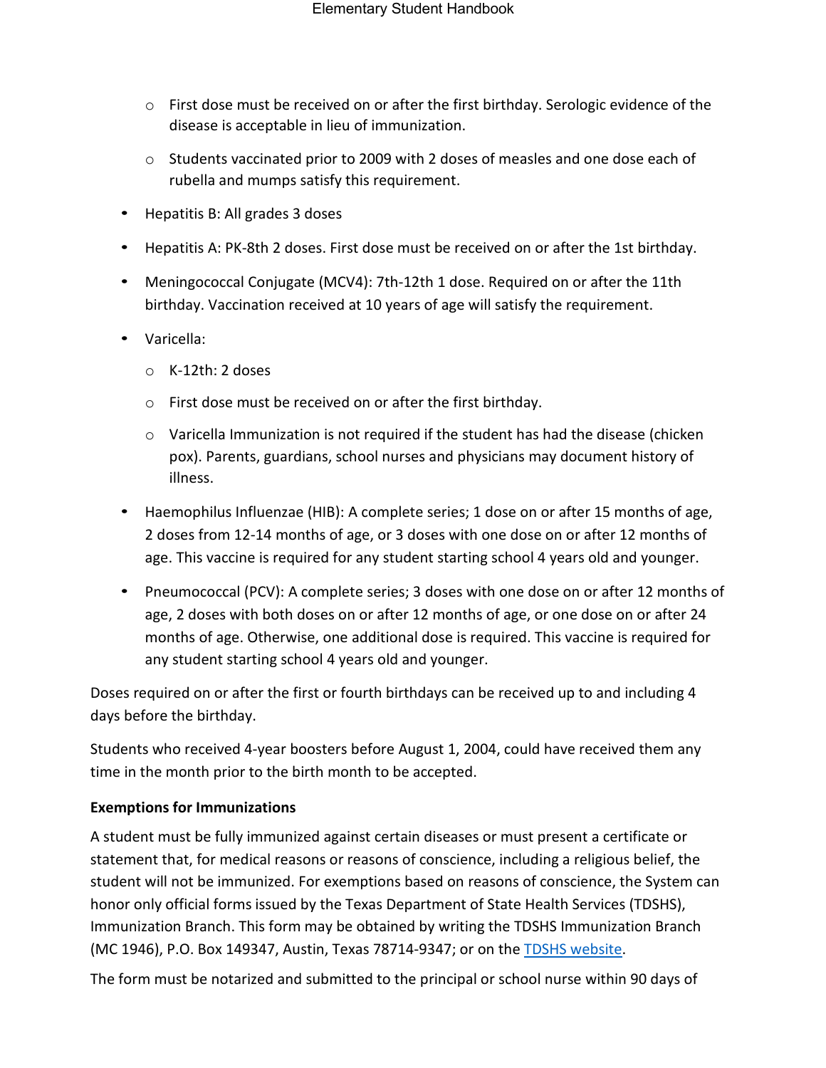- First dose must be received on or after the first birthday. Serologic evidence of the disease is acceptable in lieu of immunization.
  - Students vaccinated prior to 2009 with 2 doses of measles and one dose each of rubella and mumps satisfy this requirement.
- Hepatitis B: All grades 3 doses
- Hepatitis A: PK-8th 2 doses. First dose must be received on or after the 1st birthday.
- Meningococcal Conjugate (MCV4): 7th-12th 1 dose. Required on or after the 11th birthday. Vaccination received at 10 years of age will satisfy the requirement.
- Varicella:
  - K-12th: 2 doses
  - First dose must be received on or after the first birthday.
  - Varicella Immunization is not required if the student has had the disease (chicken pox). Parents, guardians, school nurses and physicians may document history of illness.
- Haemophilus Influenzae (HIB): A complete series; 1 dose on or after 15 months of age, 2 doses from 12-14 months of age, or 3 doses with one dose on or after 12 months of age. This vaccine is required for any student starting school 4 years old and younger.
- Pneumococcal (PCV): A complete series; 3 doses with one dose on or after 12 months of age, 2 doses with both doses on or after 12 months of age, or one dose on or after 24 months of age. Otherwise, one additional dose is required. This vaccine is required for any student starting school 4 years old and younger.

Doses required on or after the first or fourth birthdays can be received up to and including 4 days before the birthday.

Students who received 4-year boosters before August 1, 2004, could have received them any time in the month prior to the birth month to be accepted.

**Exemptions for Immunizations**

A student must be fully immunized against certain diseases or must present a certificate or statement that, for medical reasons or reasons of conscience, including a religious belief, the student will not be immunized. For exemptions based on reasons of conscience, the System can honor only official forms issued by the Texas Department of State Health Services (TDSHS), Immunization Branch. This form may be obtained by writing the TDSHS Immunization Branch (MC 1946), P.O. Box 149347, Austin, Texas 78714-9347; or on the TDSHS website.

The form must be notarized and submitted to the principal or school nurse within 90 days of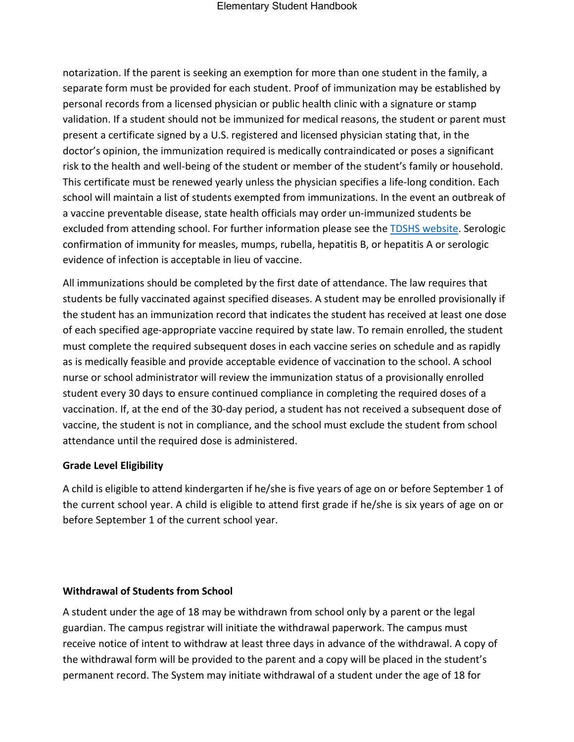notarization. If the parent is seeking an exemption for more than one student in the family, a separate form must be provided for each student. Proof of immunization may be established by personal records from a licensed physician or public health clinic with a signature or stamp validation. If a student should not be immunized for medical reasons, the student or parent must present a certificate signed by a U.S. registered and licensed physician stating that, in the doctor's opinion, the immunization required is medically contraindicated or poses a significant risk to the health and well-being of the student or member of the student's family or household. This certificate must be renewed yearly unless the physician specifies a life-long condition. Each school will maintain a list of students exempted from immunizations. In the event an outbreak of a vaccine preventable disease, state health officials may order un-immunized students be excluded from attending school. For further information please see the TDSHS website. Serologic confirmation of immunity for measles, mumps, rubella, hepatitis B, or hepatitis A or serologic evidence of infection is acceptable in lieu of vaccine.

All immunizations should be completed by the first date of attendance. The law requires that students be fully vaccinated against specified diseases. A student may be enrolled provisionally if the student has an immunization record that indicates the student has received at least one dose of each specified age-appropriate vaccine required by state law. To remain enrolled, the student must complete the required subsequent doses in each vaccine series on schedule and as rapidly as is medically feasible and provide acceptable evidence of vaccination to the school. A school nurse or school administrator will review the immunization status of a provisionally enrolled student every 30 days to ensure continued compliance in completing the required doses of a vaccination. If, at the end of the 30-day period, a student has not received a subsequent dose of vaccine, the student is not in compliance, and the school must exclude the student from school attendance until the required dose is administered.

**Grade Level Eligibility**

A child is eligible to attend kindergarten if he/she is five years of age on or before September 1 of the current school year. A child is eligible to attend first grade if he/she is six years of age on or before September 1 of the current school year.

**Withdrawal of Students from School**

A student under the age of 18 may be withdrawn from school only by a parent or the legal guardian. The campus registrar will initiate the withdrawal paperwork. The campus must receive notice of intent to withdraw at least three days in advance of the withdrawal. A copy of the withdrawal form will be provided to the parent and a copy will be placed in the student's permanent record. The System may initiate withdrawal of a student under the age of 18 for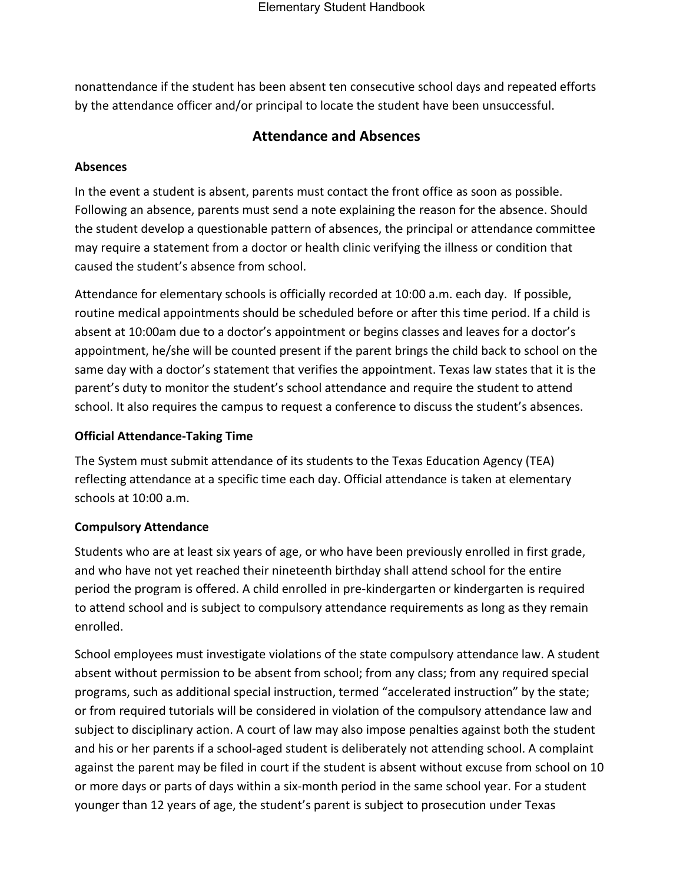nonattendance if the student has been absent ten consecutive school days and repeated efforts by the attendance officer and/or principal to locate the student have been unsuccessful.

## Attendance and Absences

### Absences

In the event a student is absent, parents must contact the front office as soon as possible. Following an absence, parents must send a note explaining the reason for the absence. Should the student develop a questionable pattern of absences, the principal or attendance committee may require a statement from a doctor or health clinic verifying the illness or condition that caused the student's absence from school.

Attendance for elementary schools is officially recorded at 10:00 a.m. each day. If possible, routine medical appointments should be scheduled before or after this time period. If a child is absent at 10:00am due to a doctor's appointment or begins classes and leaves for a doctor's appointment, he/she will be counted present if the parent brings the child back to school on the same day with a doctor's statement that verifies the appointment. Texas law states that it is the parent's duty to monitor the student's school attendance and require the student to attend school. It also requires the campus to request a conference to discuss the student's absences.

### Official Attendance-Taking Time

The System must submit attendance of its students to the Texas Education Agency (TEA) reflecting attendance at a specific time each day. Official attendance is taken at elementary schools at 10:00 a.m.

### Compulsory Attendance

Students who are at least six years of age, or who have been previously enrolled in first grade, and who have not yet reached their nineteenth birthday shall attend school for the entire period the program is offered. A child enrolled in pre-kindergarten or kindergarten is required to attend school and is subject to compulsory attendance requirements as long as they remain enrolled.

School employees must investigate violations of the state compulsory attendance law. A student absent without permission to be absent from school; from any class; from any required special programs, such as additional special instruction, termed "accelerated instruction" by the state; or from required tutorials will be considered in violation of the compulsory attendance law and subject to disciplinary action. A court of law may also impose penalties against both the student and his or her parents if a school-aged student is deliberately not attending school. A complaint against the parent may be filed in court if the student is absent without excuse from school on 10 or more days or parts of days within a six-month period in the same school year. For a student younger than 12 years of age, the student's parent is subject to prosecution under Texas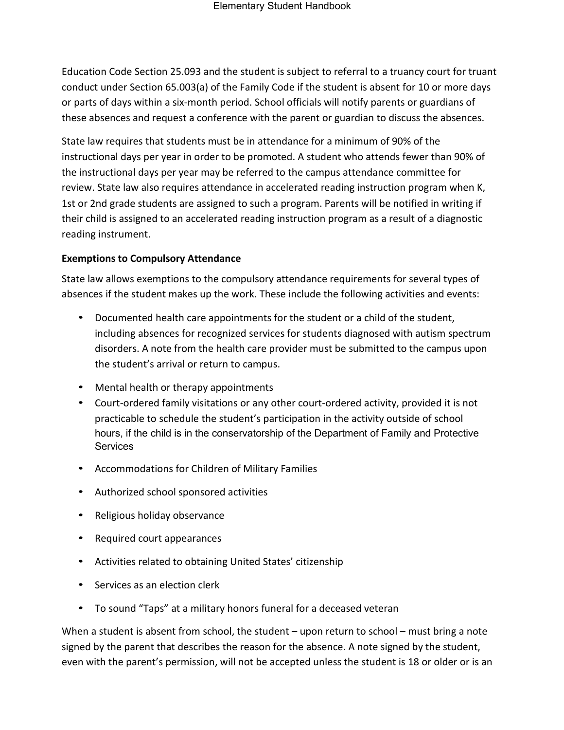Education Code Section 25.093 and the student is subject to referral to a truancy court for truant conduct under Section 65.003(a) of the Family Code if the student is absent for 10 or more days or parts of days within a six-month period. School officials will notify parents or guardians of these absences and request a conference with the parent or guardian to discuss the absences.

State law requires that students must be in attendance for a minimum of 90% of the instructional days per year in order to be promoted. A student who attends fewer than 90% of the instructional days per year may be referred to the campus attendance committee for review. State law also requires attendance in accelerated reading instruction program when K, 1st or 2nd grade students are assigned to such a program. Parents will be notified in writing if their child is assigned to an accelerated reading instruction program as a result of a diagnostic reading instrument.

**Exemptions to Compulsory Attendance**

State law allows exemptions to the compulsory attendance requirements for several types of absences if the student makes up the work. These include the following activities and events:

- Documented health care appointments for the student or a child of the student, including absences for recognized services for students diagnosed with autism spectrum disorders. A note from the health care provider must be submitted to the campus upon the student's arrival or return to campus.
- Mental health or therapy appointments
- Court-ordered family visitations or any other court-ordered activity, provided it is not practicable to schedule the student's participation in the activity outside of school hours, if the child is in the conservatorship of the Department of Family and Protective Services
- Accommodations for Children of Military Families
- Authorized school sponsored activities
- Religious holiday observance
- Required court appearances
- Activities related to obtaining United States' citizenship
- Services as an election clerk
- To sound "Taps" at a military honors funeral for a deceased veteran

When a student is absent from school, the student – upon return to school – must bring a note signed by the parent that describes the reason for the absence. A note signed by the student, even with the parent's permission, will not be accepted unless the student is 18 or older or is an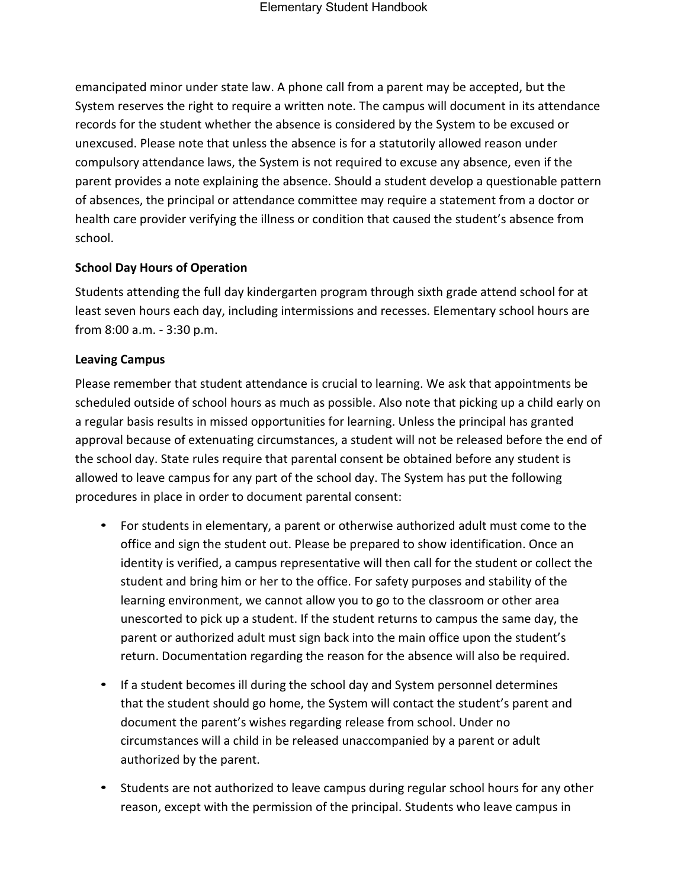emancipated minor under state law. A phone call from a parent may be accepted, but the System reserves the right to require a written note. The campus will document in its attendance records for the student whether the absence is considered by the System to be excused or unexcused. Please note that unless the absence is for a statutorily allowed reason under compulsory attendance laws, the System is not required to excuse any absence, even if the parent provides a note explaining the absence. Should a student develop a questionable pattern of absences, the principal or attendance committee may require a statement from a doctor or health care provider verifying the illness or condition that caused the student's absence from school.

**School Day Hours of Operation**

Students attending the full day kindergarten program through sixth grade attend school for at least seven hours each day, including intermissions and recesses. Elementary school hours are from 8:00 a.m. - 3:30 p.m.

**Leaving Campus**

Please remember that student attendance is crucial to learning. We ask that appointments be scheduled outside of school hours as much as possible. Also note that picking up a child early on a regular basis results in missed opportunities for learning. Unless the principal has granted approval because of extenuating circumstances, a student will not be released before the end of the school day. State rules require that parental consent be obtained before any student is allowed to leave campus for any part of the school day. The System has put the following procedures in place in order to document parental consent:

- For students in elementary, a parent or otherwise authorized adult must come to the office and sign the student out. Please be prepared to show identification. Once an identity is verified, a campus representative will then call for the student or collect the student and bring him or her to the office. For safety purposes and stability of the learning environment, we cannot allow you to go to the classroom or other area unescorted to pick up a student. If the student returns to campus the same day, the parent or authorized adult must sign back into the main office upon the student's return. Documentation regarding the reason for the absence will also be required.

- If a student becomes ill during the school day and System personnel determines that the student should go home, the System will contact the student's parent and document the parent's wishes regarding release from school. Under no circumstances will a child in be released unaccompanied by a parent or adult authorized by the parent.

- Students are not authorized to leave campus during regular school hours for any other reason, except with the permission of the principal. Students who leave campus in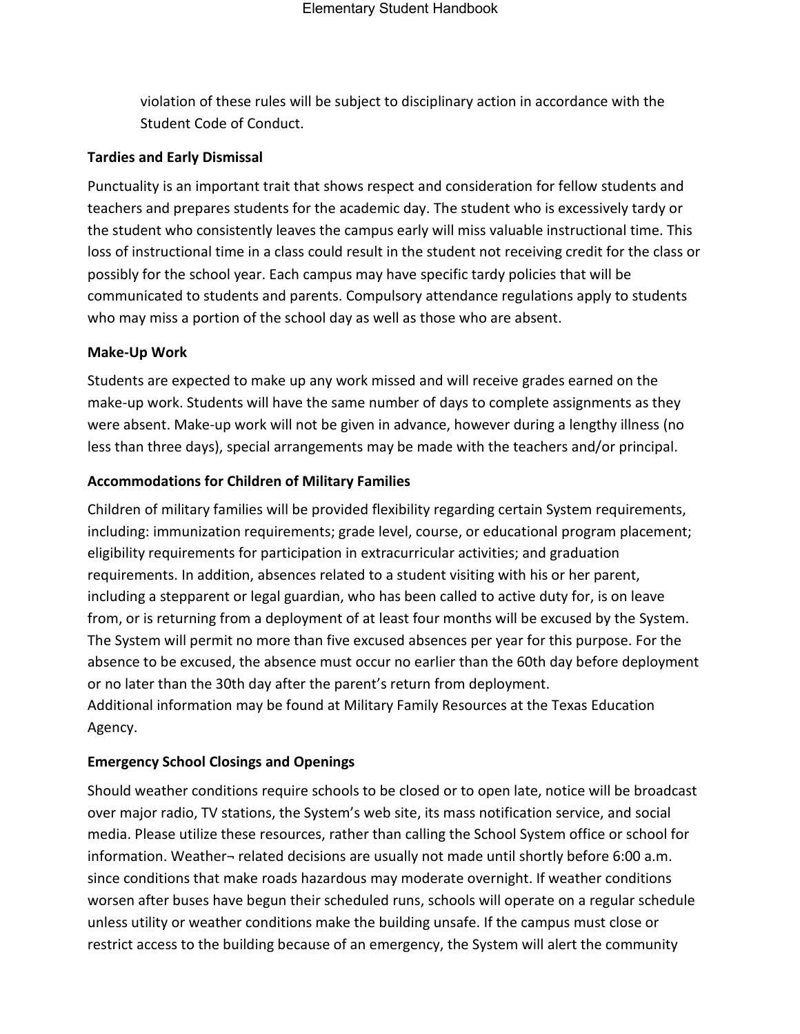violation of these rules will be subject to disciplinary action in accordance with the Student Code of Conduct.

**Tardies and Early Dismissal**

Punctuality is an important trait that shows respect and consideration for fellow students and teachers and prepares students for the academic day. The student who is excessively tardy or the student who consistently leaves the campus early will miss valuable instructional time. This loss of instructional time in a class could result in the student not receiving credit for the class or possibly for the school year. Each campus may have specific tardy policies that will be communicated to students and parents. Compulsory attendance regulations apply to students who may miss a portion of the school day as well as those who are absent.

**Make-Up Work**

Students are expected to make up any work missed and will receive grades earned on the make-up work. Students will have the same number of days to complete assignments as they were absent. Make-up work will not be given in advance, however during a lengthy illness (no less than three days), special arrangements may be made with the teachers and/or principal.

**Accommodations for Children of Military Families**

Children of military families will be provided flexibility regarding certain System requirements, including: immunization requirements; grade level, course, or educational program placement; eligibility requirements for participation in extracurricular activities; and graduation requirements. In addition, absences related to a student visiting with his or her parent, including a stepparent or legal guardian, who has been called to active duty for, is on leave from, or is returning from a deployment of at least four months will be excused by the System. The System will permit no more than five excused absences per year for this purpose. For the absence to be excused, the absence must occur no earlier than the 60th day before deployment or no later than the 30th day after the parent's return from deployment.
Additional information may be found at Military Family Resources at the Texas Education Agency.

**Emergency School Closings and Openings**

Should weather conditions require schools to be closed or to open late, notice will be broadcast over major radio, TV stations, the System's web site, its mass notification service, and social media. Please utilize these resources, rather than calling the School System office or school for information. Weather¬ related decisions are usually not made until shortly before 6:00 a.m. since conditions that make roads hazardous may moderate overnight. If weather conditions worsen after buses have begun their scheduled runs, schools will operate on a regular schedule unless utility or weather conditions make the building unsafe. If the campus must close or restrict access to the building because of an emergency, the System will alert the community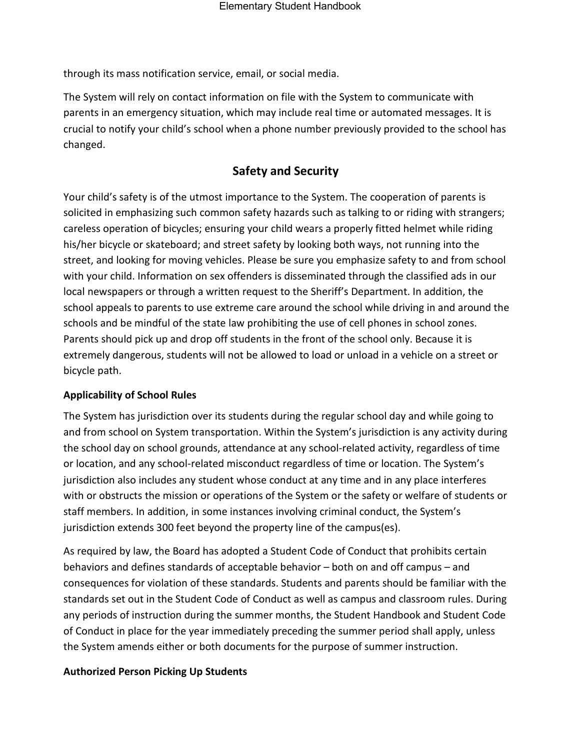through its mass notification service, email, or social media.

The System will rely on contact information on file with the System to communicate with parents in an emergency situation, which may include real time or automated messages. It is crucial to notify your child's school when a phone number previously provided to the school has changed.

## Safety and Security

Your child's safety is of the utmost importance to the System. The cooperation of parents is solicited in emphasizing such common safety hazards such as talking to or riding with strangers; careless operation of bicycles; ensuring your child wears a properly fitted helmet while riding his/her bicycle or skateboard; and street safety by looking both ways, not running into the street, and looking for moving vehicles. Please be sure you emphasize safety to and from school with your child. Information on sex offenders is disseminated through the classified ads in our local newspapers or through a written request to the Sheriff's Department. In addition, the school appeals to parents to use extreme care around the school while driving in and around the schools and be mindful of the state law prohibiting the use of cell phones in school zones. Parents should pick up and drop off students in the front of the school only. Because it is extremely dangerous, students will not be allowed to load or unload in a vehicle on a street or bicycle path.

### Applicability of School Rules

The System has jurisdiction over its students during the regular school day and while going to and from school on System transportation. Within the System's jurisdiction is any activity during the school day on school grounds, attendance at any school-related activity, regardless of time or location, and any school-related misconduct regardless of time or location. The System's jurisdiction also includes any student whose conduct at any time and in any place interferes with or obstructs the mission or operations of the System or the safety or welfare of students or staff members. In addition, in some instances involving criminal conduct, the System's jurisdiction extends 300 feet beyond the property line of the campus(es).

As required by law, the Board has adopted a Student Code of Conduct that prohibits certain behaviors and defines standards of acceptable behavior – both on and off campus – and consequences for violation of these standards. Students and parents should be familiar with the standards set out in the Student Code of Conduct as well as campus and classroom rules. During any periods of instruction during the summer months, the Student Handbook and Student Code of Conduct in place for the year immediately preceding the summer period shall apply, unless the System amends either or both documents for the purpose of summer instruction.

### Authorized Person Picking Up Students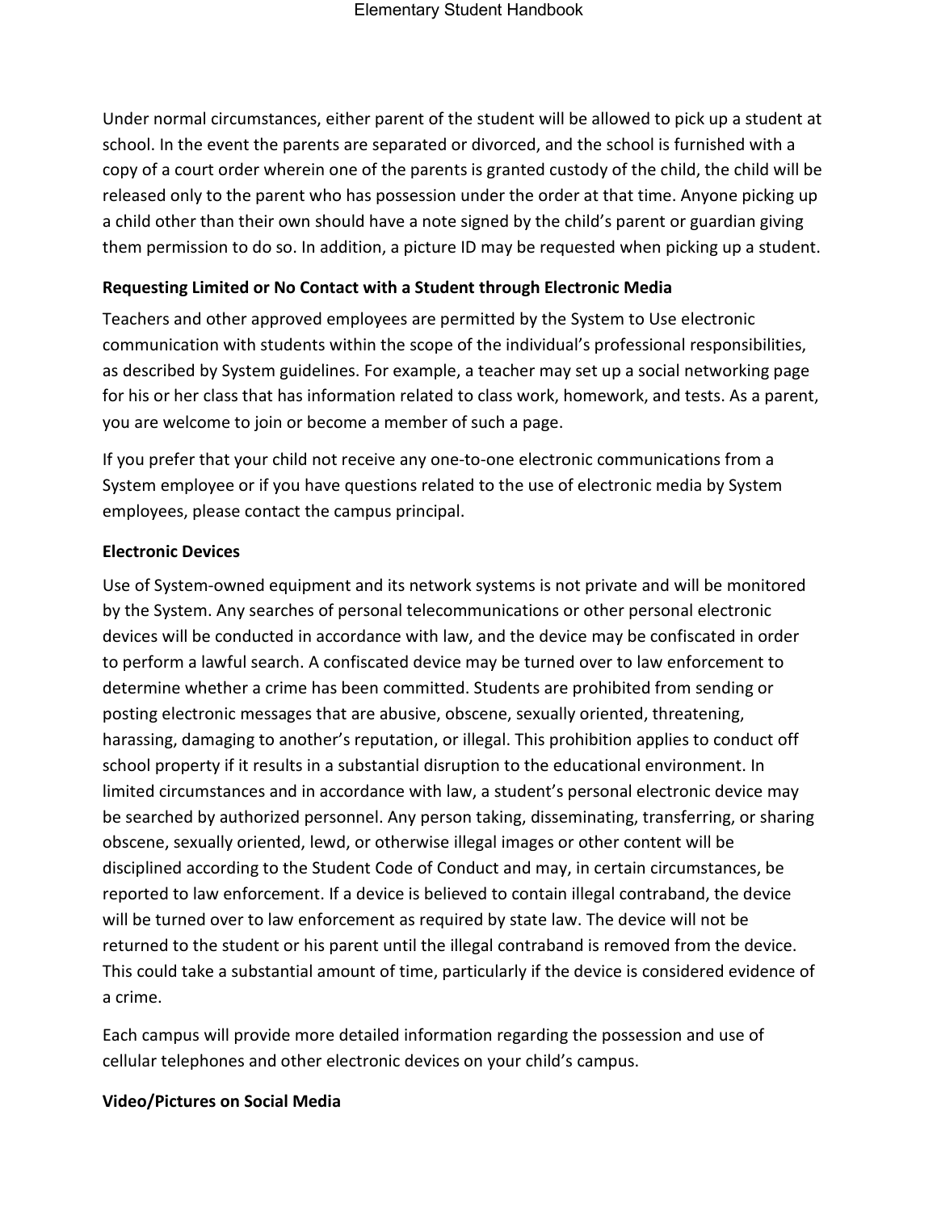Under normal circumstances, either parent of the student will be allowed to pick up a student at school. In the event the parents are separated or divorced, and the school is furnished with a copy of a court order wherein one of the parents is granted custody of the child, the child will be released only to the parent who has possession under the order at that time. Anyone picking up a child other than their own should have a note signed by the child's parent or guardian giving them permission to do so. In addition, a picture ID may be requested when picking up a student.

**Requesting Limited or No Contact with a Student through Electronic Media**

Teachers and other approved employees are permitted by the System to Use electronic communication with students within the scope of the individual's professional responsibilities, as described by System guidelines. For example, a teacher may set up a social networking page for his or her class that has information related to class work, homework, and tests. As a parent, you are welcome to join or become a member of such a page.

If you prefer that your child not receive any one-to-one electronic communications from a System employee or if you have questions related to the use of electronic media by System employees, please contact the campus principal.

**Electronic Devices**

Use of System-owned equipment and its network systems is not private and will be monitored by the System. Any searches of personal telecommunications or other personal electronic devices will be conducted in accordance with law, and the device may be confiscated in order to perform a lawful search. A confiscated device may be turned over to law enforcement to determine whether a crime has been committed. Students are prohibited from sending or posting electronic messages that are abusive, obscene, sexually oriented, threatening, harassing, damaging to another's reputation, or illegal. This prohibition applies to conduct off school property if it results in a substantial disruption to the educational environment. In limited circumstances and in accordance with law, a student's personal electronic device may be searched by authorized personnel. Any person taking, disseminating, transferring, or sharing obscene, sexually oriented, lewd, or otherwise illegal images or other content will be disciplined according to the Student Code of Conduct and may, in certain circumstances, be reported to law enforcement. If a device is believed to contain illegal contraband, the device will be turned over to law enforcement as required by state law. The device will not be returned to the student or his parent until the illegal contraband is removed from the device. This could take a substantial amount of time, particularly if the device is considered evidence of a crime.

Each campus will provide more detailed information regarding the possession and use of cellular telephones and other electronic devices on your child's campus.

**Video/Pictures on Social Media**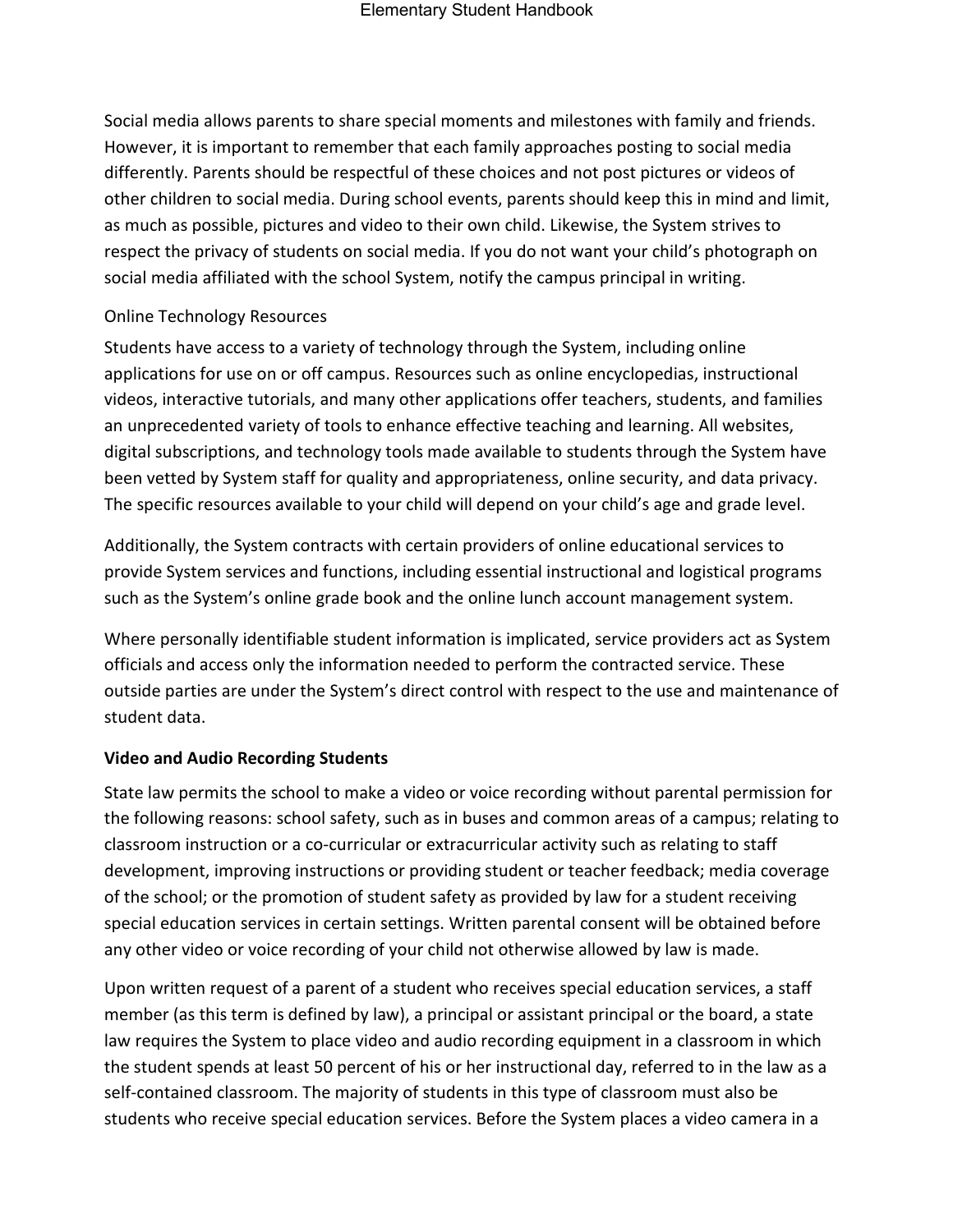Social media allows parents to share special moments and milestones with family and friends. However, it is important to remember that each family approaches posting to social media differently. Parents should be respectful of these choices and not post pictures or videos of other children to social media. During school events, parents should keep this in mind and limit, as much as possible, pictures and video to their own child. Likewise, the System strives to respect the privacy of students on social media. If you do not want your child's photograph on social media affiliated with the school System, notify the campus principal in writing.

Online Technology Resources

Students have access to a variety of technology through the System, including online applications for use on or off campus. Resources such as online encyclopedias, instructional videos, interactive tutorials, and many other applications offer teachers, students, and families an unprecedented variety of tools to enhance effective teaching and learning. All websites, digital subscriptions, and technology tools made available to students through the System have been vetted by System staff for quality and appropriateness, online security, and data privacy. The specific resources available to your child will depend on your child's age and grade level.

Additionally, the System contracts with certain providers of online educational services to provide System services and functions, including essential instructional and logistical programs such as the System's online grade book and the online lunch account management system.

Where personally identifiable student information is implicated, service providers act as System officials and access only the information needed to perform the contracted service. These outside parties are under the System's direct control with respect to the use and maintenance of student data.

**Video and Audio Recording Students**

State law permits the school to make a video or voice recording without parental permission for the following reasons: school safety, such as in buses and common areas of a campus; relating to classroom instruction or a co-curricular or extracurricular activity such as relating to staff development, improving instructions or providing student or teacher feedback; media coverage of the school; or the promotion of student safety as provided by law for a student receiving special education services in certain settings. Written parental consent will be obtained before any other video or voice recording of your child not otherwise allowed by law is made.

Upon written request of a parent of a student who receives special education services, a staff member (as this term is defined by law), a principal or assistant principal or the board, a state law requires the System to place video and audio recording equipment in a classroom in which the student spends at least 50 percent of his or her instructional day, referred to in the law as a self-contained classroom. The majority of students in this type of classroom must also be students who receive special education services. Before the System places a video camera in a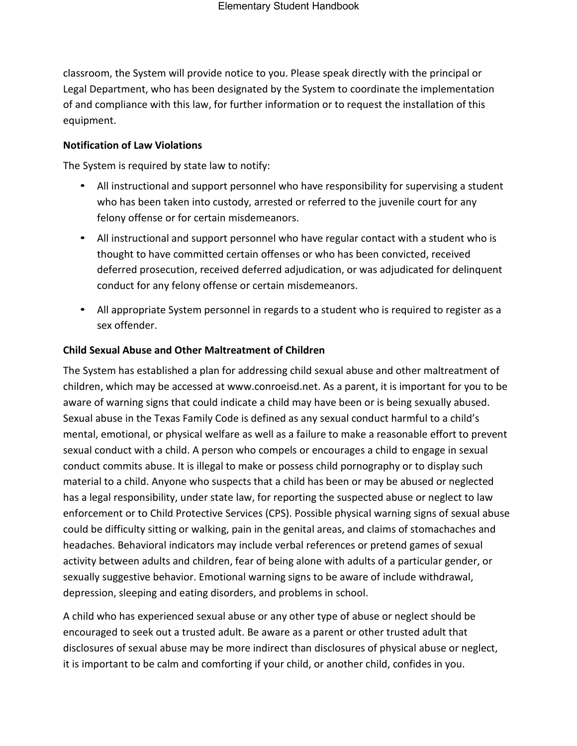classroom, the System will provide notice to you. Please speak directly with the principal or Legal Department, who has been designated by the System to coordinate the implementation of and compliance with this law, for further information or to request the installation of this equipment.

**Notification of Law Violations**

The System is required by state law to notify:

- All instructional and support personnel who have responsibility for supervising a student who has been taken into custody, arrested or referred to the juvenile court for any felony offense or for certain misdemeanors.
- All instructional and support personnel who have regular contact with a student who is thought to have committed certain offenses or who has been convicted, received deferred prosecution, received deferred adjudication, or was adjudicated for delinquent conduct for any felony offense or certain misdemeanors.
- All appropriate System personnel in regards to a student who is required to register as a sex offender.

**Child Sexual Abuse and Other Maltreatment of Children**

The System has established a plan for addressing child sexual abuse and other maltreatment of children, which may be accessed at www.conroeisd.net. As a parent, it is important for you to be aware of warning signs that could indicate a child may have been or is being sexually abused. Sexual abuse in the Texas Family Code is defined as any sexual conduct harmful to a child's mental, emotional, or physical welfare as well as a failure to make a reasonable effort to prevent sexual conduct with a child. A person who compels or encourages a child to engage in sexual conduct commits abuse. It is illegal to make or possess child pornography or to display such material to a child. Anyone who suspects that a child has been or may be abused or neglected has a legal responsibility, under state law, for reporting the suspected abuse or neglect to law enforcement or to Child Protective Services (CPS). Possible physical warning signs of sexual abuse could be difficulty sitting or walking, pain in the genital areas, and claims of stomachaches and headaches. Behavioral indicators may include verbal references or pretend games of sexual activity between adults and children, fear of being alone with adults of a particular gender, or sexually suggestive behavior. Emotional warning signs to be aware of include withdrawal, depression, sleeping and eating disorders, and problems in school.

A child who has experienced sexual abuse or any other type of abuse or neglect should be encouraged to seek out a trusted adult. Be aware as a parent or other trusted adult that disclosures of sexual abuse may be more indirect than disclosures of physical abuse or neglect, it is important to be calm and comforting if your child, or another child, confides in you.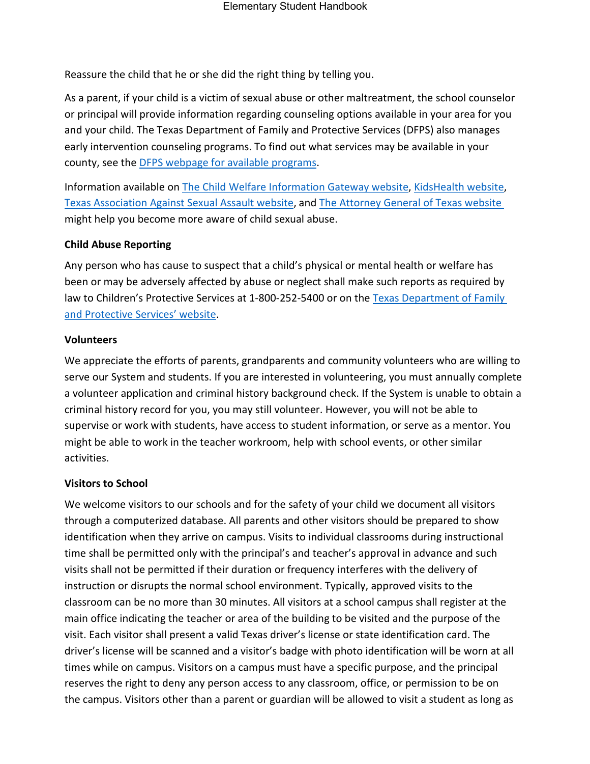Reassure the child that he or she did the right thing by telling you.

As a parent, if your child is a victim of sexual abuse or other maltreatment, the school counselor or principal will provide information regarding counseling options available in your area for you and your child. The Texas Department of Family and Protective Services (DFPS) also manages early intervention counseling programs. To find out what services may be available in your county, see the DFPS webpage for available programs.

Information available on The Child Welfare Information Gateway website, KidsHealth website, Texas Association Against Sexual Assault website, and The Attorney General of Texas website might help you become more aware of child sexual abuse.

**Child Abuse Reporting**

Any person who has cause to suspect that a child's physical or mental health or welfare has been or may be adversely affected by abuse or neglect shall make such reports as required by law to Children's Protective Services at 1-800-252-5400 or on the Texas Department of Family and Protective Services' website.

**Volunteers**

We appreciate the efforts of parents, grandparents and community volunteers who are willing to serve our System and students. If you are interested in volunteering, you must annually complete a volunteer application and criminal history background check. If the System is unable to obtain a criminal history record for you, you may still volunteer. However, you will not be able to supervise or work with students, have access to student information, or serve as a mentor. You might be able to work in the teacher workroom, help with school events, or other similar activities.

**Visitors to School**

We welcome visitors to our schools and for the safety of your child we document all visitors through a computerized database. All parents and other visitors should be prepared to show identification when they arrive on campus. Visits to individual classrooms during instructional time shall be permitted only with the principal's and teacher's approval in advance and such visits shall not be permitted if their duration or frequency interferes with the delivery of instruction or disrupts the normal school environment. Typically, approved visits to the classroom can be no more than 30 minutes. All visitors at a school campus shall register at the main office indicating the teacher or area of the building to be visited and the purpose of the visit. Each visitor shall present a valid Texas driver's license or state identification card. The driver's license will be scanned and a visitor's badge with photo identification will be worn at all times while on campus. Visitors on a campus must have a specific purpose, and the principal reserves the right to deny any person access to any classroom, office, or permission to be on the campus. Visitors other than a parent or guardian will be allowed to visit a student as long as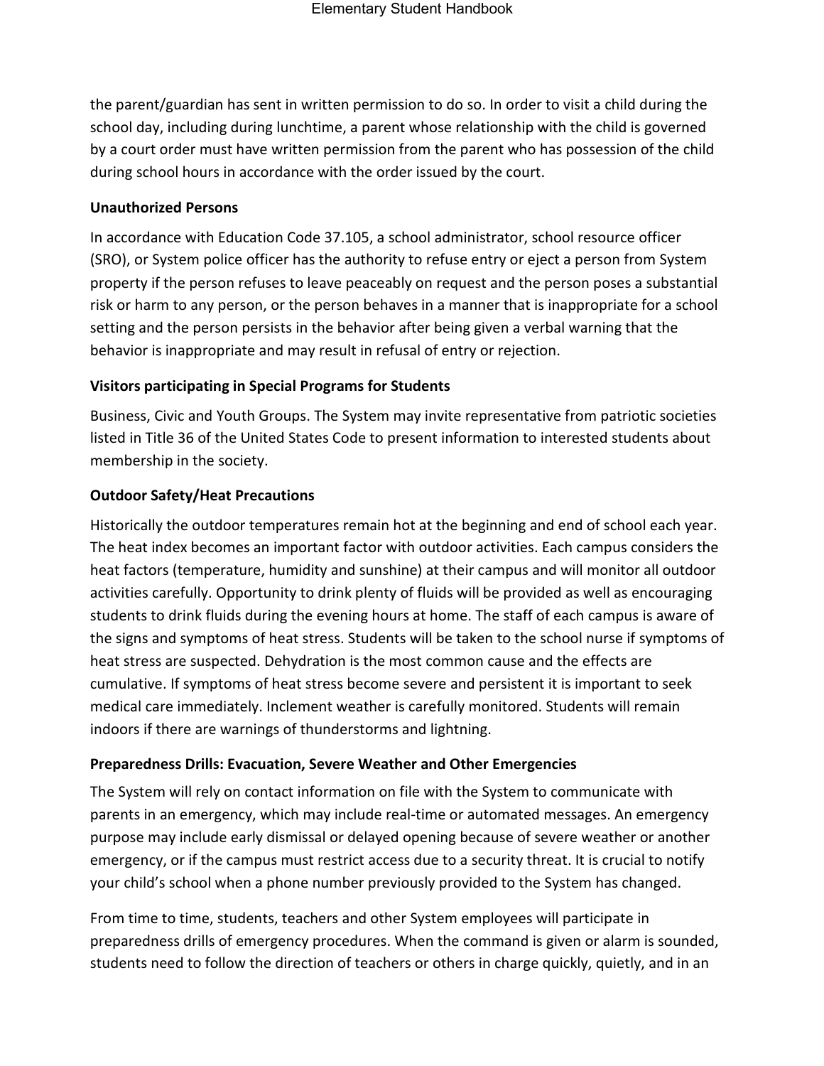the parent/guardian has sent in written permission to do so. In order to visit a child during the school day, including during lunchtime, a parent whose relationship with the child is governed by a court order must have written permission from the parent who has possession of the child during school hours in accordance with the order issued by the court.

**Unauthorized Persons**

In accordance with Education Code 37.105, a school administrator, school resource officer (SRO), or System police officer has the authority to refuse entry or eject a person from System property if the person refuses to leave peaceably on request and the person poses a substantial risk or harm to any person, or the person behaves in a manner that is inappropriate for a school setting and the person persists in the behavior after being given a verbal warning that the behavior is inappropriate and may result in refusal of entry or rejection.

**Visitors participating in Special Programs for Students**

Business, Civic and Youth Groups. The System may invite representative from patriotic societies listed in Title 36 of the United States Code to present information to interested students about membership in the society.

**Outdoor Safety/Heat Precautions**

Historically the outdoor temperatures remain hot at the beginning and end of school each year. The heat index becomes an important factor with outdoor activities. Each campus considers the heat factors (temperature, humidity and sunshine) at their campus and will monitor all outdoor activities carefully. Opportunity to drink plenty of fluids will be provided as well as encouraging students to drink fluids during the evening hours at home. The staff of each campus is aware of the signs and symptoms of heat stress. Students will be taken to the school nurse if symptoms of heat stress are suspected. Dehydration is the most common cause and the effects are cumulative. If symptoms of heat stress become severe and persistent it is important to seek medical care immediately. Inclement weather is carefully monitored. Students will remain indoors if there are warnings of thunderstorms and lightning.

**Preparedness Drills: Evacuation, Severe Weather and Other Emergencies**

The System will rely on contact information on file with the System to communicate with parents in an emergency, which may include real-time or automated messages. An emergency purpose may include early dismissal or delayed opening because of severe weather or another emergency, or if the campus must restrict access due to a security threat. It is crucial to notify your child's school when a phone number previously provided to the System has changed.

From time to time, students, teachers and other System employees will participate in preparedness drills of emergency procedures. When the command is given or alarm is sounded, students need to follow the direction of teachers or others in charge quickly, quietly, and in an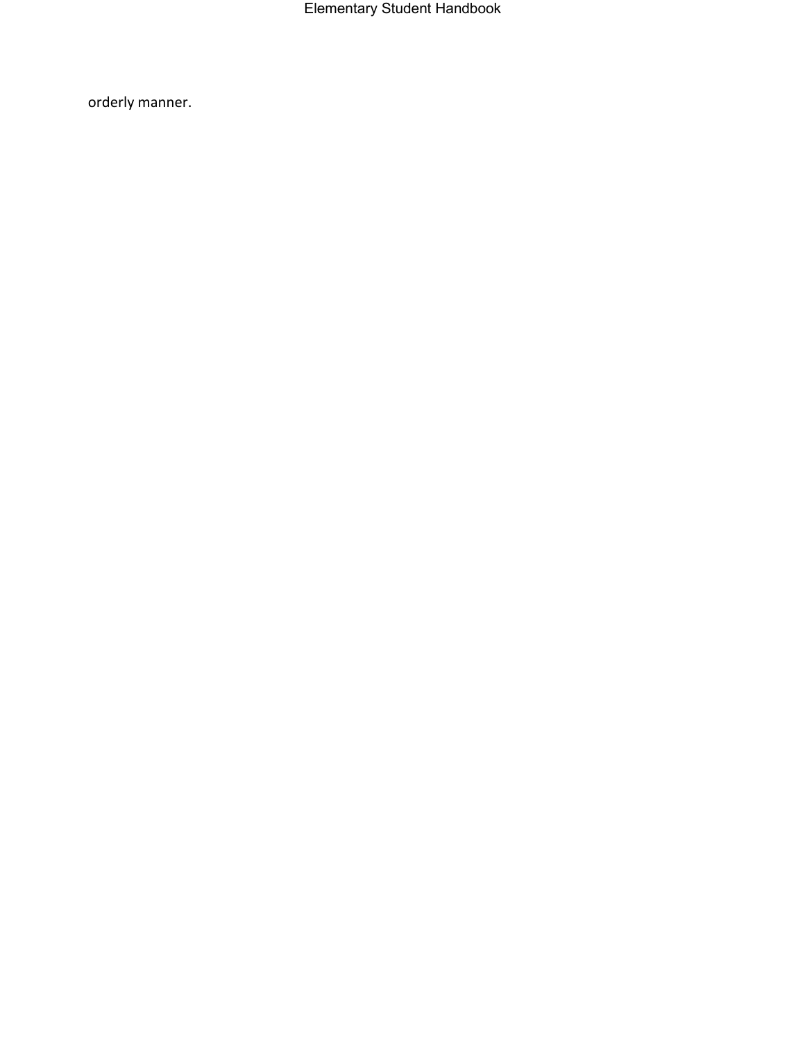orderly manner.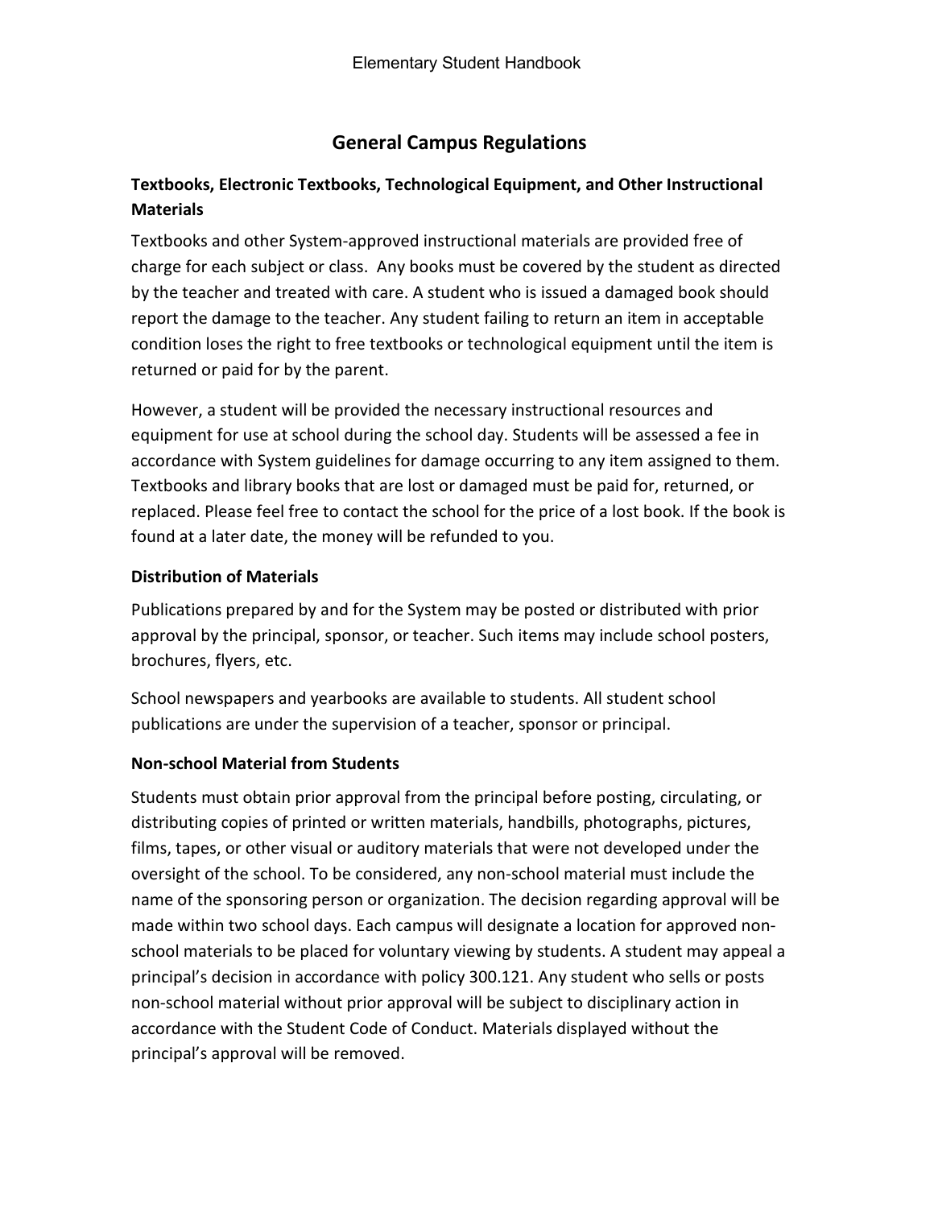## General Campus Regulations

### Textbooks, Electronic Textbooks, Technological Equipment, and Other Instructional Materials

Textbooks and other System-approved instructional materials are provided free of charge for each subject or class. Any books must be covered by the student as directed by the teacher and treated with care. A student who is issued a damaged book should report the damage to the teacher. Any student failing to return an item in acceptable condition loses the right to free textbooks or technological equipment until the item is returned or paid for by the parent.

However, a student will be provided the necessary instructional resources and equipment for use at school during the school day. Students will be assessed a fee in accordance with System guidelines for damage occurring to any item assigned to them. Textbooks and library books that are lost or damaged must be paid for, returned, or replaced. Please feel free to contact the school for the price of a lost book. If the book is found at a later date, the money will be refunded to you.

### Distribution of Materials

Publications prepared by and for the System may be posted or distributed with prior approval by the principal, sponsor, or teacher. Such items may include school posters, brochures, flyers, etc.

School newspapers and yearbooks are available to students. All student school publications are under the supervision of a teacher, sponsor or principal.

### Non-school Material from Students

Students must obtain prior approval from the principal before posting, circulating, or distributing copies of printed or written materials, handbills, photographs, pictures, films, tapes, or other visual or auditory materials that were not developed under the oversight of the school. To be considered, any non-school material must include the name of the sponsoring person or organization. The decision regarding approval will be made within two school days. Each campus will designate a location for approved non-school materials to be placed for voluntary viewing by students. A student may appeal a principal's decision in accordance with policy 300.121. Any student who sells or posts non-school material without prior approval will be subject to disciplinary action in accordance with the Student Code of Conduct. Materials displayed without the principal's approval will be removed.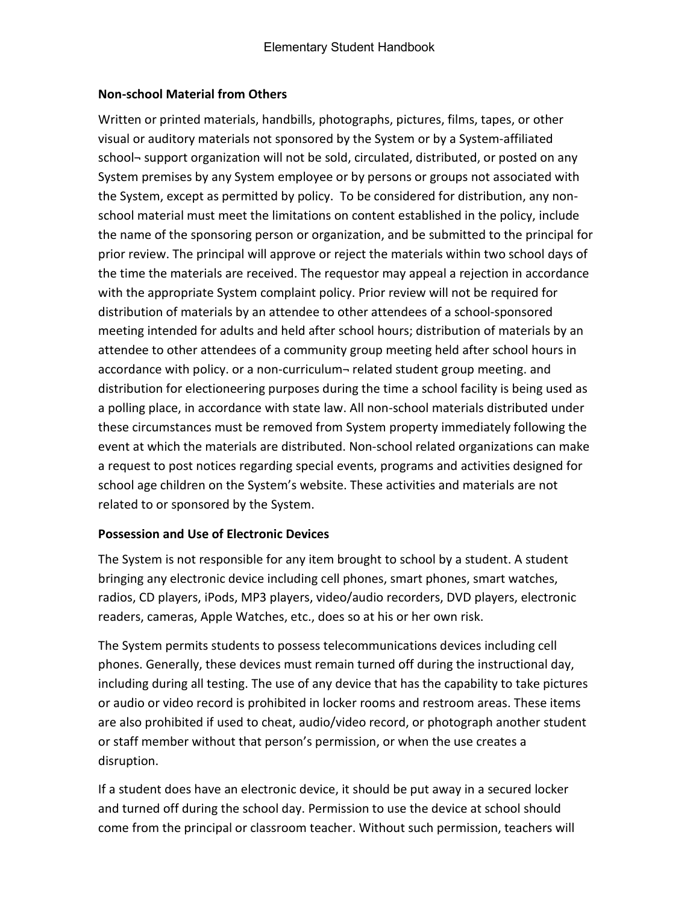### Non-school Material from Others

Written or printed materials, handbills, photographs, pictures, films, tapes, or other visual or auditory materials not sponsored by the System or by a System-affiliated school¬ support organization will not be sold, circulated, distributed, or posted on any System premises by any System employee or by persons or groups not associated with the System, except as permitted by policy. To be considered for distribution, any non-school material must meet the limitations on content established in the policy, include the name of the sponsoring person or organization, and be submitted to the principal for prior review. The principal will approve or reject the materials within two school days of the time the materials are received. The requestor may appeal a rejection in accordance with the appropriate System complaint policy. Prior review will not be required for distribution of materials by an attendee to other attendees of a school-sponsored meeting intended for adults and held after school hours; distribution of materials by an attendee to other attendees of a community group meeting held after school hours in accordance with policy. or a non-curriculum¬ related student group meeting. and distribution for electioneering purposes during the time a school facility is being used as a polling place, in accordance with state law. All non-school materials distributed under these circumstances must be removed from System property immediately following the event at which the materials are distributed. Non-school related organizations can make a request to post notices regarding special events, programs and activities designed for school age children on the System's website. These activities and materials are not related to or sponsored by the System.

### Possession and Use of Electronic Devices

The System is not responsible for any item brought to school by a student. A student bringing any electronic device including cell phones, smart phones, smart watches, radios, CD players, iPods, MP3 players, video/audio recorders, DVD players, electronic readers, cameras, Apple Watches, etc., does so at his or her own risk.

The System permits students to possess telecommunications devices including cell phones. Generally, these devices must remain turned off during the instructional day, including during all testing. The use of any device that has the capability to take pictures or audio or video record is prohibited in locker rooms and restroom areas. These items are also prohibited if used to cheat, audio/video record, or photograph another student or staff member without that person's permission, or when the use creates a disruption.

If a student does have an electronic device, it should be put away in a secured locker and turned off during the school day. Permission to use the device at school should come from the principal or classroom teacher. Without such permission, teachers will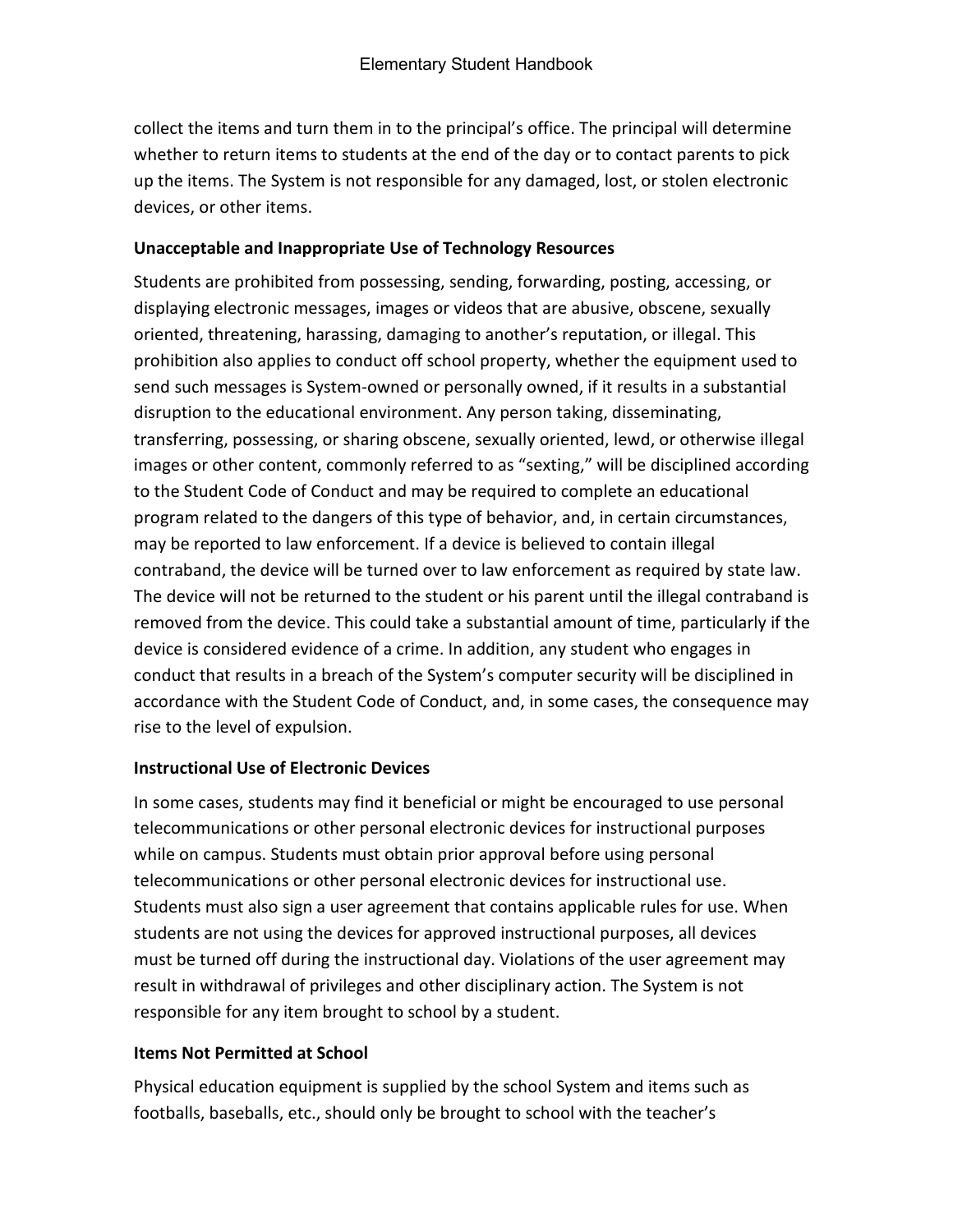collect the items and turn them in to the principal's office. The principal will determine whether to return items to students at the end of the day or to contact parents to pick up the items. The System is not responsible for any damaged, lost, or stolen electronic devices, or other items.

**Unacceptable and Inappropriate Use of Technology Resources**

Students are prohibited from possessing, sending, forwarding, posting, accessing, or displaying electronic messages, images or videos that are abusive, obscene, sexually oriented, threatening, harassing, damaging to another's reputation, or illegal. This prohibition also applies to conduct off school property, whether the equipment used to send such messages is System-owned or personally owned, if it results in a substantial disruption to the educational environment. Any person taking, disseminating, transferring, possessing, or sharing obscene, sexually oriented, lewd, or otherwise illegal images or other content, commonly referred to as "sexting," will be disciplined according to the Student Code of Conduct and may be required to complete an educational program related to the dangers of this type of behavior, and, in certain circumstances, may be reported to law enforcement. If a device is believed to contain illegal contraband, the device will be turned over to law enforcement as required by state law. The device will not be returned to the student or his parent until the illegal contraband is removed from the device. This could take a substantial amount of time, particularly if the device is considered evidence of a crime. In addition, any student who engages in conduct that results in a breach of the System's computer security will be disciplined in accordance with the Student Code of Conduct, and, in some cases, the consequence may rise to the level of expulsion.

**Instructional Use of Electronic Devices**

In some cases, students may find it beneficial or might be encouraged to use personal telecommunications or other personal electronic devices for instructional purposes while on campus. Students must obtain prior approval before using personal telecommunications or other personal electronic devices for instructional use. Students must also sign a user agreement that contains applicable rules for use. When students are not using the devices for approved instructional purposes, all devices must be turned off during the instructional day. Violations of the user agreement may result in withdrawal of privileges and other disciplinary action. The System is not responsible for any item brought to school by a student.

**Items Not Permitted at School**

Physical education equipment is supplied by the school System and items such as footballs, baseballs, etc., should only be brought to school with the teacher's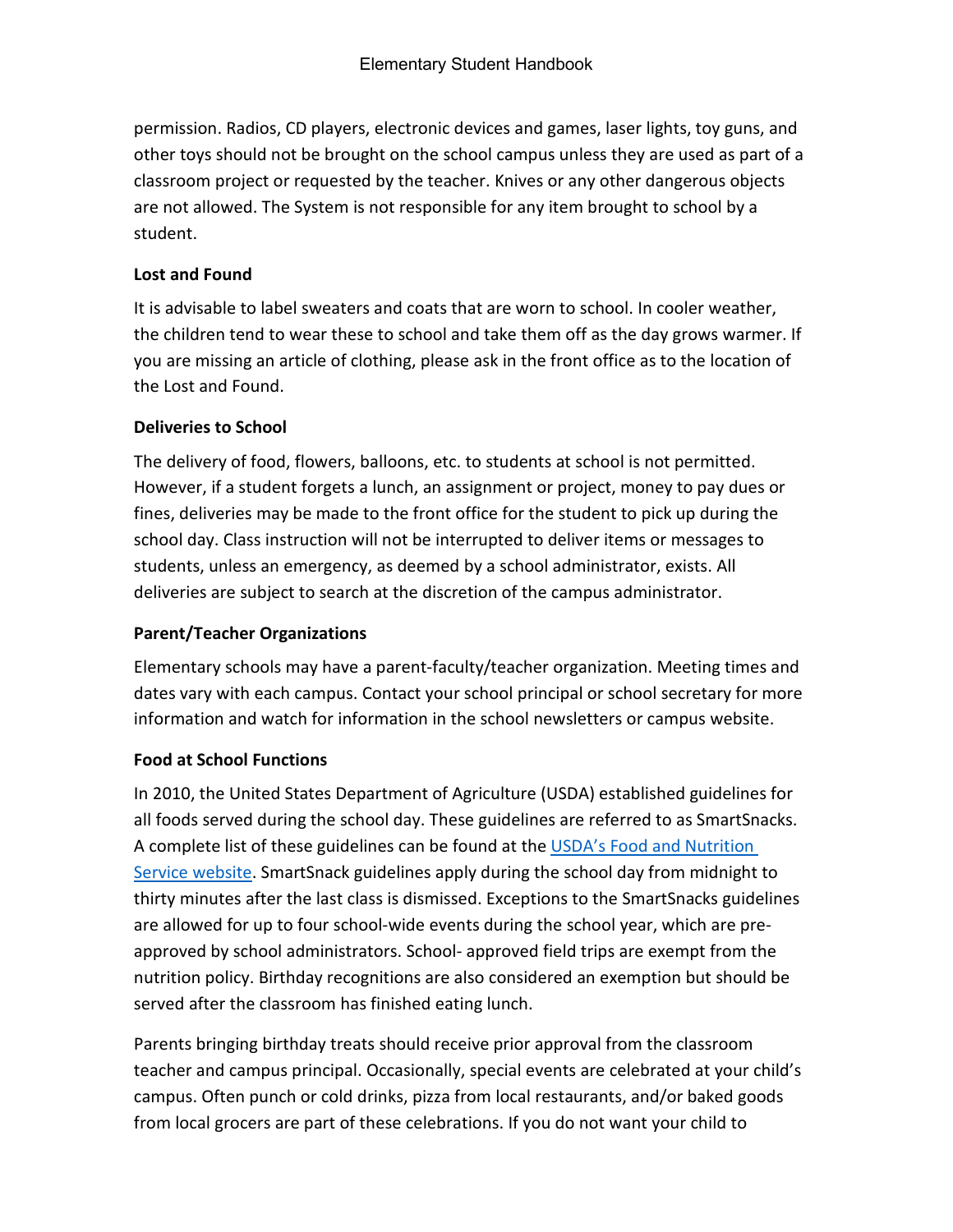permission. Radios, CD players, electronic devices and games, laser lights, toy guns, and other toys should not be brought on the school campus unless they are used as part of a classroom project or requested by the teacher. Knives or any other dangerous objects are not allowed. The System is not responsible for any item brought to school by a student.

**Lost and Found**

It is advisable to label sweaters and coats that are worn to school. In cooler weather, the children tend to wear these to school and take them off as the day grows warmer. If you are missing an article of clothing, please ask in the front office as to the location of the Lost and Found.

**Deliveries to School**

The delivery of food, flowers, balloons, etc. to students at school is not permitted. However, if a student forgets a lunch, an assignment or project, money to pay dues or fines, deliveries may be made to the front office for the student to pick up during the school day. Class instruction will not be interrupted to deliver items or messages to students, unless an emergency, as deemed by a school administrator, exists. All deliveries are subject to search at the discretion of the campus administrator.

**Parent/Teacher Organizations**

Elementary schools may have a parent-faculty/teacher organization. Meeting times and dates vary with each campus. Contact your school principal or school secretary for more information and watch for information in the school newsletters or campus website.

**Food at School Functions**

In 2010, the United States Department of Agriculture (USDA) established guidelines for all foods served during the school day. These guidelines are referred to as SmartSnacks. A complete list of these guidelines can be found at the USDA's Food and Nutrition Service website. SmartSnack guidelines apply during the school day from midnight to thirty minutes after the last class is dismissed. Exceptions to the SmartSnacks guidelines are allowed for up to four school-wide events during the school year, which are pre-approved by school administrators. School- approved field trips are exempt from the nutrition policy. Birthday recognitions are also considered an exemption but should be served after the classroom has finished eating lunch.

Parents bringing birthday treats should receive prior approval from the classroom teacher and campus principal. Occasionally, special events are celebrated at your child's campus. Often punch or cold drinks, pizza from local restaurants, and/or baked goods from local grocers are part of these celebrations. If you do not want your child to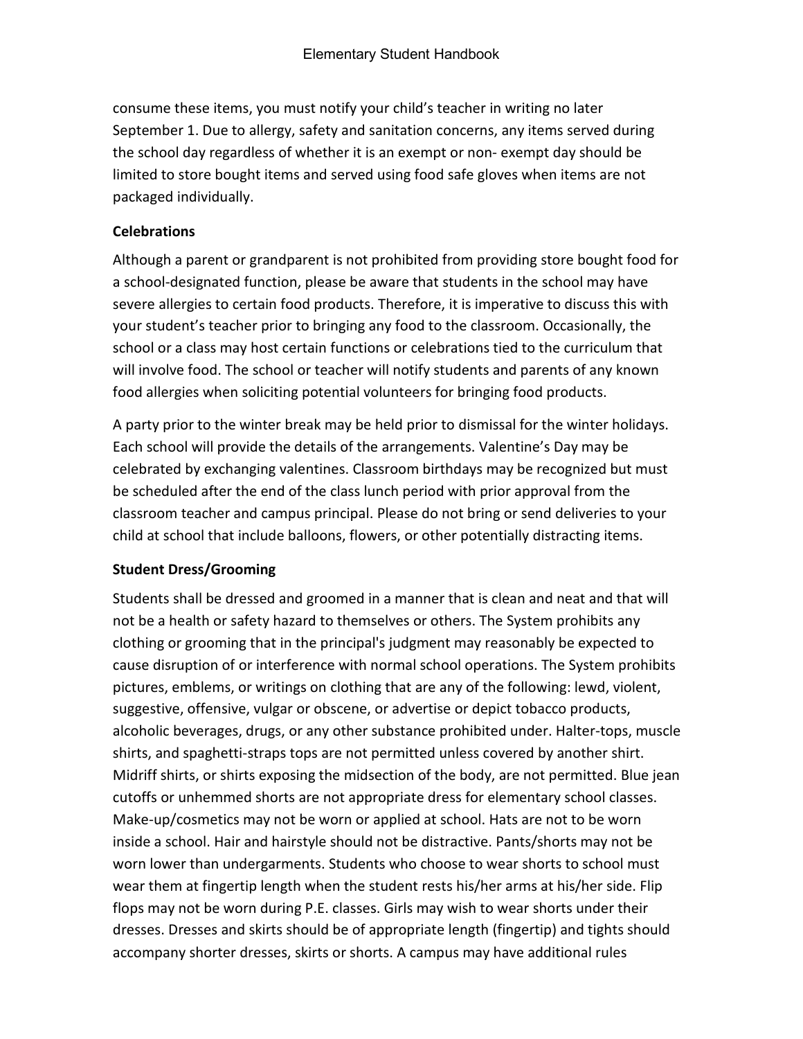consume these items, you must notify your child's teacher in writing no later September 1. Due to allergy, safety and sanitation concerns, any items served during the school day regardless of whether it is an exempt or non- exempt day should be limited to store bought items and served using food safe gloves when items are not packaged individually.

**Celebrations**

Although a parent or grandparent is not prohibited from providing store bought food for a school-designated function, please be aware that students in the school may have severe allergies to certain food products. Therefore, it is imperative to discuss this with your student's teacher prior to bringing any food to the classroom. Occasionally, the school or a class may host certain functions or celebrations tied to the curriculum that will involve food. The school or teacher will notify students and parents of any known food allergies when soliciting potential volunteers for bringing food products.

A party prior to the winter break may be held prior to dismissal for the winter holidays. Each school will provide the details of the arrangements. Valentine's Day may be celebrated by exchanging valentines. Classroom birthdays may be recognized but must be scheduled after the end of the class lunch period with prior approval from the classroom teacher and campus principal. Please do not bring or send deliveries to your child at school that include balloons, flowers, or other potentially distracting items.

**Student Dress/Grooming**

Students shall be dressed and groomed in a manner that is clean and neat and that will not be a health or safety hazard to themselves or others. The System prohibits any clothing or grooming that in the principal's judgment may reasonably be expected to cause disruption of or interference with normal school operations. The System prohibits pictures, emblems, or writings on clothing that are any of the following: lewd, violent, suggestive, offensive, vulgar or obscene, or advertise or depict tobacco products, alcoholic beverages, drugs, or any other substance prohibited under. Halter-tops, muscle shirts, and spaghetti-straps tops are not permitted unless covered by another shirt. Midriff shirts, or shirts exposing the midsection of the body, are not permitted. Blue jean cutoffs or unhemmed shorts are not appropriate dress for elementary school classes. Make-up/cosmetics may not be worn or applied at school. Hats are not to be worn inside a school. Hair and hairstyle should not be distractive. Pants/shorts may not be worn lower than undergarments. Students who choose to wear shorts to school must wear them at fingertip length when the student rests his/her arms at his/her side. Flip flops may not be worn during P.E. classes. Girls may wish to wear shorts under their dresses. Dresses and skirts should be of appropriate length (fingertip) and tights should accompany shorter dresses, skirts or shorts. A campus may have additional rules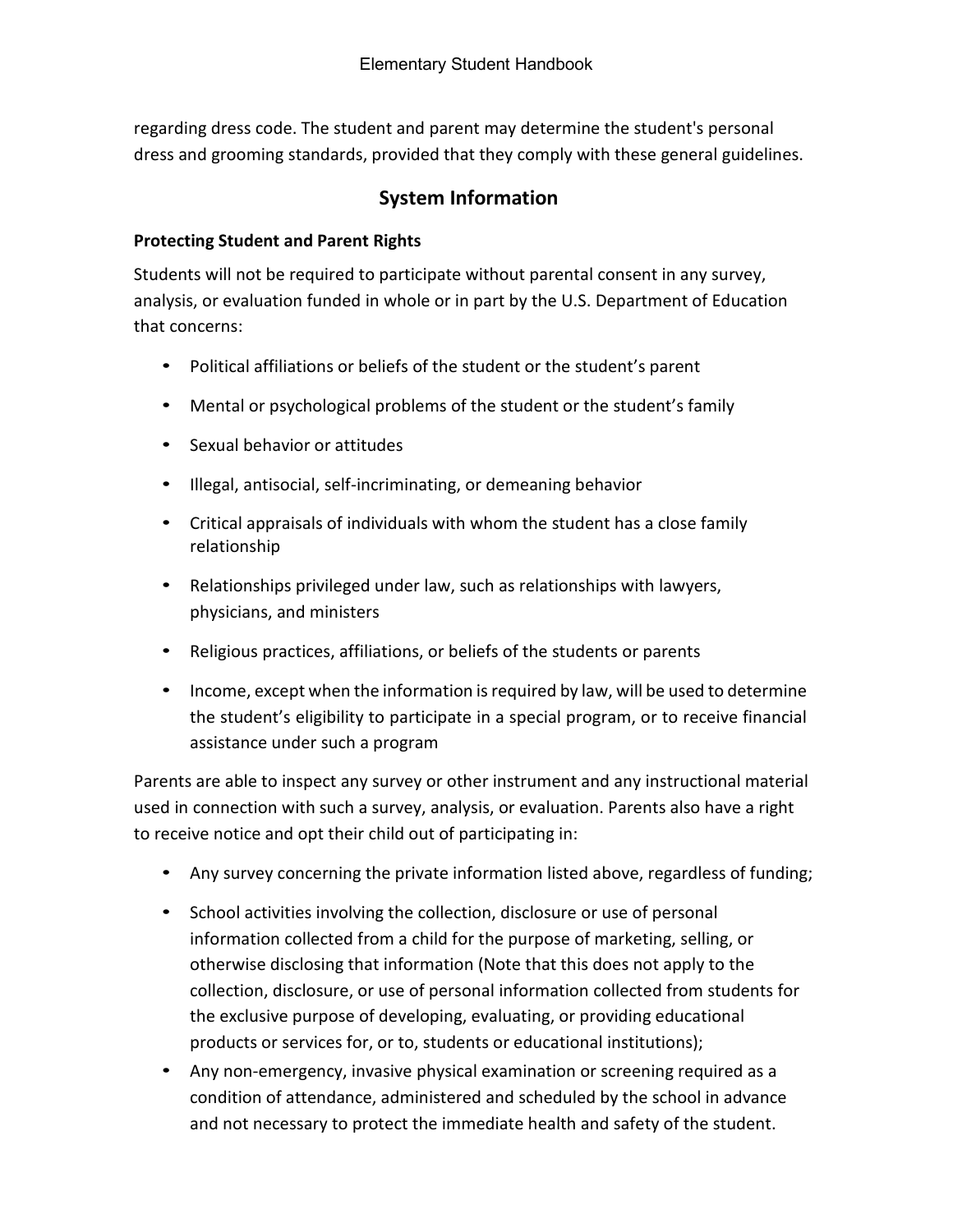regarding dress code. The student and parent may determine the student's personal dress and grooming standards, provided that they comply with these general guidelines.

## System Information

**Protecting Student and Parent Rights**

Students will not be required to participate without parental consent in any survey, analysis, or evaluation funded in whole or in part by the U.S. Department of Education that concerns:

- Political affiliations or beliefs of the student or the student's parent
- Mental or psychological problems of the student or the student's family
- Sexual behavior or attitudes
- Illegal, antisocial, self-incriminating, or demeaning behavior
- Critical appraisals of individuals with whom the student has a close family relationship
- Relationships privileged under law, such as relationships with lawyers, physicians, and ministers
- Religious practices, affiliations, or beliefs of the students or parents
- Income, except when the information is required by law, will be used to determine the student's eligibility to participate in a special program, or to receive financial assistance under such a program

Parents are able to inspect any survey or other instrument and any instructional material used in connection with such a survey, analysis, or evaluation. Parents also have a right to receive notice and opt their child out of participating in:

- Any survey concerning the private information listed above, regardless of funding;
- School activities involving the collection, disclosure or use of personal information collected from a child for the purpose of marketing, selling, or otherwise disclosing that information (Note that this does not apply to the collection, disclosure, or use of personal information collected from students for the exclusive purpose of developing, evaluating, or providing educational products or services for, or to, students or educational institutions);
- Any non-emergency, invasive physical examination or screening required as a condition of attendance, administered and scheduled by the school in advance and not necessary to protect the immediate health and safety of the student.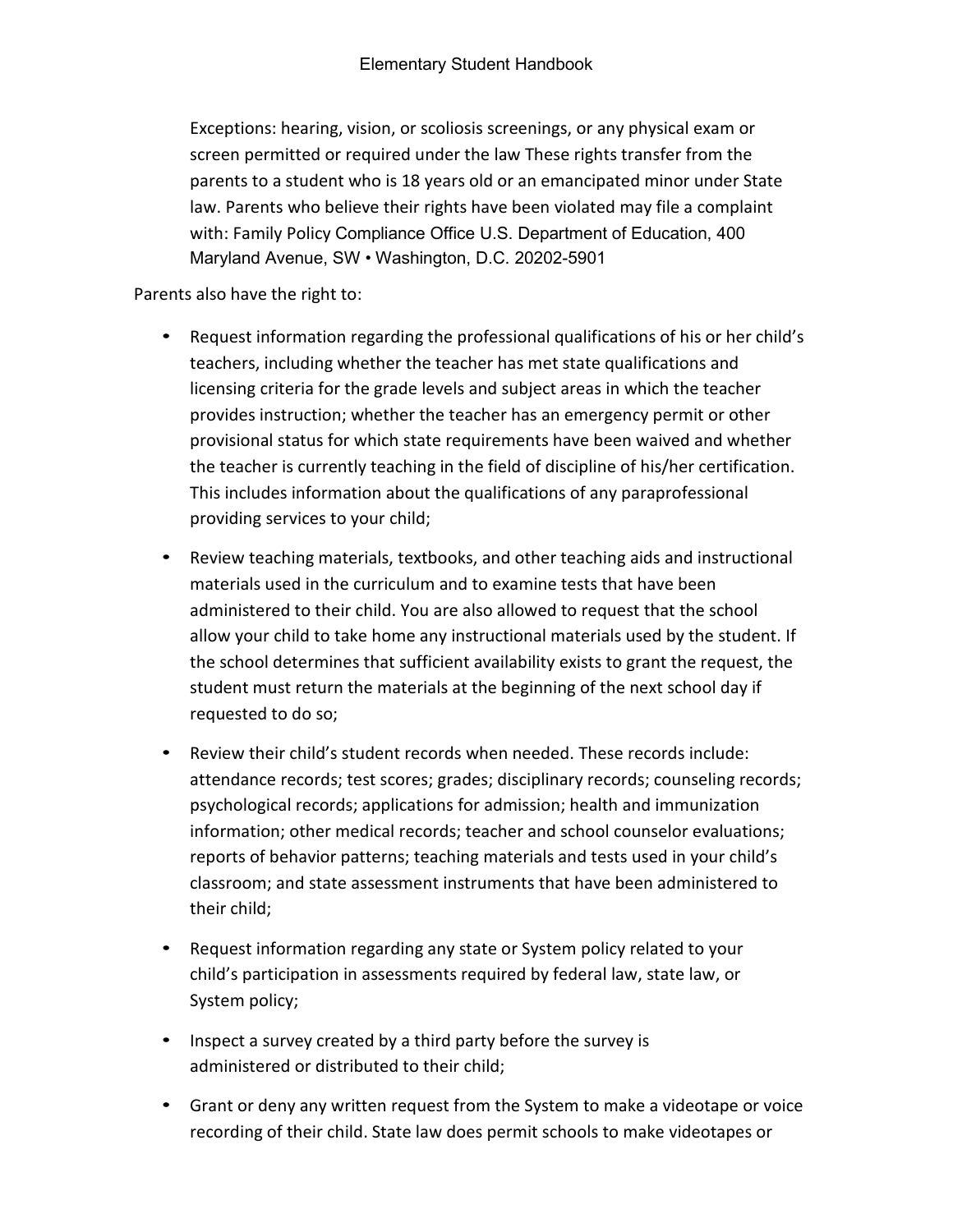Exceptions: hearing, vision, or scoliosis screenings, or any physical exam or screen permitted or required under the law These rights transfer from the parents to a student who is 18 years old or an emancipated minor under State law. Parents who believe their rights have been violated may file a complaint with: Family Policy Compliance Office U.S. Department of Education, 400 Maryland Avenue, SW • Washington, D.C. 20202-5901

Parents also have the right to:

- Request information regarding the professional qualifications of his or her child's teachers, including whether the teacher has met state qualifications and licensing criteria for the grade levels and subject areas in which the teacher provides instruction; whether the teacher has an emergency permit or other provisional status for which state requirements have been waived and whether the teacher is currently teaching in the field of discipline of his/her certification. This includes information about the qualifications of any paraprofessional providing services to your child;

- Review teaching materials, textbooks, and other teaching aids and instructional materials used in the curriculum and to examine tests that have been administered to their child. You are also allowed to request that the school allow your child to take home any instructional materials used by the student. If the school determines that sufficient availability exists to grant the request, the student must return the materials at the beginning of the next school day if requested to do so;

- Review their child's student records when needed. These records include: attendance records; test scores; grades; disciplinary records; counseling records; psychological records; applications for admission; health and immunization information; other medical records; teacher and school counselor evaluations; reports of behavior patterns; teaching materials and tests used in your child's classroom; and state assessment instruments that have been administered to their child;

- Request information regarding any state or System policy related to your child's participation in assessments required by federal law, state law, or System policy;

- Inspect a survey created by a third party before the survey is administered or distributed to their child;

- Grant or deny any written request from the System to make a videotape or voice recording of their child. State law does permit schools to make videotapes or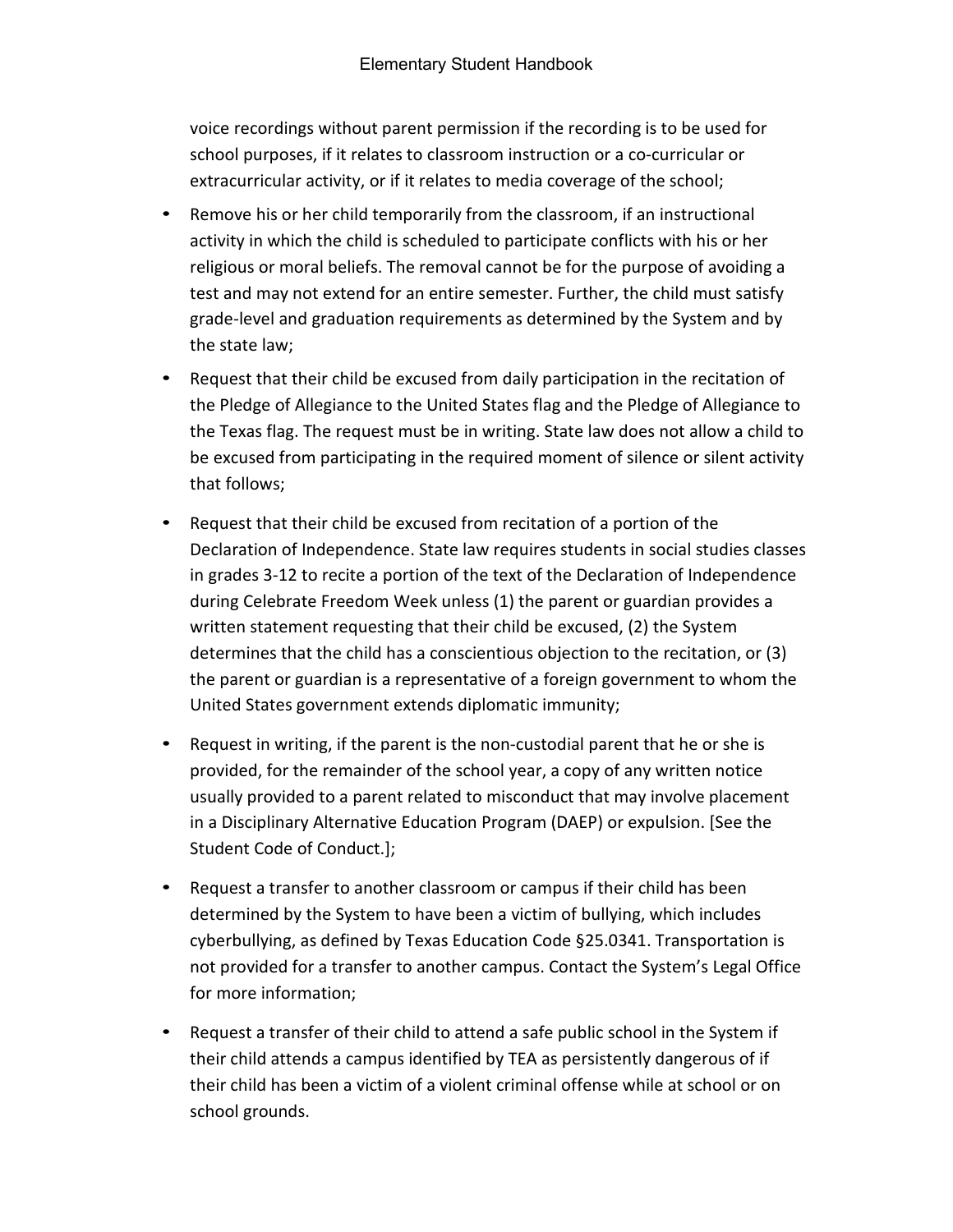voice recordings without parent permission if the recording is to be used for school purposes, if it relates to classroom instruction or a co-curricular or extracurricular activity, or if it relates to media coverage of the school;

- Remove his or her child temporarily from the classroom, if an instructional activity in which the child is scheduled to participate conflicts with his or her religious or moral beliefs. The removal cannot be for the purpose of avoiding a test and may not extend for an entire semester. Further, the child must satisfy grade-level and graduation requirements as determined by the System and by the state law;
- Request that their child be excused from daily participation in the recitation of the Pledge of Allegiance to the United States flag and the Pledge of Allegiance to the Texas flag. The request must be in writing. State law does not allow a child to be excused from participating in the required moment of silence or silent activity that follows;
- Request that their child be excused from recitation of a portion of the Declaration of Independence. State law requires students in social studies classes in grades 3-12 to recite a portion of the text of the Declaration of Independence during Celebrate Freedom Week unless (1) the parent or guardian provides a written statement requesting that their child be excused, (2) the System determines that the child has a conscientious objection to the recitation, or (3) the parent or guardian is a representative of a foreign government to whom the United States government extends diplomatic immunity;
- Request in writing, if the parent is the non-custodial parent that he or she is provided, for the remainder of the school year, a copy of any written notice usually provided to a parent related to misconduct that may involve placement in a Disciplinary Alternative Education Program (DAEP) or expulsion. [See the Student Code of Conduct.];
- Request a transfer to another classroom or campus if their child has been determined by the System to have been a victim of bullying, which includes cyberbullying, as defined by Texas Education Code §25.0341. Transportation is not provided for a transfer to another campus. Contact the System's Legal Office for more information;
- Request a transfer of their child to attend a safe public school in the System if their child attends a campus identified by TEA as persistently dangerous of if their child has been a victim of a violent criminal offense while at school or on school grounds.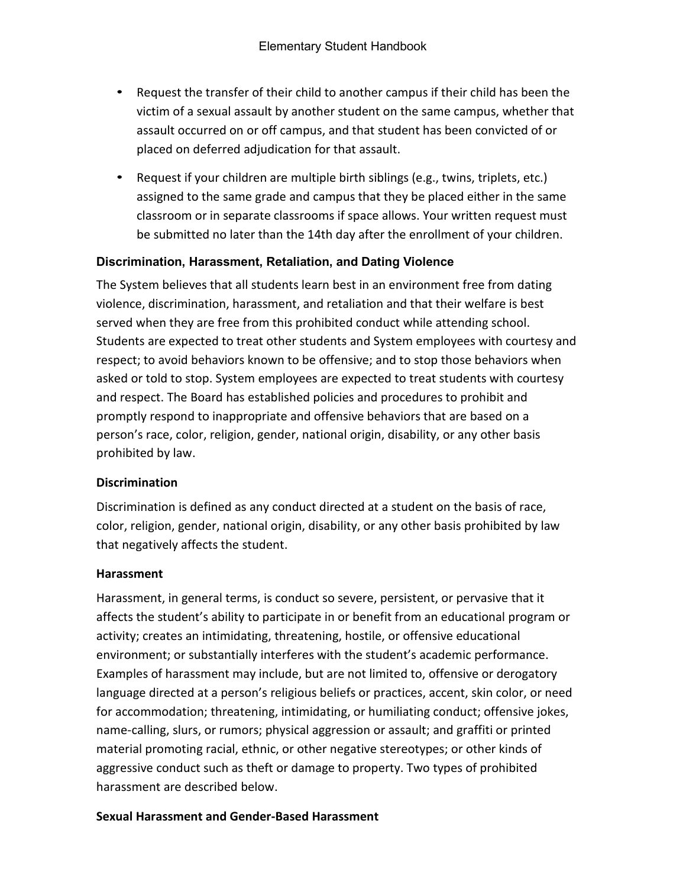- Request the transfer of their child to another campus if their child has been the victim of a sexual assault by another student on the same campus, whether that assault occurred on or off campus, and that student has been convicted of or placed on deferred adjudication for that assault.
- Request if your children are multiple birth siblings (e.g., twins, triplets, etc.) assigned to the same grade and campus that they be placed either in the same classroom or in separate classrooms if space allows. Your written request must be submitted no later than the 14th day after the enrollment of your children.

### Discrimination, Harassment, Retaliation, and Dating Violence

The System believes that all students learn best in an environment free from dating violence, discrimination, harassment, and retaliation and that their welfare is best served when they are free from this prohibited conduct while attending school. Students are expected to treat other students and System employees with courtesy and respect; to avoid behaviors known to be offensive; and to stop those behaviors when asked or told to stop. System employees are expected to treat students with courtesy and respect. The Board has established policies and procedures to prohibit and promptly respond to inappropriate and offensive behaviors that are based on a person's race, color, religion, gender, national origin, disability, or any other basis prohibited by law.

#### Discrimination

Discrimination is defined as any conduct directed at a student on the basis of race, color, religion, gender, national origin, disability, or any other basis prohibited by law that negatively affects the student.

#### Harassment

Harassment, in general terms, is conduct so severe, persistent, or pervasive that it affects the student's ability to participate in or benefit from an educational program or activity; creates an intimidating, threatening, hostile, or offensive educational environment; or substantially interferes with the student's academic performance. Examples of harassment may include, but are not limited to, offensive or derogatory language directed at a person's religious beliefs or practices, accent, skin color, or need for accommodation; threatening, intimidating, or humiliating conduct; offensive jokes, name-calling, slurs, or rumors; physical aggression or assault; and graffiti or printed material promoting racial, ethnic, or other negative stereotypes; or other kinds of aggressive conduct such as theft or damage to property. Two types of prohibited harassment are described below.

#### Sexual Harassment and Gender-Based Harassment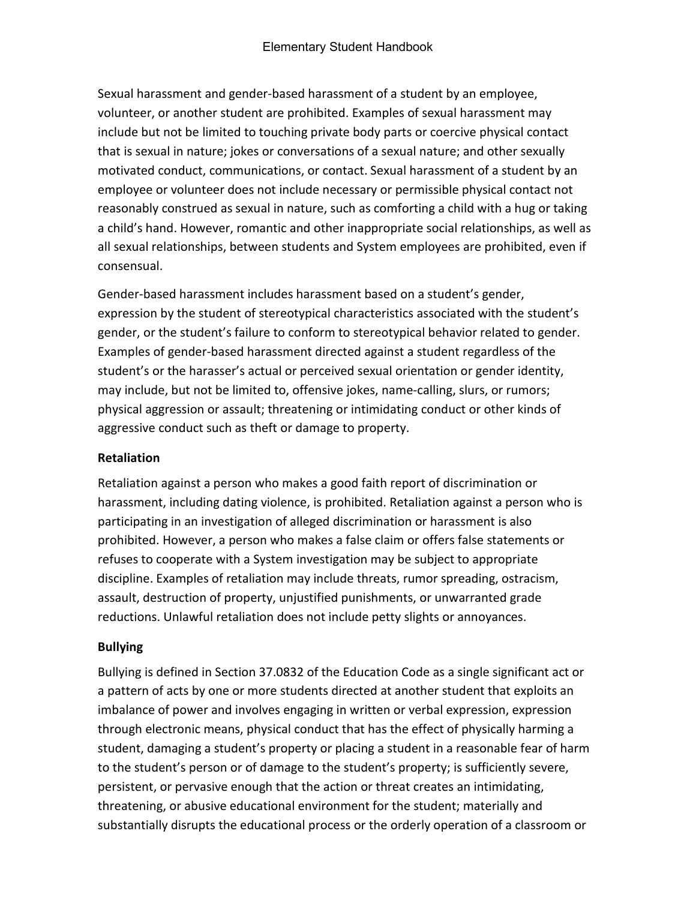Sexual harassment and gender-based harassment of a student by an employee, volunteer, or another student are prohibited. Examples of sexual harassment may include but not be limited to touching private body parts or coercive physical contact that is sexual in nature; jokes or conversations of a sexual nature; and other sexually motivated conduct, communications, or contact. Sexual harassment of a student by an employee or volunteer does not include necessary or permissible physical contact not reasonably construed as sexual in nature, such as comforting a child with a hug or taking a child's hand. However, romantic and other inappropriate social relationships, as well as all sexual relationships, between students and System employees are prohibited, even if consensual.

Gender-based harassment includes harassment based on a student's gender, expression by the student of stereotypical characteristics associated with the student's gender, or the student's failure to conform to stereotypical behavior related to gender. Examples of gender-based harassment directed against a student regardless of the student's or the harasser's actual or perceived sexual orientation or gender identity, may include, but not be limited to, offensive jokes, name-calling, slurs, or rumors; physical aggression or assault; threatening or intimidating conduct or other kinds of aggressive conduct such as theft or damage to property.

**Retaliation**

Retaliation against a person who makes a good faith report of discrimination or harassment, including dating violence, is prohibited. Retaliation against a person who is participating in an investigation of alleged discrimination or harassment is also prohibited. However, a person who makes a false claim or offers false statements or refuses to cooperate with a System investigation may be subject to appropriate discipline. Examples of retaliation may include threats, rumor spreading, ostracism, assault, destruction of property, unjustified punishments, or unwarranted grade reductions. Unlawful retaliation does not include petty slights or annoyances.

**Bullying**

Bullying is defined in Section 37.0832 of the Education Code as a single significant act or a pattern of acts by one or more students directed at another student that exploits an imbalance of power and involves engaging in written or verbal expression, expression through electronic means, physical conduct that has the effect of physically harming a student, damaging a student's property or placing a student in a reasonable fear of harm to the student's person or of damage to the student's property; is sufficiently severe, persistent, or pervasive enough that the action or threat creates an intimidating, threatening, or abusive educational environment for the student; materially and substantially disrupts the educational process or the orderly operation of a classroom or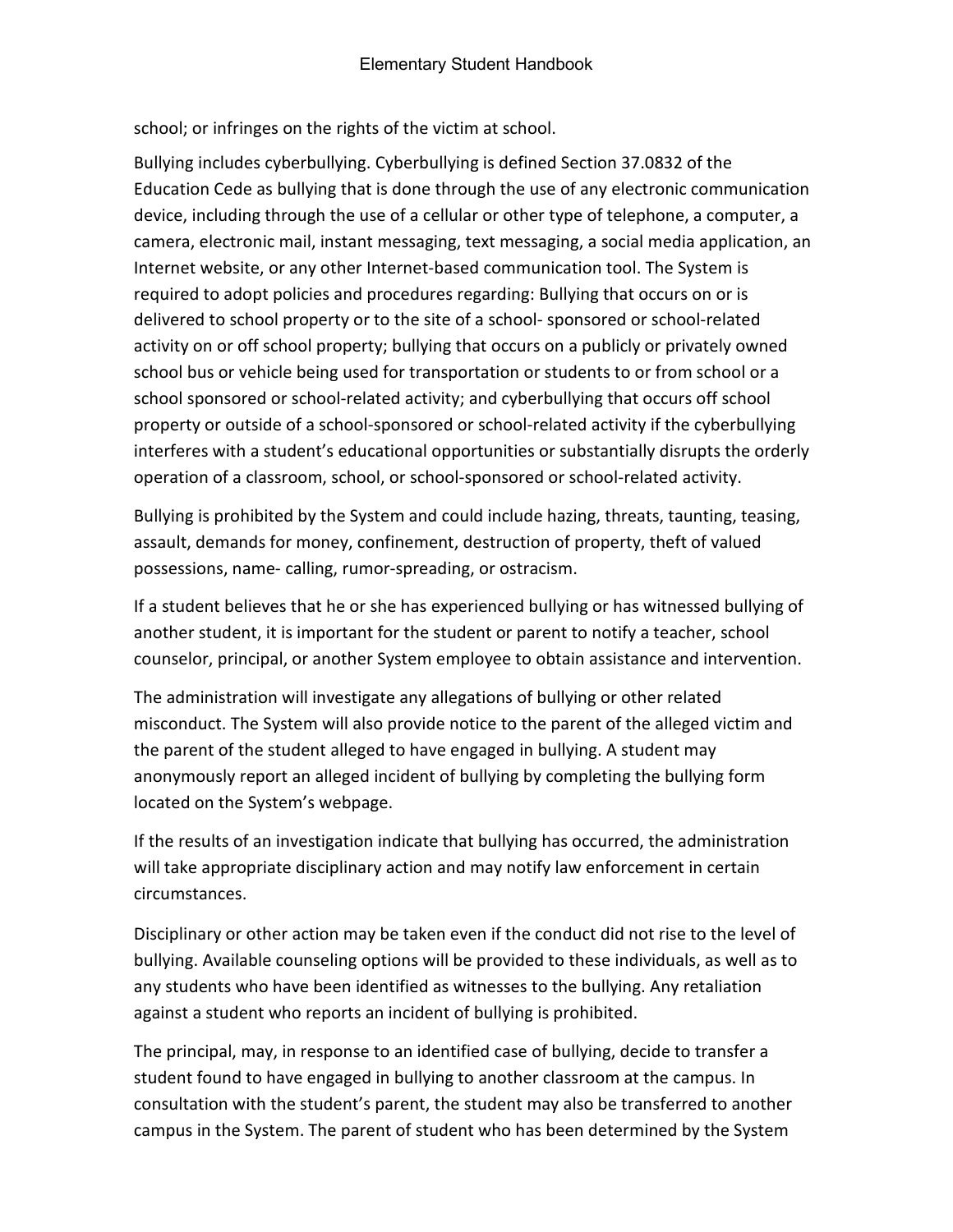school; or infringes on the rights of the victim at school.

Bullying includes cyberbullying. Cyberbullying is defined Section 37.0832 of the Education Cede as bullying that is done through the use of any electronic communication device, including through the use of a cellular or other type of telephone, a computer, a camera, electronic mail, instant messaging, text messaging, a social media application, an Internet website, or any other Internet-based communication tool. The System is required to adopt policies and procedures regarding: Bullying that occurs on or is delivered to school property or to the site of a school- sponsored or school-related activity on or off school property; bullying that occurs on a publicly or privately owned school bus or vehicle being used for transportation or students to or from school or a school sponsored or school-related activity; and cyberbullying that occurs off school property or outside of a school-sponsored or school-related activity if the cyberbullying interferes with a student's educational opportunities or substantially disrupts the orderly operation of a classroom, school, or school-sponsored or school-related activity.

Bullying is prohibited by the System and could include hazing, threats, taunting, teasing, assault, demands for money, confinement, destruction of property, theft of valued possessions, name- calling, rumor-spreading, or ostracism.

If a student believes that he or she has experienced bullying or has witnessed bullying of another student, it is important for the student or parent to notify a teacher, school counselor, principal, or another System employee to obtain assistance and intervention.

The administration will investigate any allegations of bullying or other related misconduct. The System will also provide notice to the parent of the alleged victim and the parent of the student alleged to have engaged in bullying. A student may anonymously report an alleged incident of bullying by completing the bullying form located on the System's webpage.

If the results of an investigation indicate that bullying has occurred, the administration will take appropriate disciplinary action and may notify law enforcement in certain circumstances.

Disciplinary or other action may be taken even if the conduct did not rise to the level of bullying. Available counseling options will be provided to these individuals, as well as to any students who have been identified as witnesses to the bullying. Any retaliation against a student who reports an incident of bullying is prohibited.

The principal, may, in response to an identified case of bullying, decide to transfer a student found to have engaged in bullying to another classroom at the campus. In consultation with the student's parent, the student may also be transferred to another campus in the System. The parent of student who has been determined by the System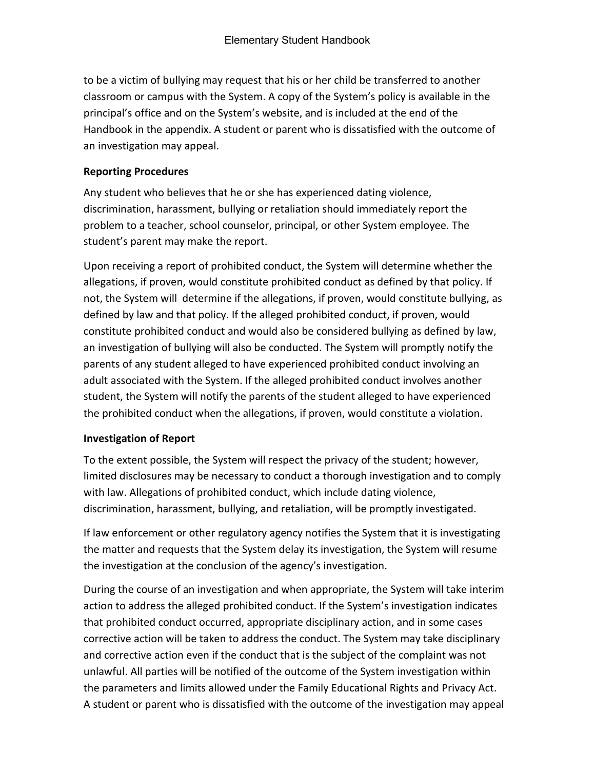to be a victim of bullying may request that his or her child be transferred to another classroom or campus with the System. A copy of the System's policy is available in the principal's office and on the System's website, and is included at the end of the Handbook in the appendix. A student or parent who is dissatisfied with the outcome of an investigation may appeal.

**Reporting Procedures**

Any student who believes that he or she has experienced dating violence, discrimination, harassment, bullying or retaliation should immediately report the problem to a teacher, school counselor, principal, or other System employee. The student's parent may make the report.

Upon receiving a report of prohibited conduct, the System will determine whether the allegations, if proven, would constitute prohibited conduct as defined by that policy. If not, the System will determine if the allegations, if proven, would constitute bullying, as defined by law and that policy. If the alleged prohibited conduct, if proven, would constitute prohibited conduct and would also be considered bullying as defined by law, an investigation of bullying will also be conducted. The System will promptly notify the parents of any student alleged to have experienced prohibited conduct involving an adult associated with the System. If the alleged prohibited conduct involves another student, the System will notify the parents of the student alleged to have experienced the prohibited conduct when the allegations, if proven, would constitute a violation.

**Investigation of Report**

To the extent possible, the System will respect the privacy of the student; however, limited disclosures may be necessary to conduct a thorough investigation and to comply with law. Allegations of prohibited conduct, which include dating violence, discrimination, harassment, bullying, and retaliation, will be promptly investigated.

If law enforcement or other regulatory agency notifies the System that it is investigating the matter and requests that the System delay its investigation, the System will resume the investigation at the conclusion of the agency's investigation.

During the course of an investigation and when appropriate, the System will take interim action to address the alleged prohibited conduct. If the System's investigation indicates that prohibited conduct occurred, appropriate disciplinary action, and in some cases corrective action will be taken to address the conduct. The System may take disciplinary and corrective action even if the conduct that is the subject of the complaint was not unlawful. All parties will be notified of the outcome of the System investigation within the parameters and limits allowed under the Family Educational Rights and Privacy Act. A student or parent who is dissatisfied with the outcome of the investigation may appeal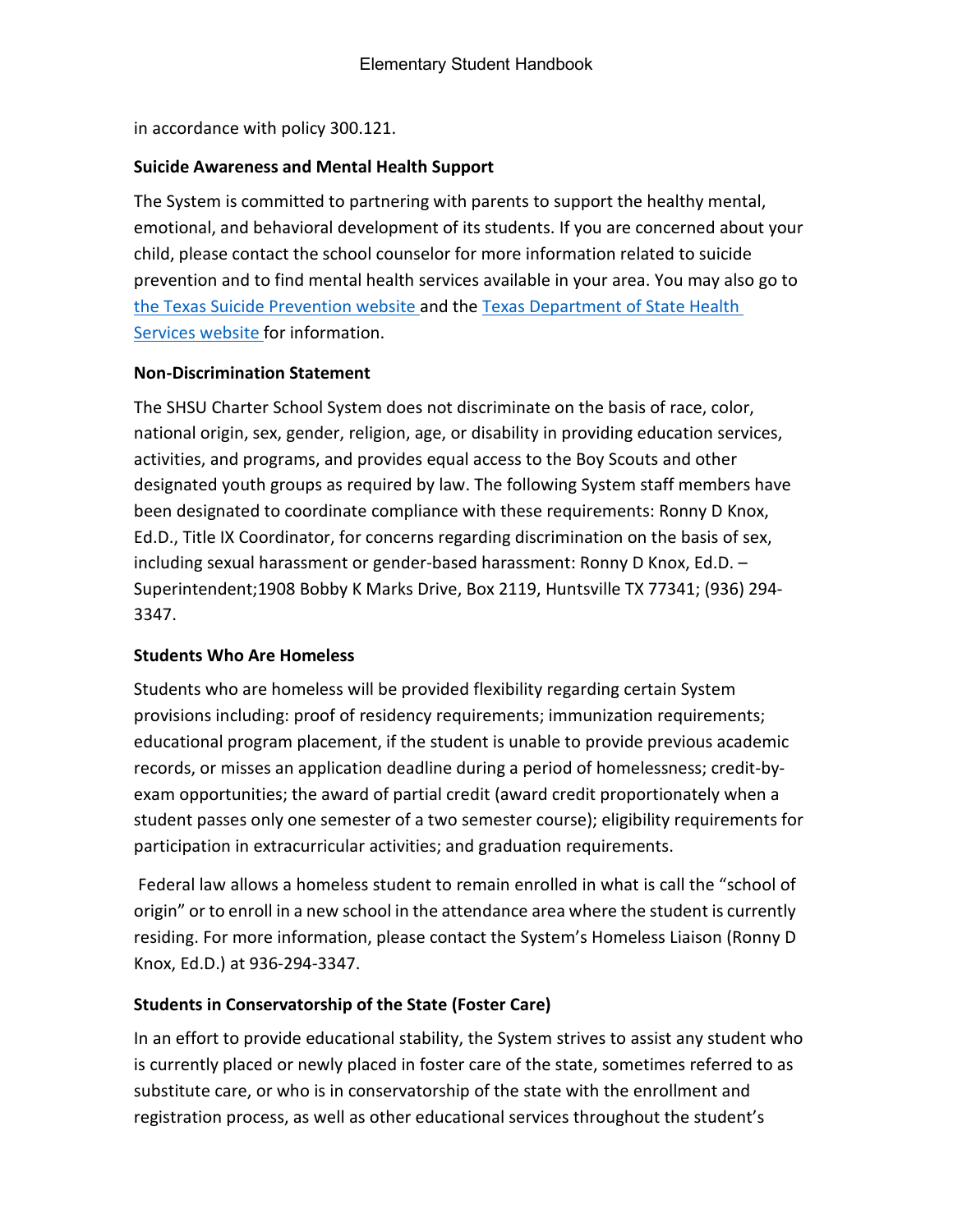in accordance with policy 300.121.

**Suicide Awareness and Mental Health Support**

The System is committed to partnering with parents to support the healthy mental, emotional, and behavioral development of its students. If you are concerned about your child, please contact the school counselor for more information related to suicide prevention and to find mental health services available in your area. You may also go to the Texas Suicide Prevention website and the Texas Department of State Health Services website for information.

**Non-Discrimination Statement**

The SHSU Charter School System does not discriminate on the basis of race, color, national origin, sex, gender, religion, age, or disability in providing education services, activities, and programs, and provides equal access to the Boy Scouts and other designated youth groups as required by law. The following System staff members have been designated to coordinate compliance with these requirements: Ronny D Knox, Ed.D., Title IX Coordinator, for concerns regarding discrimination on the basis of sex, including sexual harassment or gender-based harassment: Ronny D Knox, Ed.D. – Superintendent;1908 Bobby K Marks Drive, Box 2119, Huntsville TX 77341; (936) 294-3347.

**Students Who Are Homeless**

Students who are homeless will be provided flexibility regarding certain System provisions including: proof of residency requirements; immunization requirements; educational program placement, if the student is unable to provide previous academic records, or misses an application deadline during a period of homelessness; credit-by-exam opportunities; the award of partial credit (award credit proportionately when a student passes only one semester of a two semester course); eligibility requirements for participation in extracurricular activities; and graduation requirements.

Federal law allows a homeless student to remain enrolled in what is call the "school of origin" or to enroll in a new school in the attendance area where the student is currently residing. For more information, please contact the System's Homeless Liaison (Ronny D Knox, Ed.D.) at 936-294-3347.

**Students in Conservatorship of the State (Foster Care)**

In an effort to provide educational stability, the System strives to assist any student who is currently placed or newly placed in foster care of the state, sometimes referred to as substitute care, or who is in conservatorship of the state with the enrollment and registration process, as well as other educational services throughout the student's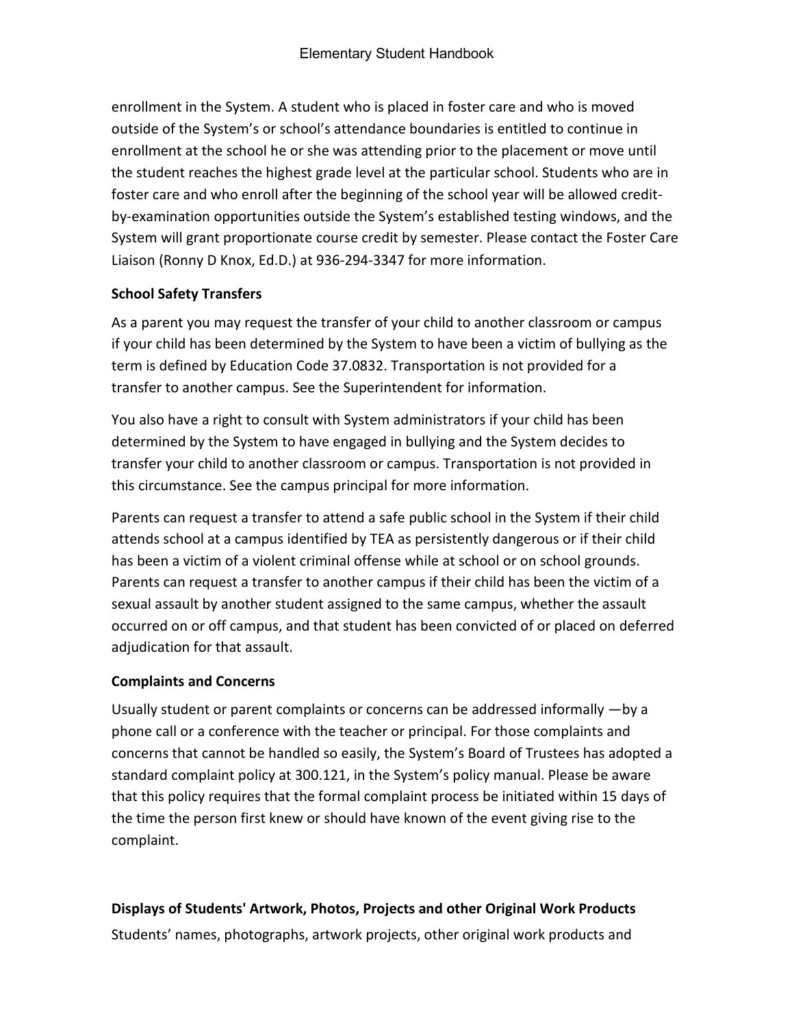enrollment in the System. A student who is placed in foster care and who is moved outside of the System's or school's attendance boundaries is entitled to continue in enrollment at the school he or she was attending prior to the placement or move until the student reaches the highest grade level at the particular school. Students who are in foster care and who enroll after the beginning of the school year will be allowed credit-by-examination opportunities outside the System's established testing windows, and the System will grant proportionate course credit by semester. Please contact the Foster Care Liaison (Ronny D Knox, Ed.D.) at 936-294-3347 for more information.

**School Safety Transfers**

As a parent you may request the transfer of your child to another classroom or campus if your child has been determined by the System to have been a victim of bullying as the term is defined by Education Code 37.0832. Transportation is not provided for a transfer to another campus. See the Superintendent for information.

You also have a right to consult with System administrators if your child has been determined by the System to have engaged in bullying and the System decides to transfer your child to another classroom or campus. Transportation is not provided in this circumstance. See the campus principal for more information.

Parents can request a transfer to attend a safe public school in the System if their child attends school at a campus identified by TEA as persistently dangerous or if their child has been a victim of a violent criminal offense while at school or on school grounds. Parents can request a transfer to another campus if their child has been the victim of a sexual assault by another student assigned to the same campus, whether the assault occurred on or off campus, and that student has been convicted of or placed on deferred adjudication for that assault.

**Complaints and Concerns**

Usually student or parent complaints or concerns can be addressed informally —by a phone call or a conference with the teacher or principal. For those complaints and concerns that cannot be handled so easily, the System's Board of Trustees has adopted a standard complaint policy at 300.121, in the System's policy manual. Please be aware that this policy requires that the formal complaint process be initiated within 15 days of the time the person first knew or should have known of the event giving rise to the complaint.

**Displays of Students' Artwork, Photos, Projects and other Original Work Products**

Students' names, photographs, artwork projects, other original work products and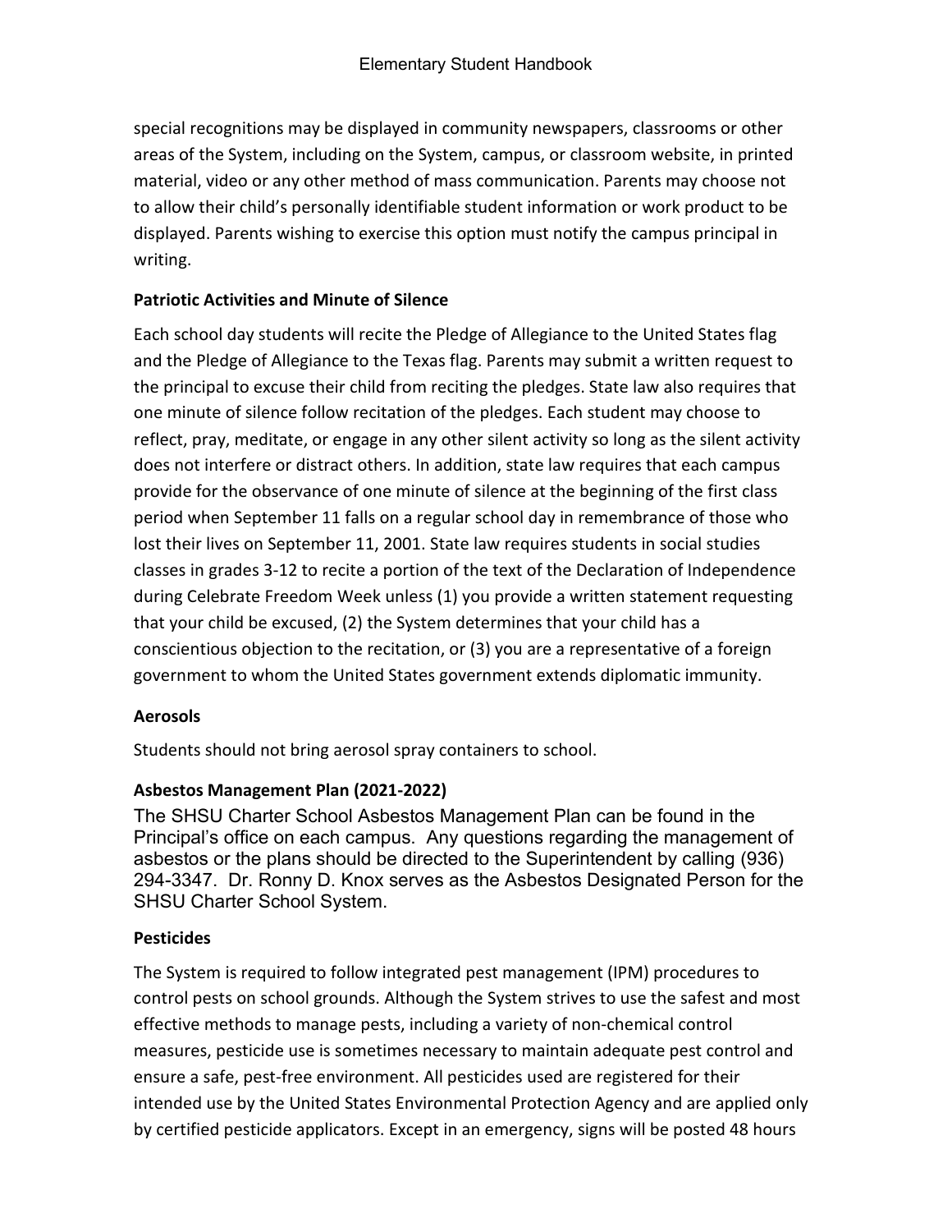special recognitions may be displayed in community newspapers, classrooms or other areas of the System, including on the System, campus, or classroom website, in printed material, video or any other method of mass communication. Parents may choose not to allow their child's personally identifiable student information or work product to be displayed. Parents wishing to exercise this option must notify the campus principal in writing.

**Patriotic Activities and Minute of Silence**

Each school day students will recite the Pledge of Allegiance to the United States flag and the Pledge of Allegiance to the Texas flag. Parents may submit a written request to the principal to excuse their child from reciting the pledges. State law also requires that one minute of silence follow recitation of the pledges. Each student may choose to reflect, pray, meditate, or engage in any other silent activity so long as the silent activity does not interfere or distract others. In addition, state law requires that each campus provide for the observance of one minute of silence at the beginning of the first class period when September 11 falls on a regular school day in remembrance of those who lost their lives on September 11, 2001. State law requires students in social studies classes in grades 3-12 to recite a portion of the text of the Declaration of Independence during Celebrate Freedom Week unless (1) you provide a written statement requesting that your child be excused, (2) the System determines that your child has a conscientious objection to the recitation, or (3) you are a representative of a foreign government to whom the United States government extends diplomatic immunity.

**Aerosols**

Students should not bring aerosol spray containers to school.

**Asbestos Management Plan (2021-2022)**

The SHSU Charter School Asbestos Management Plan can be found in the Principal's office on each campus. Any questions regarding the management of asbestos or the plans should be directed to the Superintendent by calling (936) 294-3347. Dr. Ronny D. Knox serves as the Asbestos Designated Person for the SHSU Charter School System.

**Pesticides**

The System is required to follow integrated pest management (IPM) procedures to control pests on school grounds. Although the System strives to use the safest and most effective methods to manage pests, including a variety of non-chemical control measures, pesticide use is sometimes necessary to maintain adequate pest control and ensure a safe, pest-free environment. All pesticides used are registered for their intended use by the United States Environmental Protection Agency and are applied only by certified pesticide applicators. Except in an emergency, signs will be posted 48 hours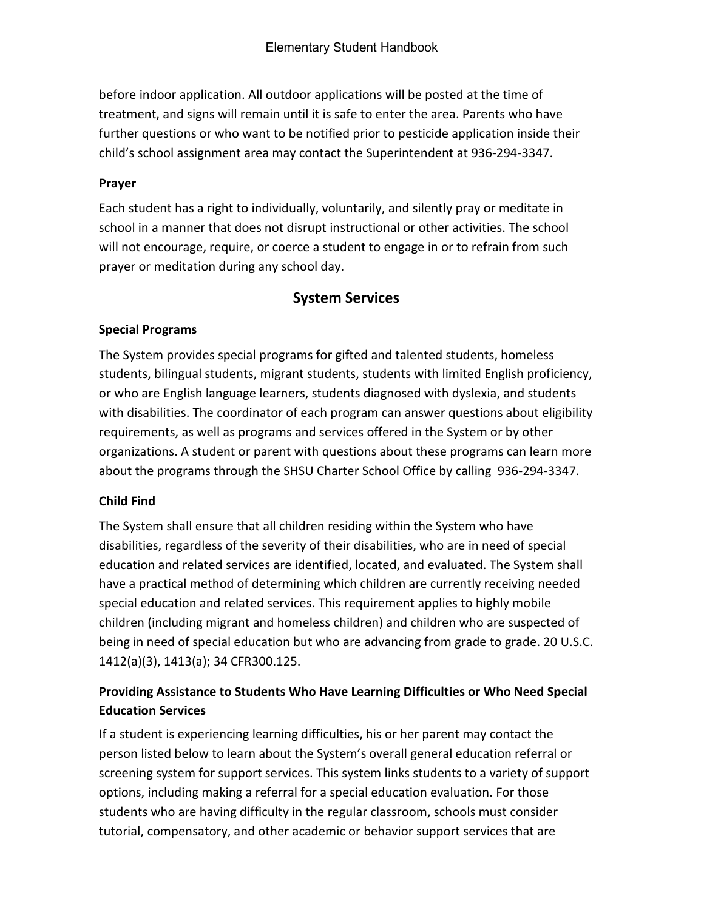before indoor application. All outdoor applications will be posted at the time of treatment, and signs will remain until it is safe to enter the area. Parents who have further questions or who want to be notified prior to pesticide application inside their child's school assignment area may contact the Superintendent at 936-294-3347.

### Prayer

Each student has a right to individually, voluntarily, and silently pray or meditate in school in a manner that does not disrupt instructional or other activities. The school will not encourage, require, or coerce a student to engage in or to refrain from such prayer or meditation during any school day.

## System Services

### Special Programs

The System provides special programs for gifted and talented students, homeless students, bilingual students, migrant students, students with limited English proficiency, or who are English language learners, students diagnosed with dyslexia, and students with disabilities. The coordinator of each program can answer questions about eligibility requirements, as well as programs and services offered in the System or by other organizations. A student or parent with questions about these programs can learn more about the programs through the SHSU Charter School Office by calling 936-294-3347.

### Child Find

The System shall ensure that all children residing within the System who have disabilities, regardless of the severity of their disabilities, who are in need of special education and related services are identified, located, and evaluated. The System shall have a practical method of determining which children are currently receiving needed special education and related services. This requirement applies to highly mobile children (including migrant and homeless children) and children who are suspected of being in need of special education but who are advancing from grade to grade. 20 U.S.C. 1412(a)(3), 1413(a); 34 CFR300.125.

### Providing Assistance to Students Who Have Learning Difficulties or Who Need Special Education Services

If a student is experiencing learning difficulties, his or her parent may contact the person listed below to learn about the System's overall general education referral or screening system for support services. This system links students to a variety of support options, including making a referral for a special education evaluation. For those students who are having difficulty in the regular classroom, schools must consider tutorial, compensatory, and other academic or behavior support services that are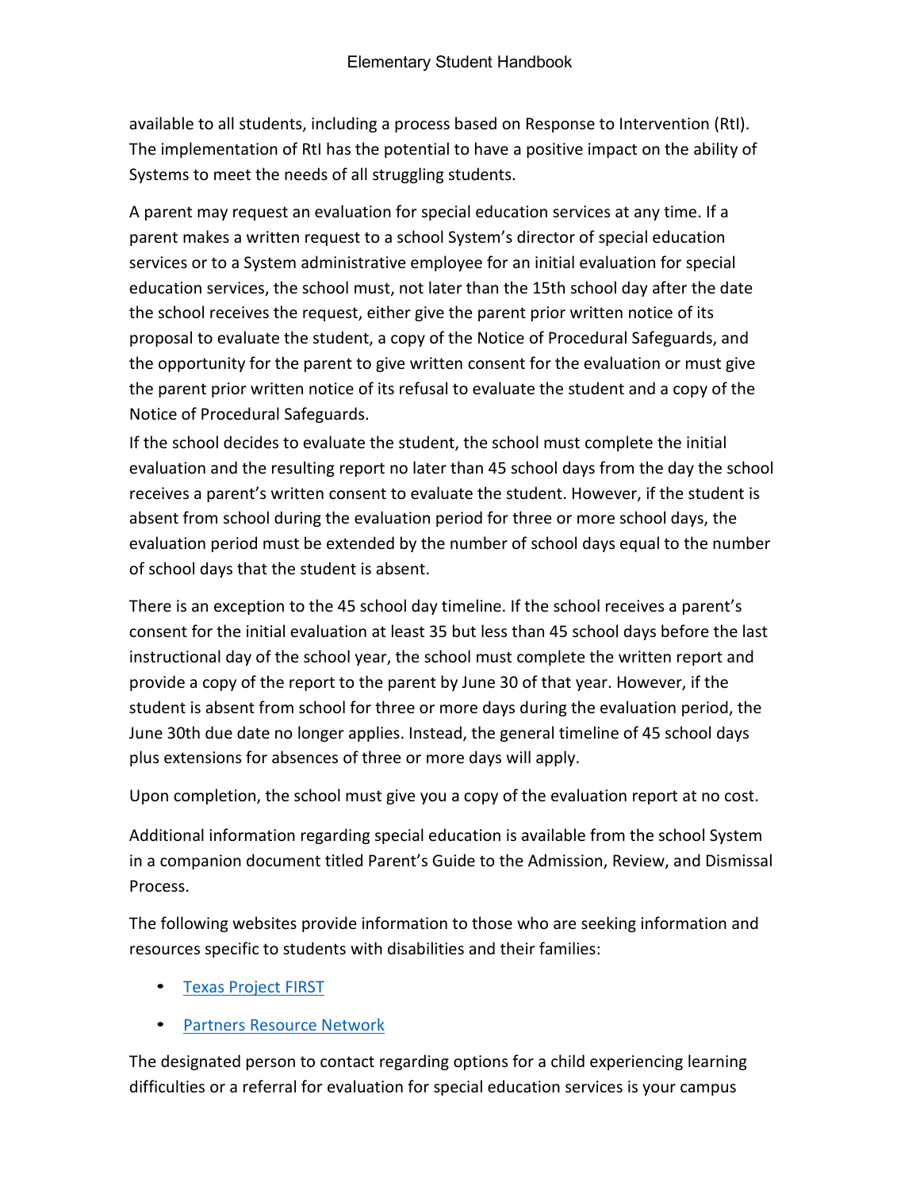available to all students, including a process based on Response to Intervention (RtI). The implementation of RtI has the potential to have a positive impact on the ability of Systems to meet the needs of all struggling students.

A parent may request an evaluation for special education services at any time. If a parent makes a written request to a school System's director of special education services or to a System administrative employee for an initial evaluation for special education services, the school must, not later than the 15th school day after the date the school receives the request, either give the parent prior written notice of its proposal to evaluate the student, a copy of the Notice of Procedural Safeguards, and the opportunity for the parent to give written consent for the evaluation or must give the parent prior written notice of its refusal to evaluate the student and a copy of the Notice of Procedural Safeguards.

If the school decides to evaluate the student, the school must complete the initial evaluation and the resulting report no later than 45 school days from the day the school receives a parent's written consent to evaluate the student. However, if the student is absent from school during the evaluation period for three or more school days, the evaluation period must be extended by the number of school days equal to the number of school days that the student is absent.

There is an exception to the 45 school day timeline. If the school receives a parent's consent for the initial evaluation at least 35 but less than 45 school days before the last instructional day of the school year, the school must complete the written report and provide a copy of the report to the parent by June 30 of that year. However, if the student is absent from school for three or more days during the evaluation period, the June 30th due date no longer applies. Instead, the general timeline of 45 school days plus extensions for absences of three or more days will apply.

Upon completion, the school must give you a copy of the evaluation report at no cost.

Additional information regarding special education is available from the school System in a companion document titled Parent's Guide to the Admission, Review, and Dismissal Process.

The following websites provide information to those who are seeking information and resources specific to students with disabilities and their families:

- Texas Project FIRST
- Partners Resource Network

The designated person to contact regarding options for a child experiencing learning difficulties or a referral for evaluation for special education services is your campus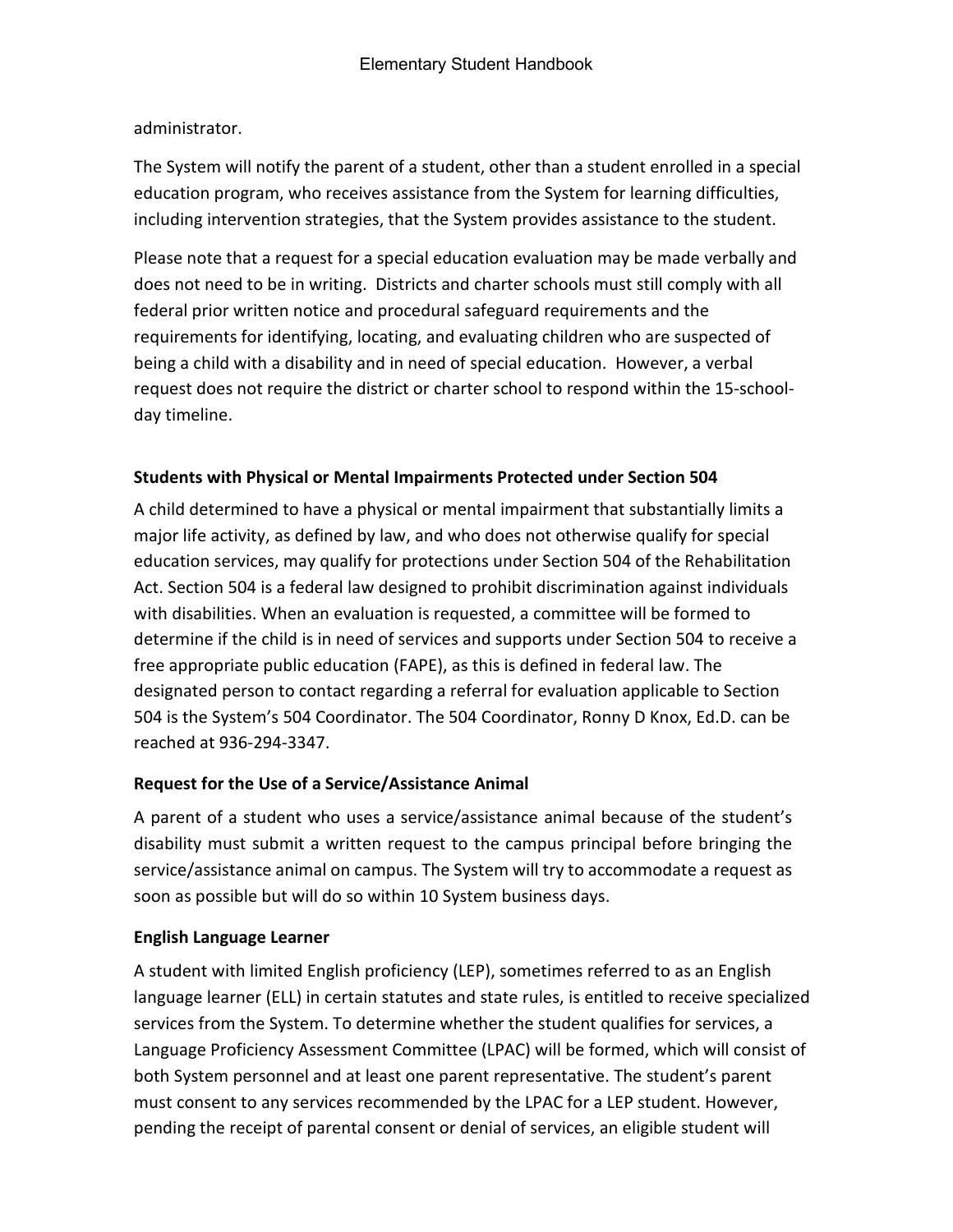administrator.

The System will notify the parent of a student, other than a student enrolled in a special education program, who receives assistance from the System for learning difficulties, including intervention strategies, that the System provides assistance to the student.

Please note that a request for a special education evaluation may be made verbally and does not need to be in writing. Districts and charter schools must still comply with all federal prior written notice and procedural safeguard requirements and the requirements for identifying, locating, and evaluating children who are suspected of being a child with a disability and in need of special education. However, a verbal request does not require the district or charter school to respond within the 15-school-day timeline.

**Students with Physical or Mental Impairments Protected under Section 504**

A child determined to have a physical or mental impairment that substantially limits a major life activity, as defined by law, and who does not otherwise qualify for special education services, may qualify for protections under Section 504 of the Rehabilitation Act. Section 504 is a federal law designed to prohibit discrimination against individuals with disabilities. When an evaluation is requested, a committee will be formed to determine if the child is in need of services and supports under Section 504 to receive a free appropriate public education (FAPE), as this is defined in federal law. The designated person to contact regarding a referral for evaluation applicable to Section 504 is the System's 504 Coordinator. The 504 Coordinator, Ronny D Knox, Ed.D. can be reached at 936-294-3347.

**Request for the Use of a Service/Assistance Animal**

A parent of a student who uses a service/assistance animal because of the student's disability must submit a written request to the campus principal before bringing the service/assistance animal on campus. The System will try to accommodate a request as soon as possible but will do so within 10 System business days.

**English Language Learner**

A student with limited English proficiency (LEP), sometimes referred to as an English language learner (ELL) in certain statutes and state rules, is entitled to receive specialized services from the System. To determine whether the student qualifies for services, a Language Proficiency Assessment Committee (LPAC) will be formed, which will consist of both System personnel and at least one parent representative. The student's parent must consent to any services recommended by the LPAC for a LEP student. However, pending the receipt of parental consent or denial of services, an eligible student will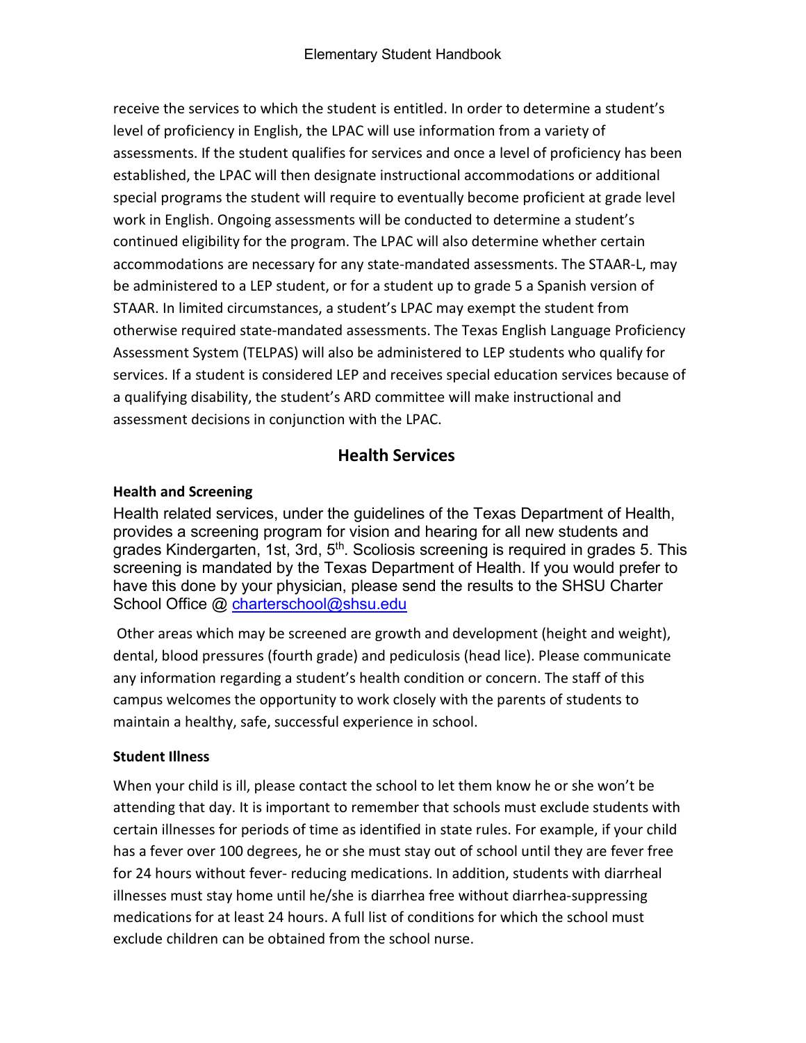receive the services to which the student is entitled. In order to determine a student's level of proficiency in English, the LPAC will use information from a variety of assessments. If the student qualifies for services and once a level of proficiency has been established, the LPAC will then designate instructional accommodations or additional special programs the student will require to eventually become proficient at grade level work in English. Ongoing assessments will be conducted to determine a student's continued eligibility for the program. The LPAC will also determine whether certain accommodations are necessary for any state-mandated assessments. The STAAR-L, may be administered to a LEP student, or for a student up to grade 5 a Spanish version of STAAR. In limited circumstances, a student's LPAC may exempt the student from otherwise required state-mandated assessments. The Texas English Language Proficiency Assessment System (TELPAS) will also be administered to LEP students who qualify for services. If a student is considered LEP and receives special education services because of a qualifying disability, the student's ARD committee will make instructional and assessment decisions in conjunction with the LPAC.

## Health Services

### Health and Screening

Health related services, under the guidelines of the Texas Department of Health, provides a screening program for vision and hearing for all new students and grades Kindergarten, 1st, 3rd, 5th. Scoliosis screening is required in grades 5. This screening is mandated by the Texas Department of Health. If you would prefer to have this done by your physician, please send the results to the SHSU Charter School Office @ charterschool@shsu.edu

Other areas which may be screened are growth and development (height and weight), dental, blood pressures (fourth grade) and pediculosis (head lice). Please communicate any information regarding a student's health condition or concern. The staff of this campus welcomes the opportunity to work closely with the parents of students to maintain a healthy, safe, successful experience in school.

### Student Illness

When your child is ill, please contact the school to let them know he or she won't be attending that day. It is important to remember that schools must exclude students with certain illnesses for periods of time as identified in state rules. For example, if your child has a fever over 100 degrees, he or she must stay out of school until they are fever free for 24 hours without fever- reducing medications. In addition, students with diarrheal illnesses must stay home until he/she is diarrhea free without diarrhea-suppressing medications for at least 24 hours. A full list of conditions for which the school must exclude children can be obtained from the school nurse.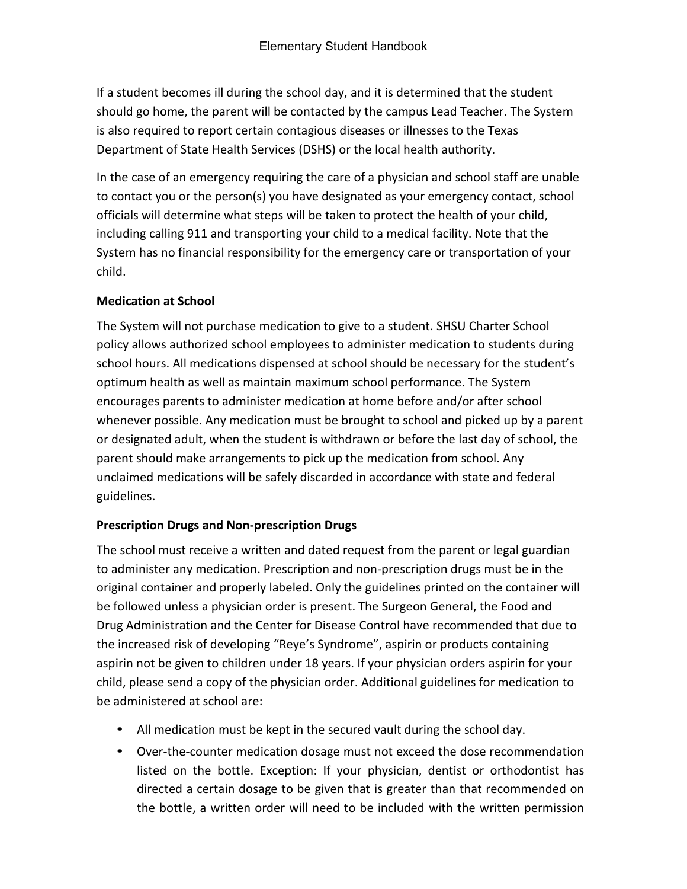If a student becomes ill during the school day, and it is determined that the student should go home, the parent will be contacted by the campus Lead Teacher. The System is also required to report certain contagious diseases or illnesses to the Texas Department of State Health Services (DSHS) or the local health authority.

In the case of an emergency requiring the care of a physician and school staff are unable to contact you or the person(s) you have designated as your emergency contact, school officials will determine what steps will be taken to protect the health of your child, including calling 911 and transporting your child to a medical facility. Note that the System has no financial responsibility for the emergency care or transportation of your child.

### Medication at School

The System will not purchase medication to give to a student. SHSU Charter School policy allows authorized school employees to administer medication to students during school hours. All medications dispensed at school should be necessary for the student's optimum health as well as maintain maximum school performance. The System encourages parents to administer medication at home before and/or after school whenever possible. Any medication must be brought to school and picked up by a parent or designated adult, when the student is withdrawn or before the last day of school, the parent should make arrangements to pick up the medication from school. Any unclaimed medications will be safely discarded in accordance with state and federal guidelines.

### Prescription Drugs and Non-prescription Drugs

The school must receive a written and dated request from the parent or legal guardian to administer any medication. Prescription and non-prescription drugs must be in the original container and properly labeled. Only the guidelines printed on the container will be followed unless a physician order is present. The Surgeon General, the Food and Drug Administration and the Center for Disease Control have recommended that due to the increased risk of developing "Reye's Syndrome", aspirin or products containing aspirin not be given to children under 18 years. If your physician orders aspirin for your child, please send a copy of the physician order. Additional guidelines for medication to be administered at school are:

- All medication must be kept in the secured vault during the school day.
- Over-the-counter medication dosage must not exceed the dose recommendation listed on the bottle. Exception: If your physician, dentist or orthodontist has directed a certain dosage to be given that is greater than that recommended on the bottle, a written order will need to be included with the written permission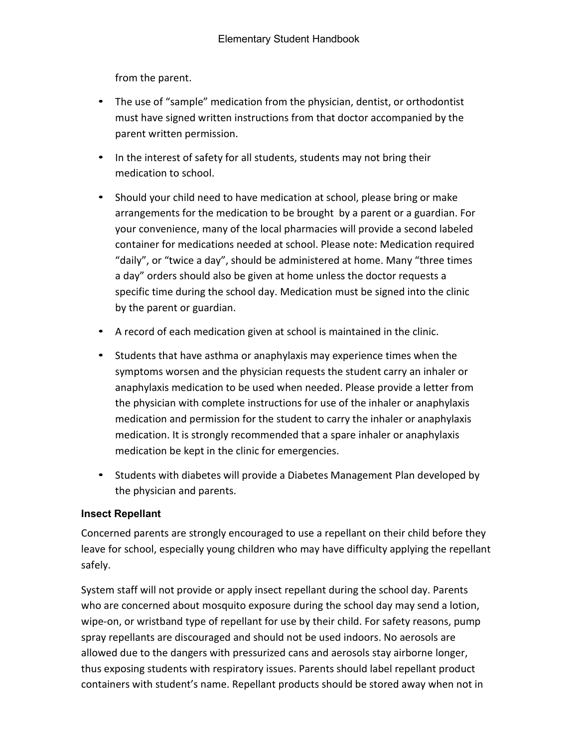from the parent.

- The use of "sample" medication from the physician, dentist, or orthodontist must have signed written instructions from that doctor accompanied by the parent written permission.
- In the interest of safety for all students, students may not bring their medication to school.
- Should your child need to have medication at school, please bring or make arrangements for the medication to be brought by a parent or a guardian. For your convenience, many of the local pharmacies will provide a second labeled container for medications needed at school. Please note: Medication required "daily", or "twice a day", should be administered at home. Many "three times a day" orders should also be given at home unless the doctor requests a specific time during the school day. Medication must be signed into the clinic by the parent or guardian.
- A record of each medication given at school is maintained in the clinic.
- Students that have asthma or anaphylaxis may experience times when the symptoms worsen and the physician requests the student carry an inhaler or anaphylaxis medication to be used when needed. Please provide a letter from the physician with complete instructions for use of the inhaler or anaphylaxis medication and permission for the student to carry the inhaler or anaphylaxis medication. It is strongly recommended that a spare inhaler or anaphylaxis medication be kept in the clinic for emergencies.
- Students with diabetes will provide a Diabetes Management Plan developed by the physician and parents.

**Insect Repellant**

Concerned parents are strongly encouraged to use a repellant on their child before they leave for school, especially young children who may have difficulty applying the repellant safely.

System staff will not provide or apply insect repellant during the school day. Parents who are concerned about mosquito exposure during the school day may send a lotion, wipe-on, or wristband type of repellant for use by their child. For safety reasons, pump spray repellants are discouraged and should not be used indoors. No aerosols are allowed due to the dangers with pressurized cans and aerosols stay airborne longer, thus exposing students with respiratory issues. Parents should label repellant product containers with student's name. Repellant products should be stored away when not in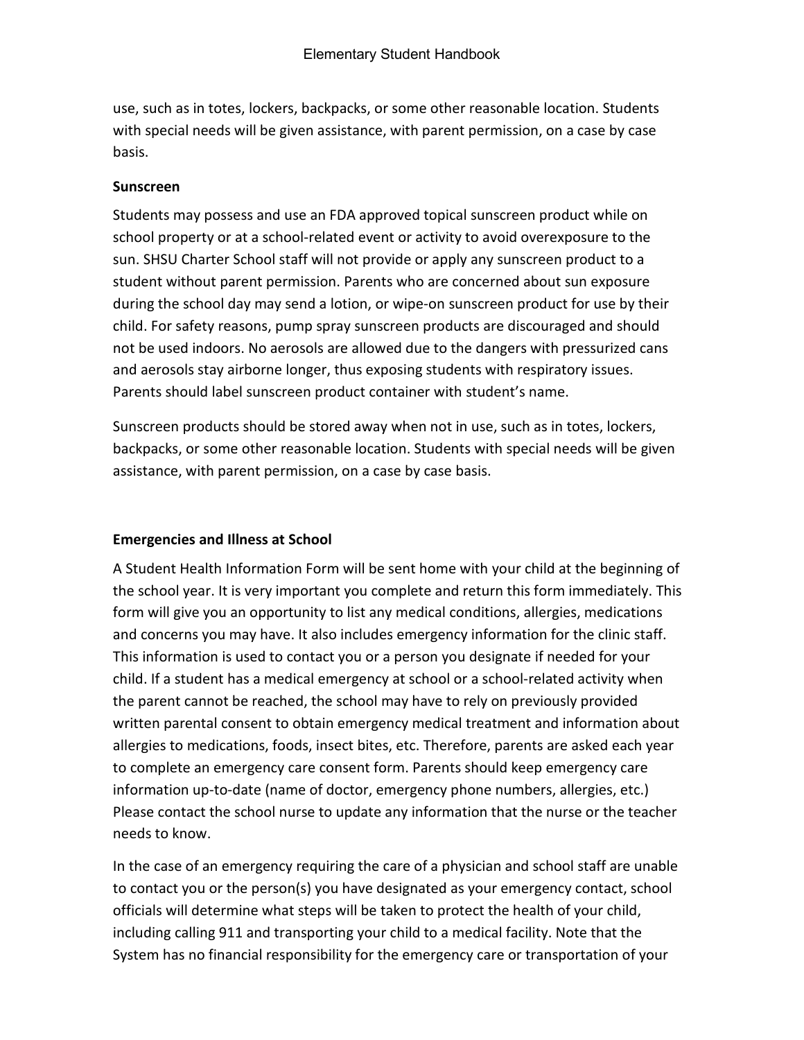use, such as in totes, lockers, backpacks, or some other reasonable location. Students with special needs will be given assistance, with parent permission, on a case by case basis.

**Sunscreen**

Students may possess and use an FDA approved topical sunscreen product while on school property or at a school-related event or activity to avoid overexposure to the sun. SHSU Charter School staff will not provide or apply any sunscreen product to a student without parent permission. Parents who are concerned about sun exposure during the school day may send a lotion, or wipe-on sunscreen product for use by their child. For safety reasons, pump spray sunscreen products are discouraged and should not be used indoors. No aerosols are allowed due to the dangers with pressurized cans and aerosols stay airborne longer, thus exposing students with respiratory issues. Parents should label sunscreen product container with student's name.

Sunscreen products should be stored away when not in use, such as in totes, lockers, backpacks, or some other reasonable location. Students with special needs will be given assistance, with parent permission, on a case by case basis.

**Emergencies and Illness at School**

A Student Health Information Form will be sent home with your child at the beginning of the school year. It is very important you complete and return this form immediately. This form will give you an opportunity to list any medical conditions, allergies, medications and concerns you may have. It also includes emergency information for the clinic staff. This information is used to contact you or a person you designate if needed for your child. If a student has a medical emergency at school or a school-related activity when the parent cannot be reached, the school may have to rely on previously provided written parental consent to obtain emergency medical treatment and information about allergies to medications, foods, insect bites, etc. Therefore, parents are asked each year to complete an emergency care consent form. Parents should keep emergency care information up-to-date (name of doctor, emergency phone numbers, allergies, etc.) Please contact the school nurse to update any information that the nurse or the teacher needs to know.

In the case of an emergency requiring the care of a physician and school staff are unable to contact you or the person(s) you have designated as your emergency contact, school officials will determine what steps will be taken to protect the health of your child, including calling 911 and transporting your child to a medical facility. Note that the System has no financial responsibility for the emergency care or transportation of your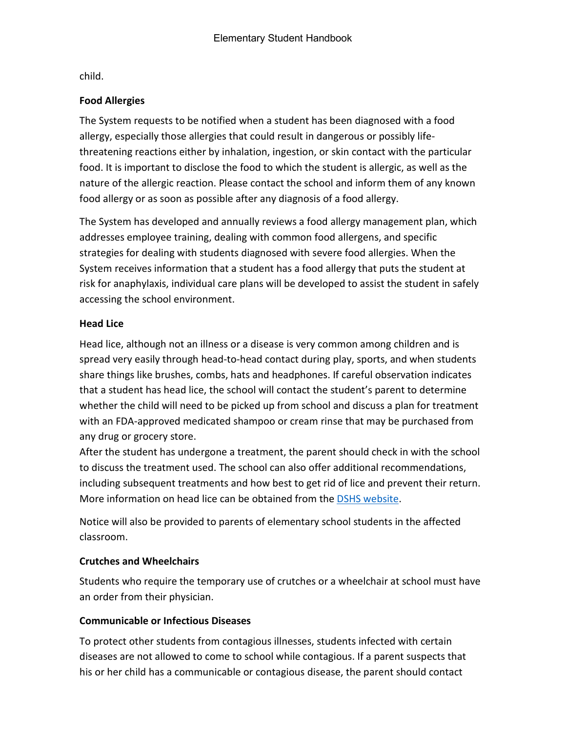child.

**Food Allergies**

The System requests to be notified when a student has been diagnosed with a food allergy, especially those allergies that could result in dangerous or possibly life-threatening reactions either by inhalation, ingestion, or skin contact with the particular food. It is important to disclose the food to which the student is allergic, as well as the nature of the allergic reaction. Please contact the school and inform them of any known food allergy or as soon as possible after any diagnosis of a food allergy.

The System has developed and annually reviews a food allergy management plan, which addresses employee training, dealing with common food allergens, and specific strategies for dealing with students diagnosed with severe food allergies. When the System receives information that a student has a food allergy that puts the student at risk for anaphylaxis, individual care plans will be developed to assist the student in safely accessing the school environment.

**Head Lice**

Head lice, although not an illness or a disease is very common among children and is spread very easily through head-to-head contact during play, sports, and when students share things like brushes, combs, hats and headphones. If careful observation indicates that a student has head lice, the school will contact the student's parent to determine whether the child will need to be picked up from school and discuss a plan for treatment with an FDA-approved medicated shampoo or cream rinse that may be purchased from any drug or grocery store.
After the student has undergone a treatment, the parent should check in with the school to discuss the treatment used. The school can also offer additional recommendations, including subsequent treatments and how best to get rid of lice and prevent their return. More information on head lice can be obtained from the DSHS website.

Notice will also be provided to parents of elementary school students in the affected classroom.

**Crutches and Wheelchairs**

Students who require the temporary use of crutches or a wheelchair at school must have an order from their physician.

**Communicable or Infectious Diseases**

To protect other students from contagious illnesses, students infected with certain diseases are not allowed to come to school while contagious. If a parent suspects that his or her child has a communicable or contagious disease, the parent should contact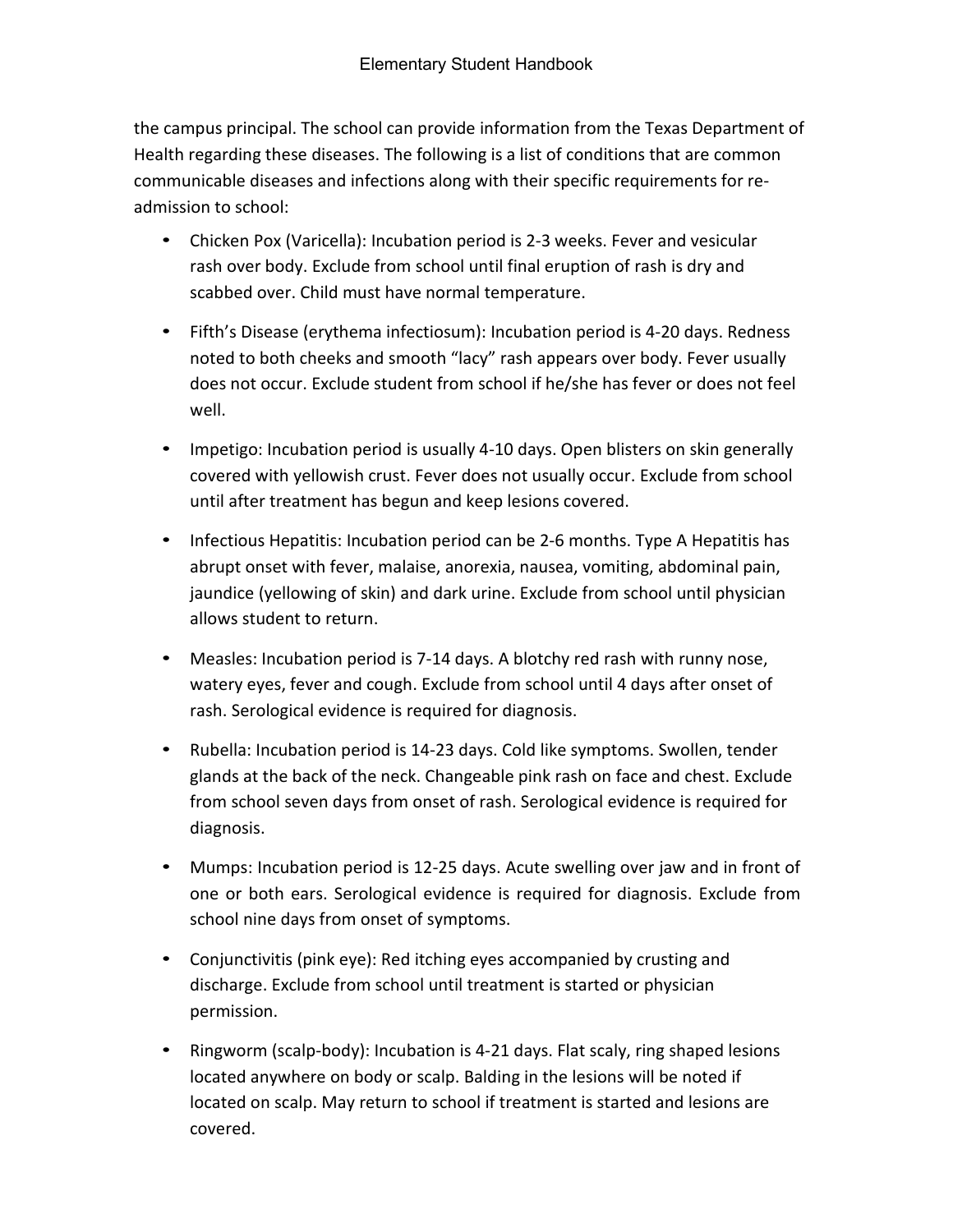the campus principal. The school can provide information from the Texas Department of Health regarding these diseases. The following is a list of conditions that are common communicable diseases and infections along with their specific requirements for re-admission to school:

- Chicken Pox (Varicella): Incubation period is 2-3 weeks. Fever and vesicular rash over body. Exclude from school until final eruption of rash is dry and scabbed over. Child must have normal temperature.
- Fifth's Disease (erythema infectiosum): Incubation period is 4-20 days. Redness noted to both cheeks and smooth "lacy" rash appears over body. Fever usually does not occur. Exclude student from school if he/she has fever or does not feel well.
- Impetigo: Incubation period is usually 4-10 days. Open blisters on skin generally covered with yellowish crust. Fever does not usually occur. Exclude from school until after treatment has begun and keep lesions covered.
- Infectious Hepatitis: Incubation period can be 2-6 months. Type A Hepatitis has abrupt onset with fever, malaise, anorexia, nausea, vomiting, abdominal pain, jaundice (yellowing of skin) and dark urine. Exclude from school until physician allows student to return.
- Measles: Incubation period is 7-14 days. A blotchy red rash with runny nose, watery eyes, fever and cough. Exclude from school until 4 days after onset of rash. Serological evidence is required for diagnosis.
- Rubella: Incubation period is 14-23 days. Cold like symptoms. Swollen, tender glands at the back of the neck. Changeable pink rash on face and chest. Exclude from school seven days from onset of rash. Serological evidence is required for diagnosis.
- Mumps: Incubation period is 12-25 days. Acute swelling over jaw and in front of one or both ears. Serological evidence is required for diagnosis. Exclude from school nine days from onset of symptoms.
- Conjunctivitis (pink eye): Red itching eyes accompanied by crusting and discharge. Exclude from school until treatment is started or physician permission.
- Ringworm (scalp-body): Incubation is 4-21 days. Flat scaly, ring shaped lesions located anywhere on body or scalp. Balding in the lesions will be noted if located on scalp. May return to school if treatment is started and lesions are covered.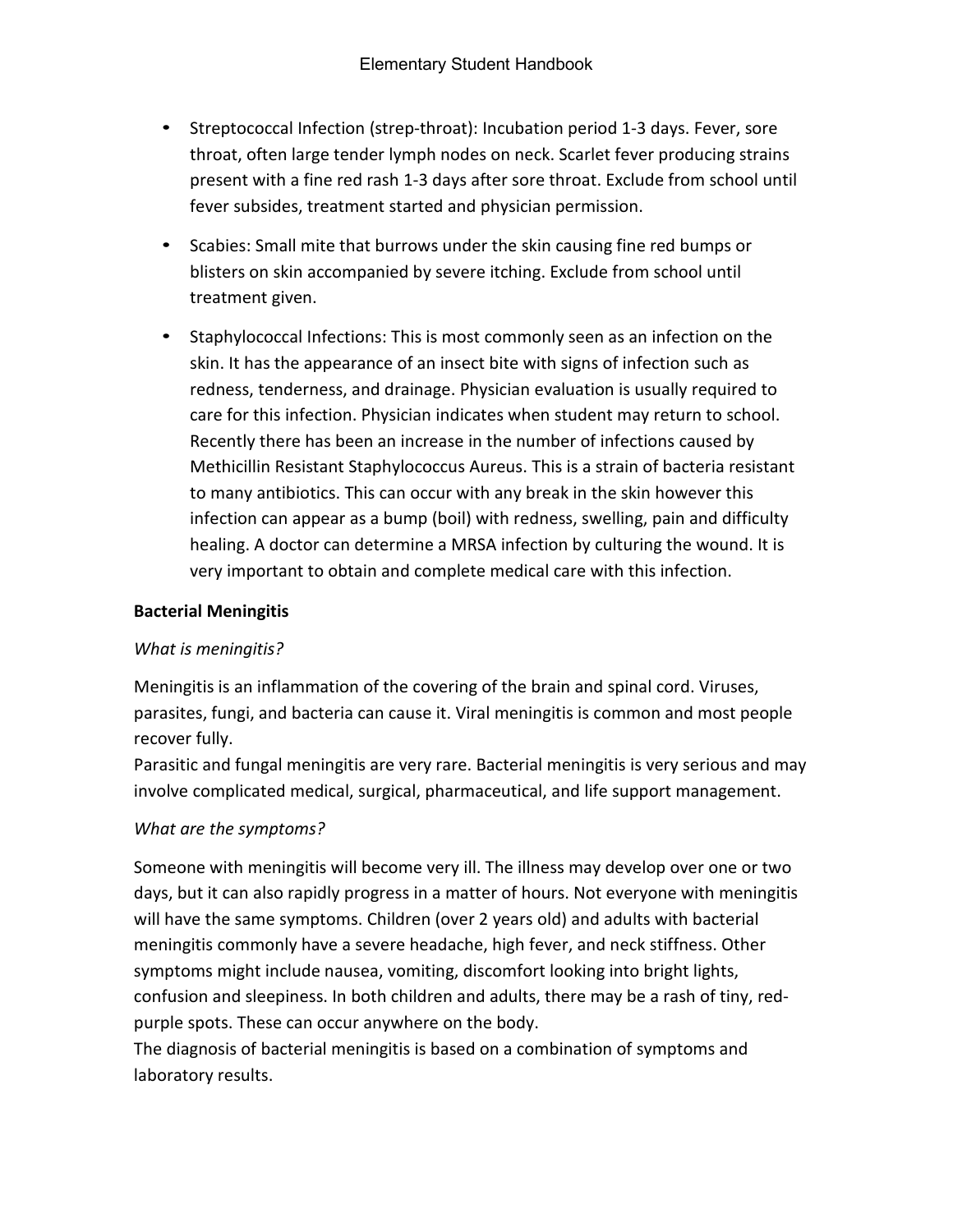- Streptococcal Infection (strep-throat): Incubation period 1-3 days. Fever, sore throat, often large tender lymph nodes on neck. Scarlet fever producing strains present with a fine red rash 1-3 days after sore throat. Exclude from school until fever subsides, treatment started and physician permission.

- Scabies: Small mite that burrows under the skin causing fine red bumps or blisters on skin accompanied by severe itching. Exclude from school until treatment given.

- Staphylococcal Infections: This is most commonly seen as an infection on the skin. It has the appearance of an insect bite with signs of infection such as redness, tenderness, and drainage. Physician evaluation is usually required to care for this infection. Physician indicates when student may return to school. Recently there has been an increase in the number of infections caused by Methicillin Resistant Staphylococcus Aureus. This is a strain of bacteria resistant to many antibiotics. This can occur with any break in the skin however this infection can appear as a bump (boil) with redness, swelling, pain and difficulty healing. A doctor can determine a MRSA infection by culturing the wound. It is very important to obtain and complete medical care with this infection.

**Bacterial Meningitis**

*What is meningitis?*

Meningitis is an inflammation of the covering of the brain and spinal cord. Viruses, parasites, fungi, and bacteria can cause it. Viral meningitis is common and most people recover fully.
Parasitic and fungal meningitis are very rare. Bacterial meningitis is very serious and may involve complicated medical, surgical, pharmaceutical, and life support management.

*What are the symptoms?*

Someone with meningitis will become very ill. The illness may develop over one or two days, but it can also rapidly progress in a matter of hours. Not everyone with meningitis will have the same symptoms. Children (over 2 years old) and adults with bacterial meningitis commonly have a severe headache, high fever, and neck stiffness. Other symptoms might include nausea, vomiting, discomfort looking into bright lights, confusion and sleepiness. In both children and adults, there may be a rash of tiny, red-purple spots. These can occur anywhere on the body.
The diagnosis of bacterial meningitis is based on a combination of symptoms and laboratory results.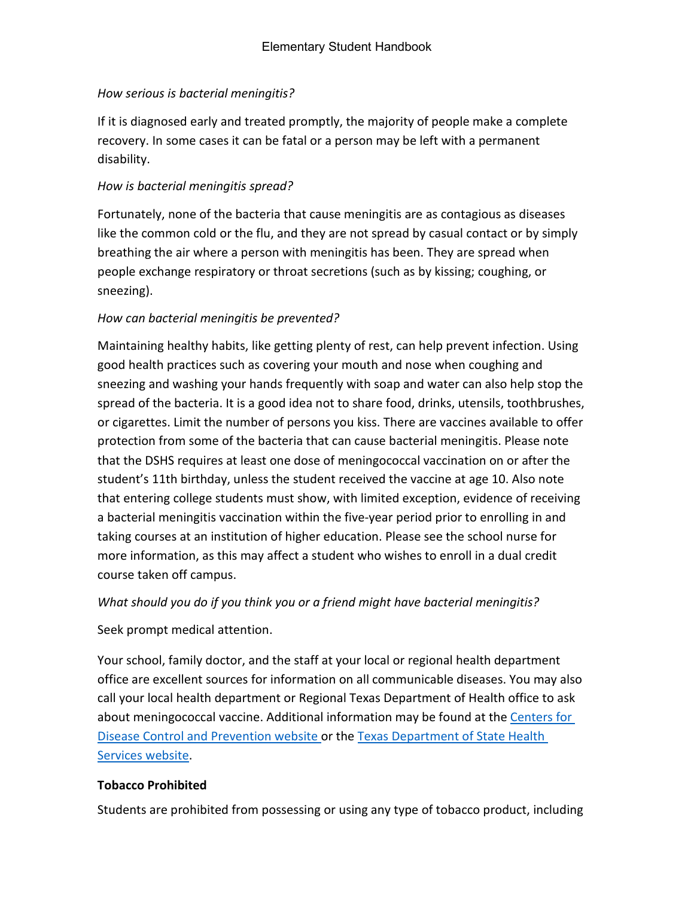*How serious is bacterial meningitis?*

If it is diagnosed early and treated promptly, the majority of people make a complete recovery. In some cases it can be fatal or a person may be left with a permanent disability.

*How is bacterial meningitis spread?*

Fortunately, none of the bacteria that cause meningitis are as contagious as diseases like the common cold or the flu, and they are not spread by casual contact or by simply breathing the air where a person with meningitis has been. They are spread when people exchange respiratory or throat secretions (such as by kissing; coughing, or sneezing).

*How can bacterial meningitis be prevented?*

Maintaining healthy habits, like getting plenty of rest, can help prevent infection. Using good health practices such as covering your mouth and nose when coughing and sneezing and washing your hands frequently with soap and water can also help stop the spread of the bacteria. It is a good idea not to share food, drinks, utensils, toothbrushes, or cigarettes. Limit the number of persons you kiss. There are vaccines available to offer protection from some of the bacteria that can cause bacterial meningitis. Please note that the DSHS requires at least one dose of meningococcal vaccination on or after the student's 11th birthday, unless the student received the vaccine at age 10. Also note that entering college students must show, with limited exception, evidence of receiving a bacterial meningitis vaccination within the five-year period prior to enrolling in and taking courses at an institution of higher education. Please see the school nurse for more information, as this may affect a student who wishes to enroll in a dual credit course taken off campus.

*What should you do if you think you or a friend might have bacterial meningitis?*

Seek prompt medical attention.

Your school, family doctor, and the staff at your local or regional health department office are excellent sources for information on all communicable diseases. You may also call your local health department or Regional Texas Department of Health office to ask about meningococcal vaccine. Additional information may be found at the [Centers for Disease Control and Prevention website](#) or the [Texas Department of State Health Services website](#).

**Tobacco Prohibited**

Students are prohibited from possessing or using any type of tobacco product, including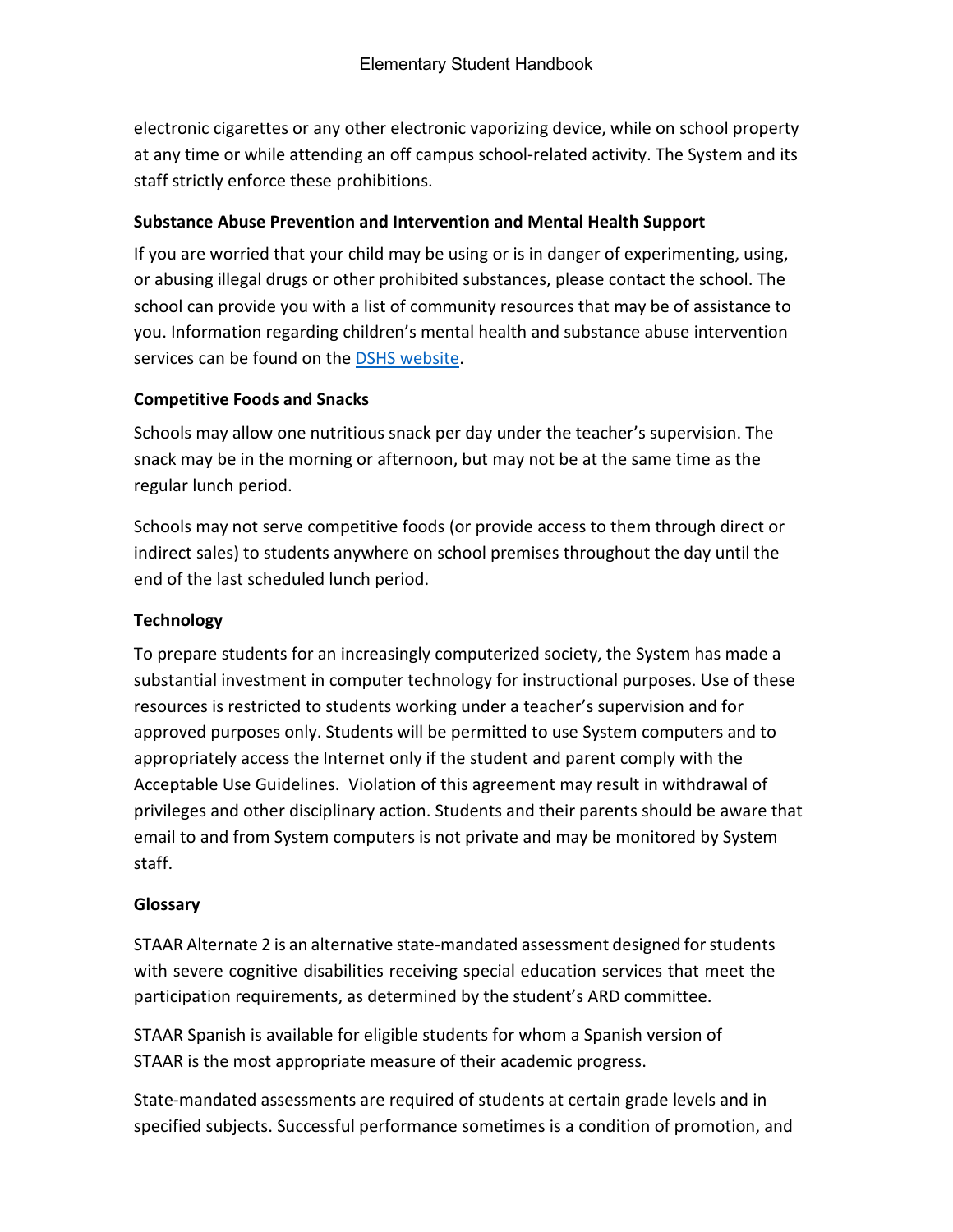electronic cigarettes or any other electronic vaporizing device, while on school property at any time or while attending an off campus school-related activity. The System and its staff strictly enforce these prohibitions.

**Substance Abuse Prevention and Intervention and Mental Health Support**

If you are worried that your child may be using or is in danger of experimenting, using, or abusing illegal drugs or other prohibited substances, please contact the school. The school can provide you with a list of community resources that may be of assistance to you. Information regarding children's mental health and substance abuse intervention services can be found on the DSHS website.

**Competitive Foods and Snacks**

Schools may allow one nutritious snack per day under the teacher's supervision. The snack may be in the morning or afternoon, but may not be at the same time as the regular lunch period.

Schools may not serve competitive foods (or provide access to them through direct or indirect sales) to students anywhere on school premises throughout the day until the end of the last scheduled lunch period.

**Technology**

To prepare students for an increasingly computerized society, the System has made a substantial investment in computer technology for instructional purposes. Use of these resources is restricted to students working under a teacher's supervision and for approved purposes only. Students will be permitted to use System computers and to appropriately access the Internet only if the student and parent comply with the Acceptable Use Guidelines. Violation of this agreement may result in withdrawal of privileges and other disciplinary action. Students and their parents should be aware that email to and from System computers is not private and may be monitored by System staff.

**Glossary**

STAAR Alternate 2 is an alternative state-mandated assessment designed for students with severe cognitive disabilities receiving special education services that meet the participation requirements, as determined by the student's ARD committee.

STAAR Spanish is available for eligible students for whom a Spanish version of STAAR is the most appropriate measure of their academic progress.

State-mandated assessments are required of students at certain grade levels and in specified subjects. Successful performance sometimes is a condition of promotion, and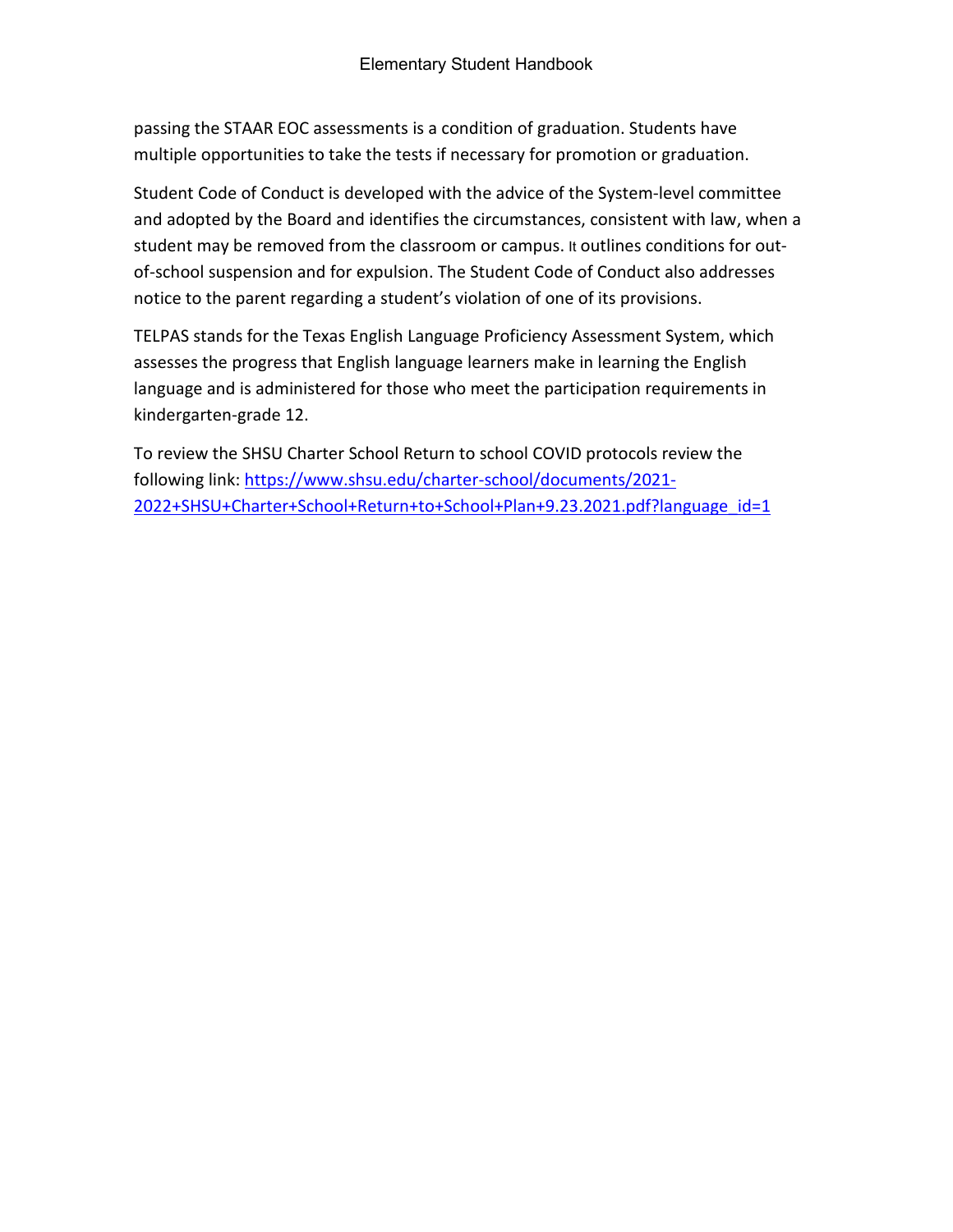passing the STAAR EOC assessments is a condition of graduation. Students have multiple opportunities to take the tests if necessary for promotion or graduation.

Student Code of Conduct is developed with the advice of the System-level committee and adopted by the Board and identifies the circumstances, consistent with law, when a student may be removed from the classroom or campus. It outlines conditions for out-of-school suspension and for expulsion. The Student Code of Conduct also addresses notice to the parent regarding a student's violation of one of its provisions.

TELPAS stands for the Texas English Language Proficiency Assessment System, which assesses the progress that English language learners make in learning the English language and is administered for those who meet the participation requirements in kindergarten-grade 12.

To review the SHSU Charter School Return to school COVID protocols review the following link: [https://www.shsu.edu/charter-school/documents/2021-2022+SHSU+Charter+School+Return+to+School+Plan+9.23.2021.pdf?language_id=1](https://www.shsu.edu/charter-school/documents/2021-2022+SHSU+Charter+School+Return+to+School+Plan+9.23.2021.pdf?language_id=1)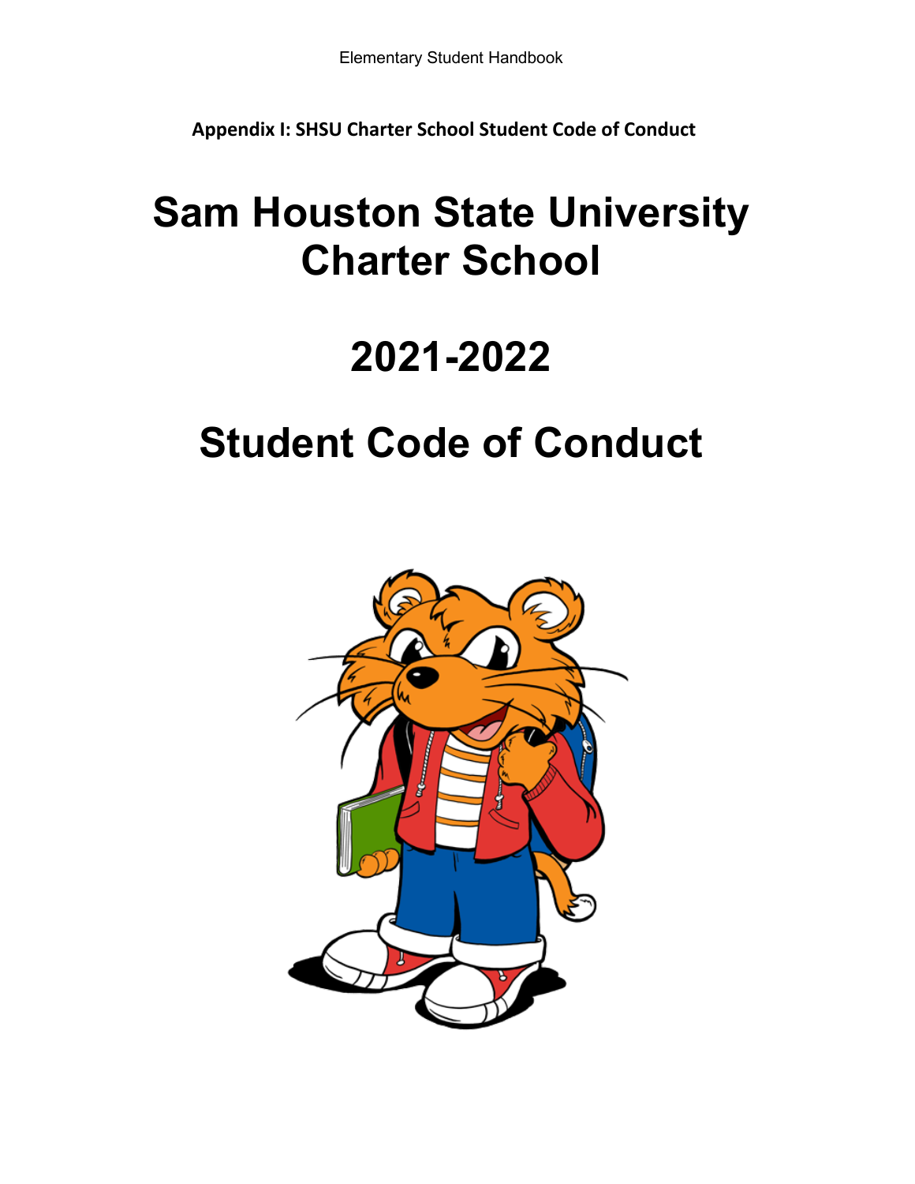**Appendix I: SHSU Charter School Student Code of Conduct**

# Sam Houston State University Charter School

# 2021-2022

# Student Code of Conduct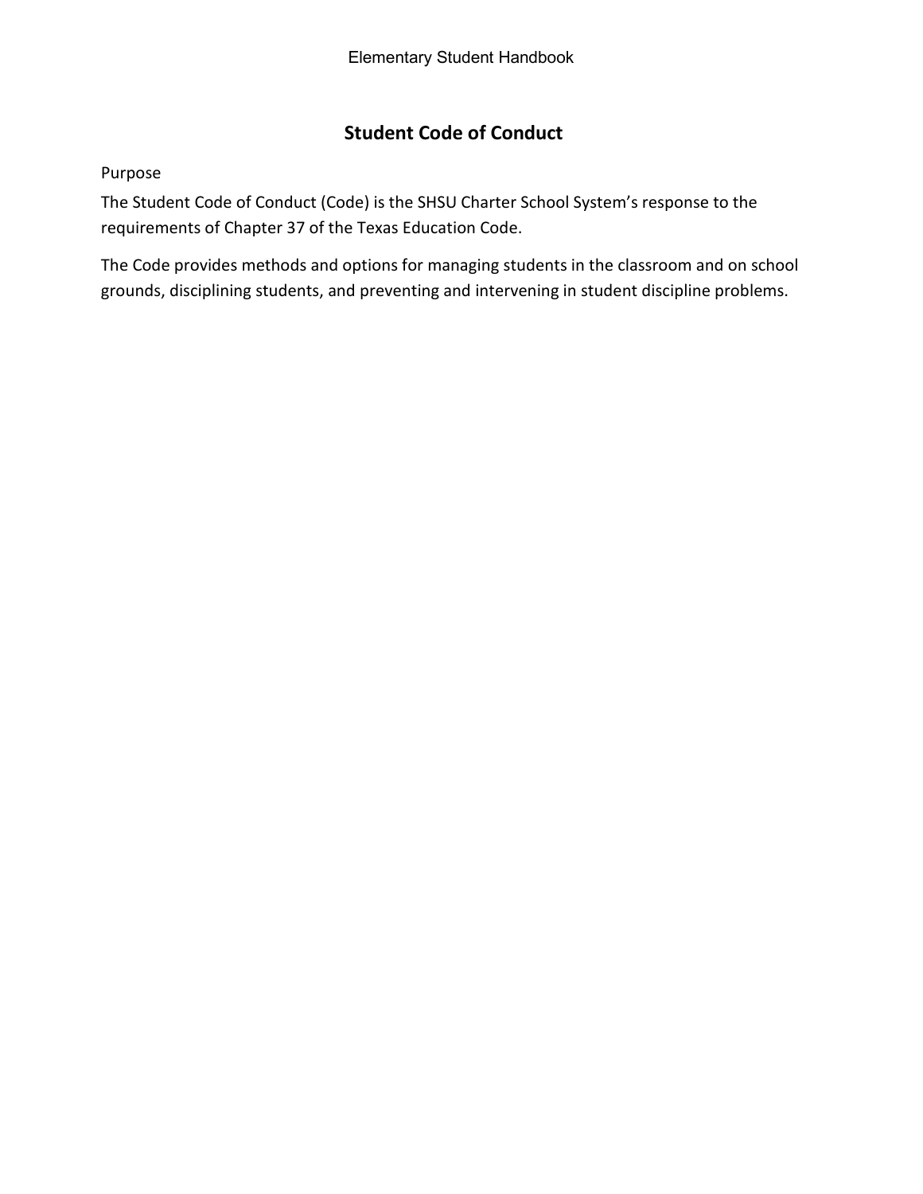# Student Code of Conduct

Purpose

The Student Code of Conduct (Code) is the SHSU Charter School System's response to the requirements of Chapter 37 of the Texas Education Code.

The Code provides methods and options for managing students in the classroom and on school grounds, disciplining students, and preventing and intervening in student discipline problems.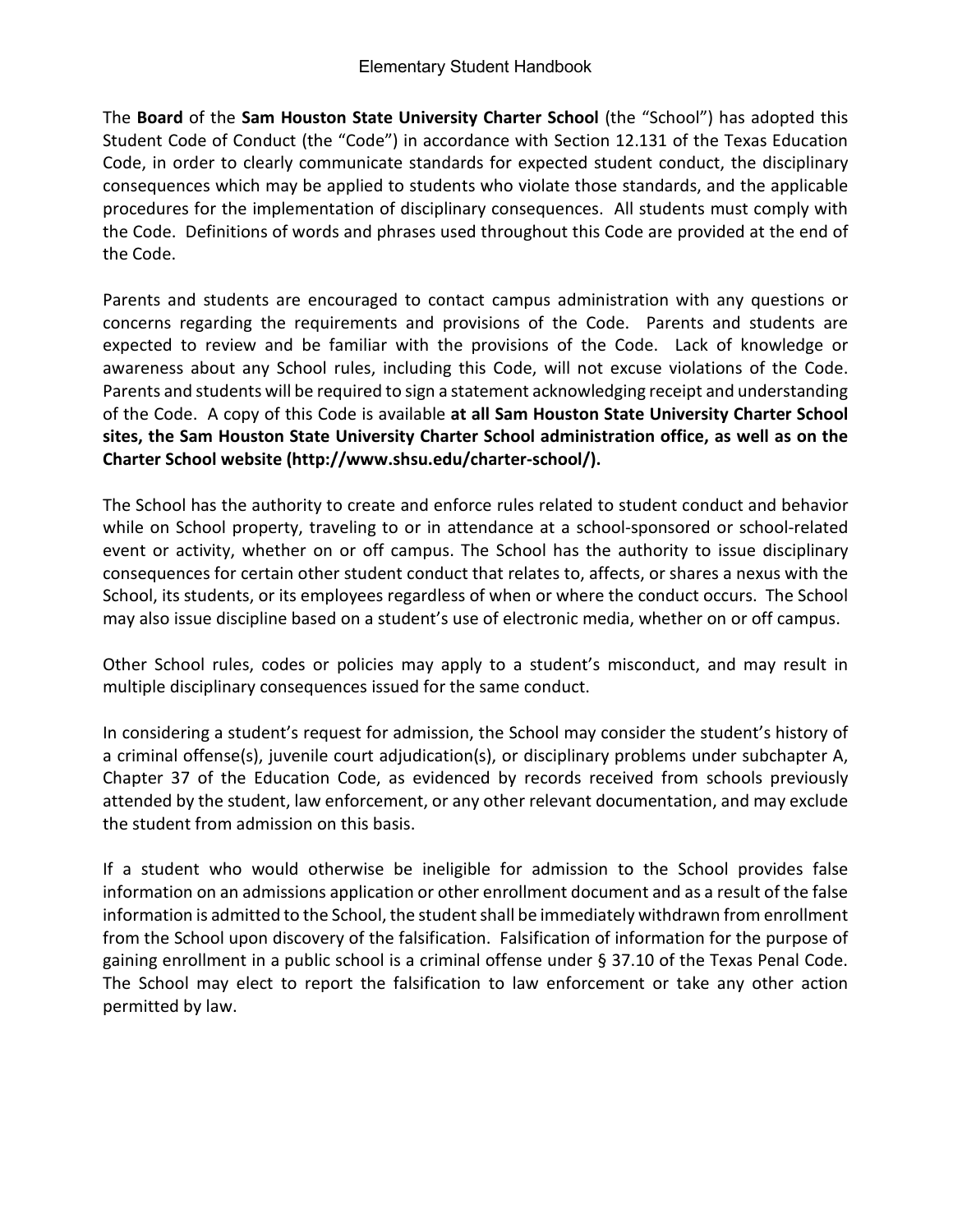The **Board** of the **Sam Houston State University Charter School** (the "School") has adopted this Student Code of Conduct (the "Code") in accordance with Section 12.131 of the Texas Education Code, in order to clearly communicate standards for expected student conduct, the disciplinary consequences which may be applied to students who violate those standards, and the applicable procedures for the implementation of disciplinary consequences. All students must comply with the Code. Definitions of words and phrases used throughout this Code are provided at the end of the Code.

Parents and students are encouraged to contact campus administration with any questions or concerns regarding the requirements and provisions of the Code. Parents and students are expected to review and be familiar with the provisions of the Code. Lack of knowledge or awareness about any School rules, including this Code, will not excuse violations of the Code. Parents and students will be required to sign a statement acknowledging receipt and understanding of the Code. A copy of this Code is available **at all Sam Houston State University Charter School sites, the Sam Houston State University Charter School administration office, as well as on the Charter School website (http://www.shsu.edu/charter-school/).**

The School has the authority to create and enforce rules related to student conduct and behavior while on School property, traveling to or in attendance at a school-sponsored or school-related event or activity, whether on or off campus. The School has the authority to issue disciplinary consequences for certain other student conduct that relates to, affects, or shares a nexus with the School, its students, or its employees regardless of when or where the conduct occurs. The School may also issue discipline based on a student's use of electronic media, whether on or off campus.

Other School rules, codes or policies may apply to a student's misconduct, and may result in multiple disciplinary consequences issued for the same conduct.

In considering a student's request for admission, the School may consider the student's history of a criminal offense(s), juvenile court adjudication(s), or disciplinary problems under subchapter A, Chapter 37 of the Education Code, as evidenced by records received from schools previously attended by the student, law enforcement, or any other relevant documentation, and may exclude the student from admission on this basis.

If a student who would otherwise be ineligible for admission to the School provides false information on an admissions application or other enrollment document and as a result of the false information is admitted to the School, the student shall be immediately withdrawn from enrollment from the School upon discovery of the falsification. Falsification of information for the purpose of gaining enrollment in a public school is a criminal offense under § 37.10 of the Texas Penal Code. The School may elect to report the falsification to law enforcement or take any other action permitted by law.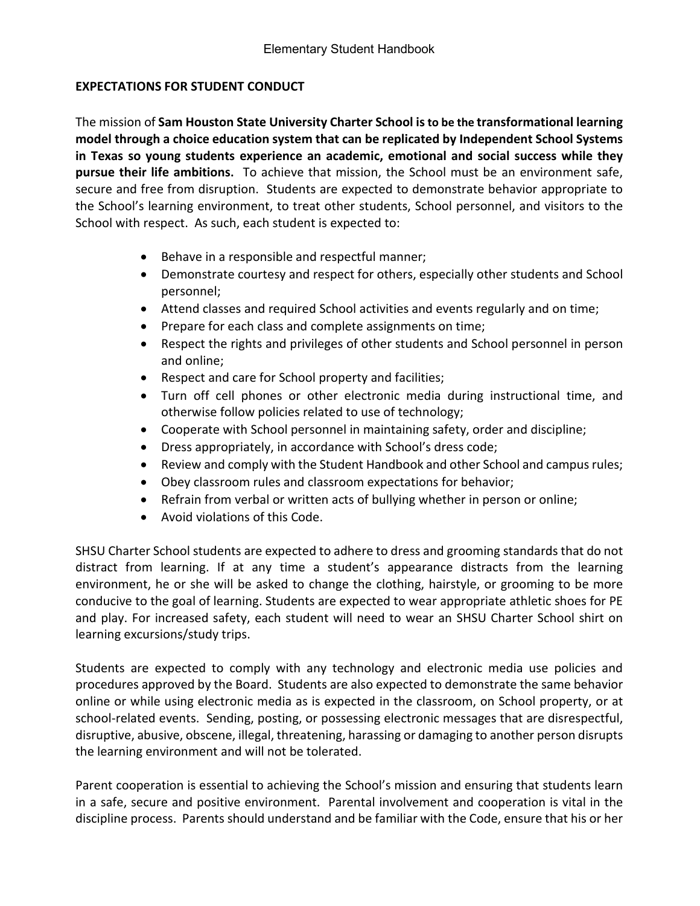## EXPECTATIONS FOR STUDENT CONDUCT

The mission of **Sam Houston State University Charter School is to be the transformational learning model through a choice education system that can be replicated by Independent School Systems in Texas so young students experience an academic, emotional and social success while they pursue their life ambitions.** To achieve that mission, the School must be an environment safe, secure and free from disruption. Students are expected to demonstrate behavior appropriate to the School's learning environment, to treat other students, School personnel, and visitors to the School with respect. As such, each student is expected to:

- Behave in a responsible and respectful manner;
- Demonstrate courtesy and respect for others, especially other students and School personnel;
- Attend classes and required School activities and events regularly and on time;
- Prepare for each class and complete assignments on time;
- Respect the rights and privileges of other students and School personnel in person and online;
- Respect and care for School property and facilities;
- Turn off cell phones or other electronic media during instructional time, and otherwise follow policies related to use of technology;
- Cooperate with School personnel in maintaining safety, order and discipline;
- Dress appropriately, in accordance with School's dress code;
- Review and comply with the Student Handbook and other School and campus rules;
- Obey classroom rules and classroom expectations for behavior;
- Refrain from verbal or written acts of bullying whether in person or online;
- Avoid violations of this Code.

SHSU Charter School students are expected to adhere to dress and grooming standards that do not distract from learning. If at any time a student's appearance distracts from the learning environment, he or she will be asked to change the clothing, hairstyle, or grooming to be more conducive to the goal of learning. Students are expected to wear appropriate athletic shoes for PE and play. For increased safety, each student will need to wear an SHSU Charter School shirt on learning excursions/study trips.

Students are expected to comply with any technology and electronic media use policies and procedures approved by the Board. Students are also expected to demonstrate the same behavior online or while using electronic media as is expected in the classroom, on School property, or at school-related events. Sending, posting, or possessing electronic messages that are disrespectful, disruptive, abusive, obscene, illegal, threatening, harassing or damaging to another person disrupts the learning environment and will not be tolerated.

Parent cooperation is essential to achieving the School's mission and ensuring that students learn in a safe, secure and positive environment. Parental involvement and cooperation is vital in the discipline process. Parents should understand and be familiar with the Code, ensure that his or her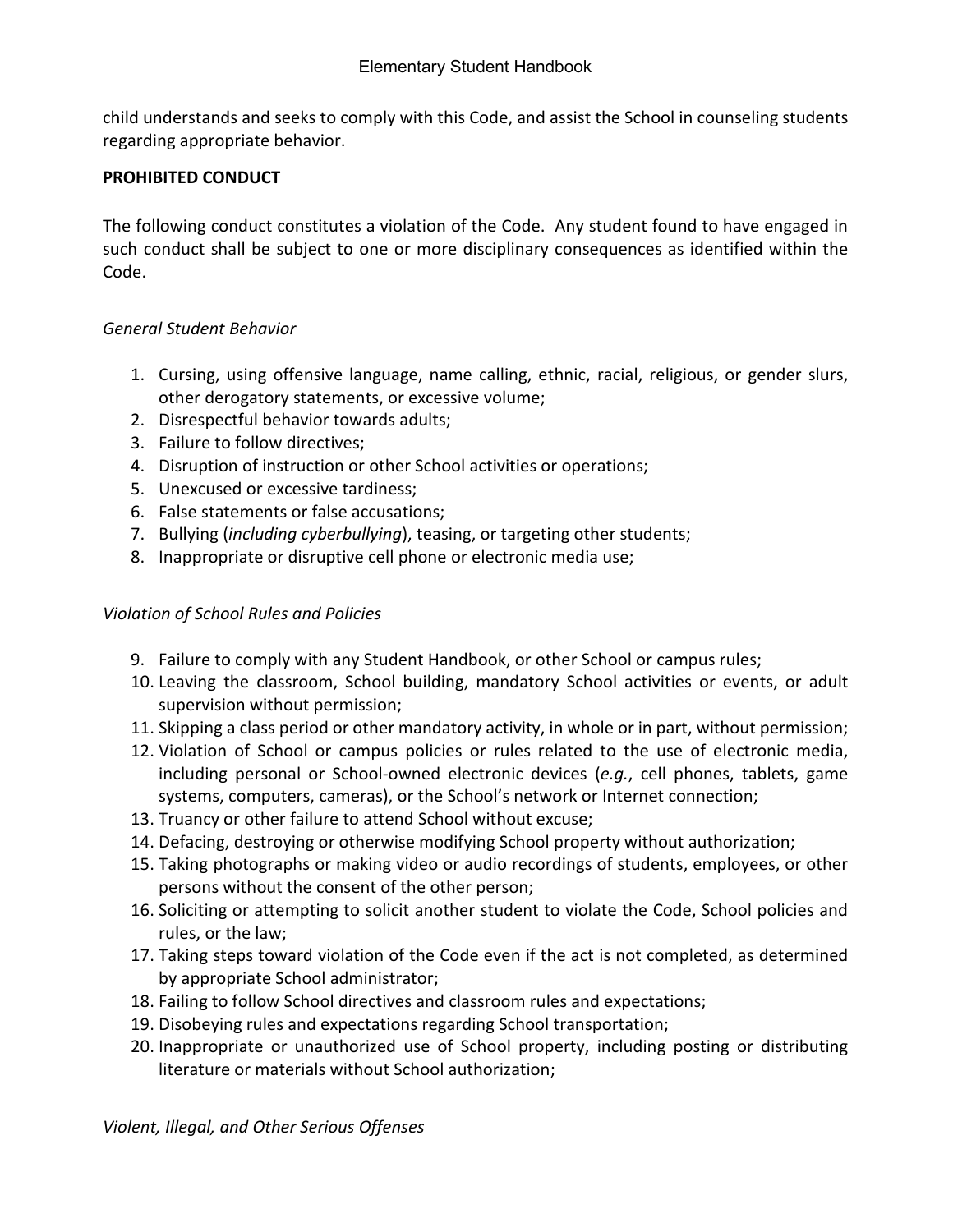child understands and seeks to comply with this Code, and assist the School in counseling students regarding appropriate behavior.

**PROHIBITED CONDUCT**

The following conduct constitutes a violation of the Code. Any student found to have engaged in such conduct shall be subject to one or more disciplinary consequences as identified within the Code.

*General Student Behavior*

1. Cursing, using offensive language, name calling, ethnic, racial, religious, or gender slurs, other derogatory statements, or excessive volume;
2. Disrespectful behavior towards adults;
3. Failure to follow directives;
4. Disruption of instruction or other School activities or operations;
5. Unexcused or excessive tardiness;
6. False statements or false accusations;
7. Bullying (*including cyberbullying*), teasing, or targeting other students;
8. Inappropriate or disruptive cell phone or electronic media use;

*Violation of School Rules and Policies*

9. Failure to comply with any Student Handbook, or other School or campus rules;
10. Leaving the classroom, School building, mandatory School activities or events, or adult supervision without permission;
11. Skipping a class period or other mandatory activity, in whole or in part, without permission;
12. Violation of School or campus policies or rules related to the use of electronic media, including personal or School-owned electronic devices (*e.g.*, cell phones, tablets, game systems, computers, cameras), or the School's network or Internet connection;
13. Truancy or other failure to attend School without excuse;
14. Defacing, destroying or otherwise modifying School property without authorization;
15. Taking photographs or making video or audio recordings of students, employees, or other persons without the consent of the other person;
16. Soliciting or attempting to solicit another student to violate the Code, School policies and rules, or the law;
17. Taking steps toward violation of the Code even if the act is not completed, as determined by appropriate School administrator;
18. Failing to follow School directives and classroom rules and expectations;
19. Disobeying rules and expectations regarding School transportation;
20. Inappropriate or unauthorized use of School property, including posting or distributing literature or materials without School authorization;

*Violent, Illegal, and Other Serious Offenses*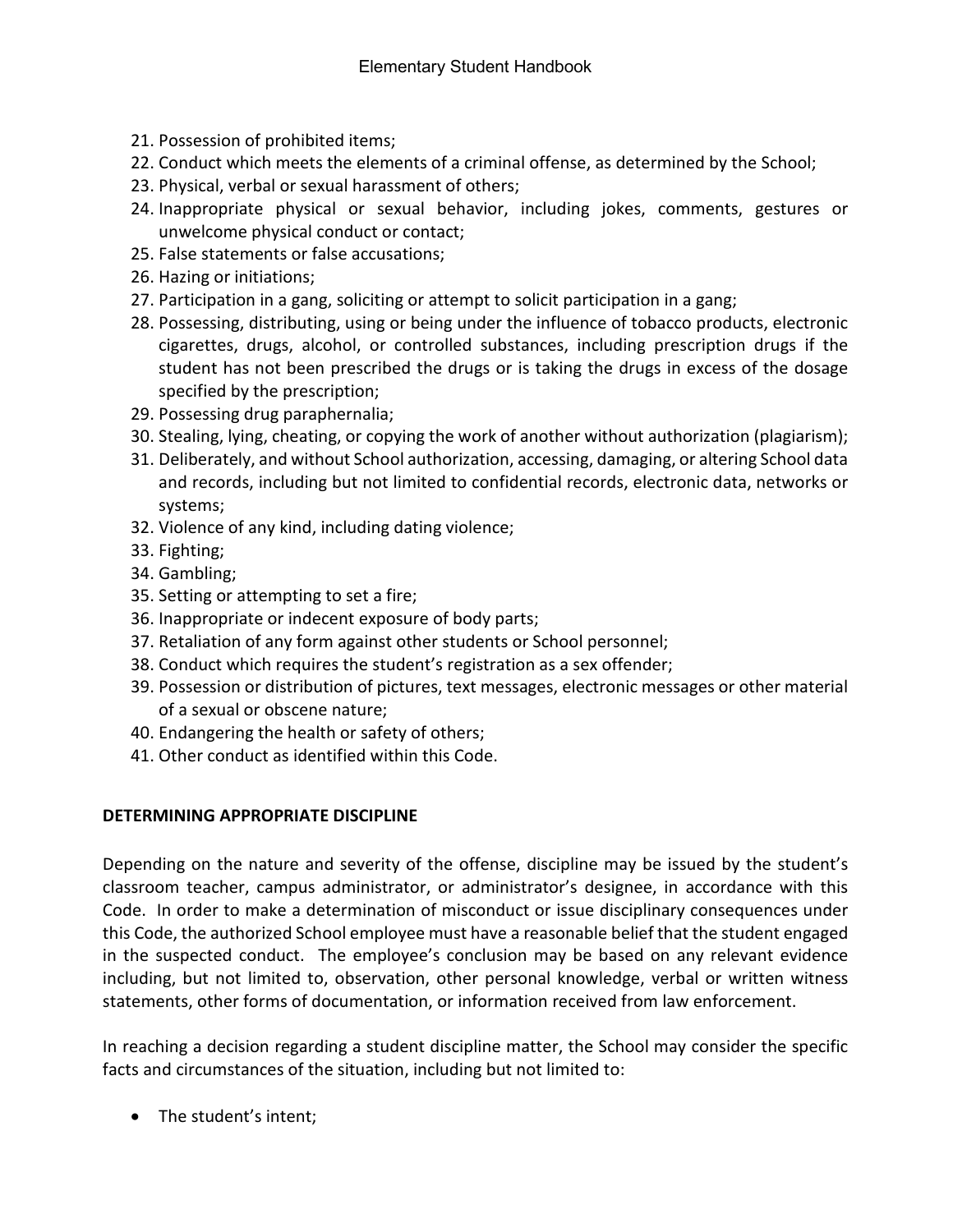21. Possession of prohibited items;
22. Conduct which meets the elements of a criminal offense, as determined by the School;
23. Physical, verbal or sexual harassment of others;
24. Inappropriate physical or sexual behavior, including jokes, comments, gestures or unwelcome physical conduct or contact;
25. False statements or false accusations;
26. Hazing or initiations;
27. Participation in a gang, soliciting or attempt to solicit participation in a gang;
28. Possessing, distributing, using or being under the influence of tobacco products, electronic cigarettes, drugs, alcohol, or controlled substances, including prescription drugs if the student has not been prescribed the drugs or is taking the drugs in excess of the dosage specified by the prescription;
29. Possessing drug paraphernalia;
30. Stealing, lying, cheating, or copying the work of another without authorization (plagiarism);
31. Deliberately, and without School authorization, accessing, damaging, or altering School data and records, including but not limited to confidential records, electronic data, networks or systems;
32. Violence of any kind, including dating violence;
33. Fighting;
34. Gambling;
35. Setting or attempting to set a fire;
36. Inappropriate or indecent exposure of body parts;
37. Retaliation of any form against other students or School personnel;
38. Conduct which requires the student's registration as a sex offender;
39. Possession or distribution of pictures, text messages, electronic messages or other material of a sexual or obscene nature;
40. Endangering the health or safety of others;
41. Other conduct as identified within this Code.

**DETERMINING APPROPRIATE DISCIPLINE**

Depending on the nature and severity of the offense, discipline may be issued by the student's classroom teacher, campus administrator, or administrator's designee, in accordance with this Code. In order to make a determination of misconduct or issue disciplinary consequences under this Code, the authorized School employee must have a reasonable belief that the student engaged in the suspected conduct. The employee's conclusion may be based on any relevant evidence including, but not limited to, observation, other personal knowledge, verbal or written witness statements, other forms of documentation, or information received from law enforcement.

In reaching a decision regarding a student discipline matter, the School may consider the specific facts and circumstances of the situation, including but not limited to:

- The student's intent;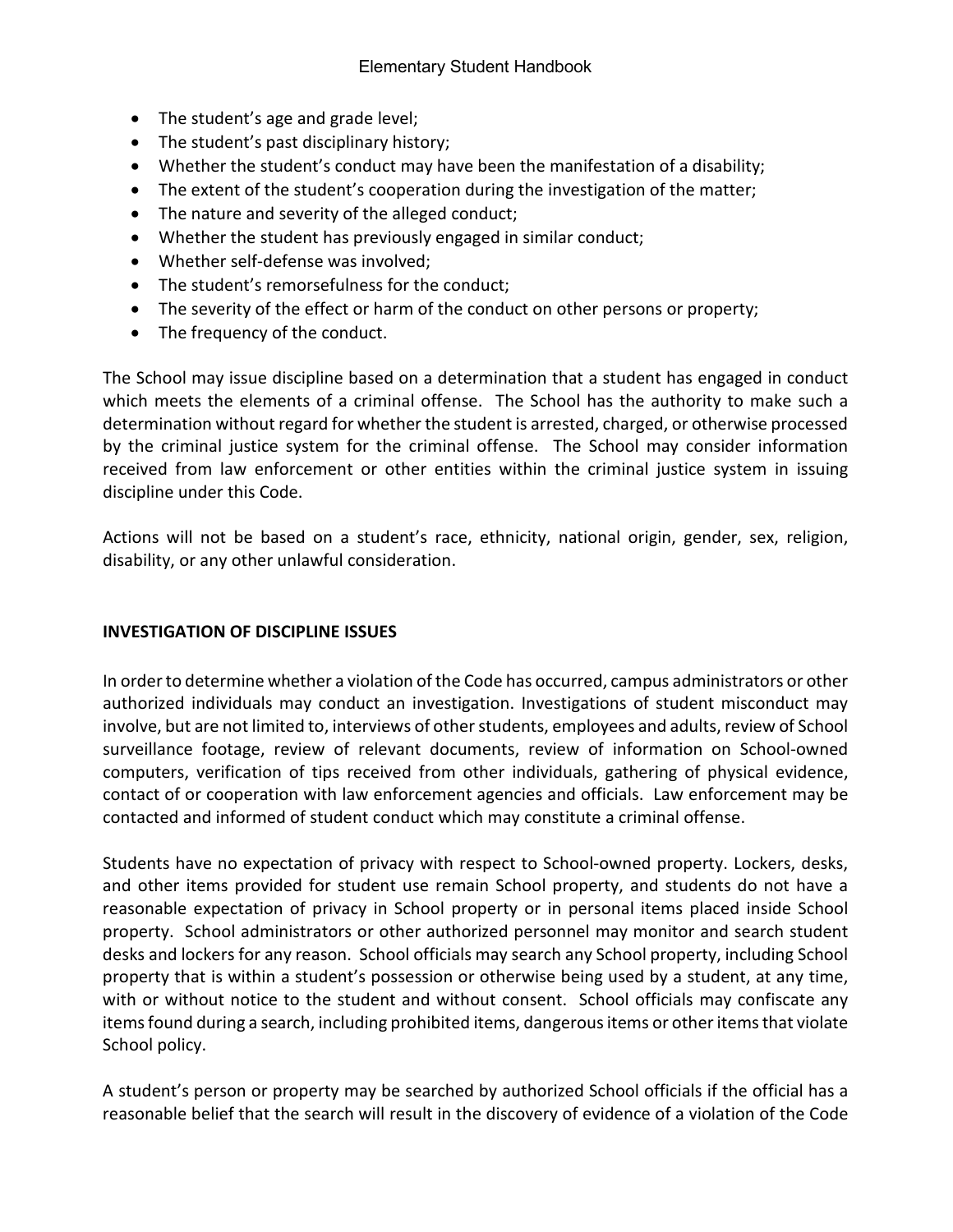- The student's age and grade level;
- The student's past disciplinary history;
- Whether the student's conduct may have been the manifestation of a disability;
- The extent of the student's cooperation during the investigation of the matter;
- The nature and severity of the alleged conduct;
- Whether the student has previously engaged in similar conduct;
- Whether self-defense was involved;
- The student's remorsefulness for the conduct;
- The severity of the effect or harm of the conduct on other persons or property;
- The frequency of the conduct.

The School may issue discipline based on a determination that a student has engaged in conduct which meets the elements of a criminal offense. The School has the authority to make such a determination without regard for whether the student is arrested, charged, or otherwise processed by the criminal justice system for the criminal offense. The School may consider information received from law enforcement or other entities within the criminal justice system in issuing discipline under this Code.

Actions will not be based on a student's race, ethnicity, national origin, gender, sex, religion, disability, or any other unlawful consideration.

## INVESTIGATION OF DISCIPLINE ISSUES

In order to determine whether a violation of the Code has occurred, campus administrators or other authorized individuals may conduct an investigation. Investigations of student misconduct may involve, but are not limited to, interviews of other students, employees and adults, review of School surveillance footage, review of relevant documents, review of information on School-owned computers, verification of tips received from other individuals, gathering of physical evidence, contact of or cooperation with law enforcement agencies and officials. Law enforcement may be contacted and informed of student conduct which may constitute a criminal offense.

Students have no expectation of privacy with respect to School-owned property. Lockers, desks, and other items provided for student use remain School property, and students do not have a reasonable expectation of privacy in School property or in personal items placed inside School property. School administrators or other authorized personnel may monitor and search student desks and lockers for any reason. School officials may search any School property, including School property that is within a student's possession or otherwise being used by a student, at any time, with or without notice to the student and without consent. School officials may confiscate any items found during a search, including prohibited items, dangerous items or other items that violate School policy.

A student's person or property may be searched by authorized School officials if the official has a reasonable belief that the search will result in the discovery of evidence of a violation of the Code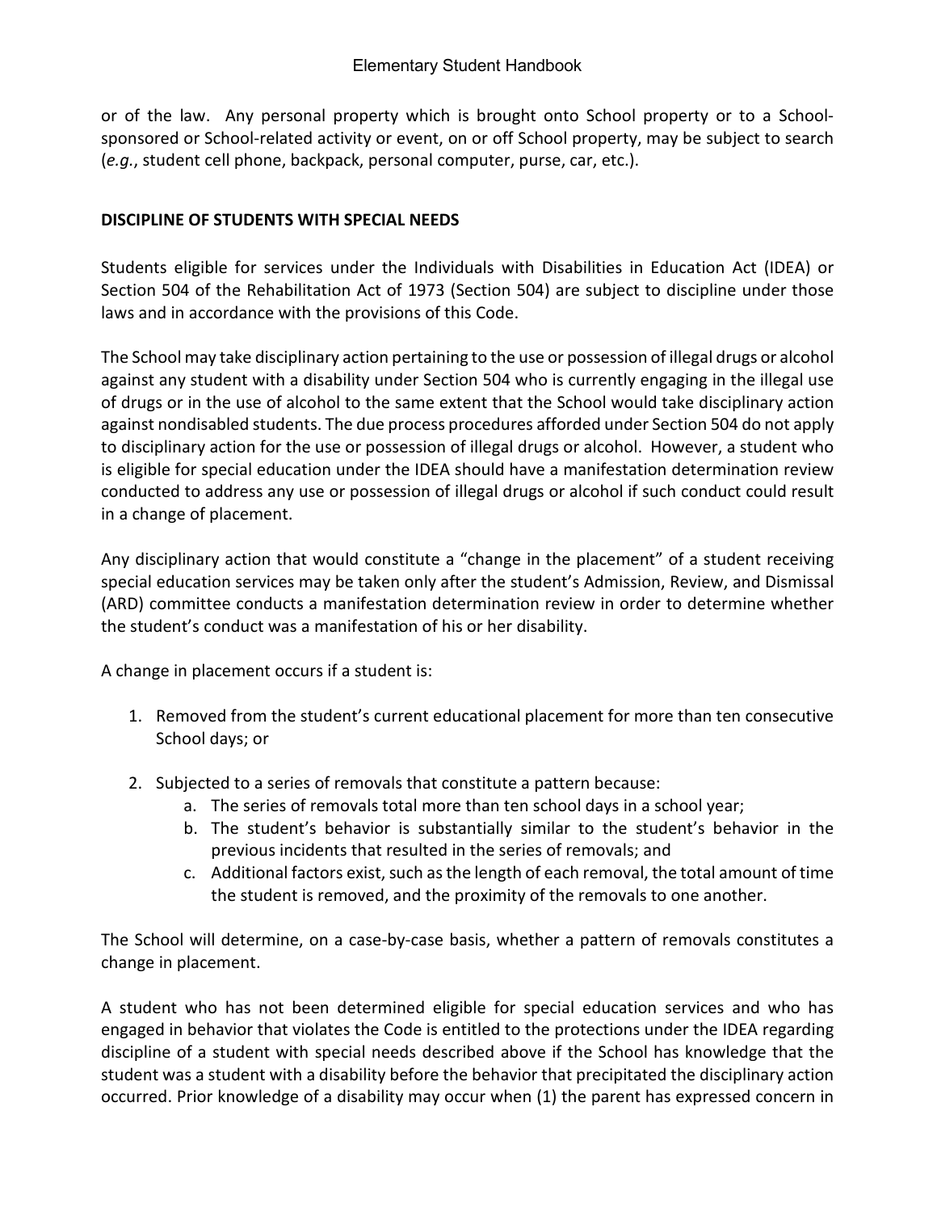or of the law. Any personal property which is brought onto School property or to a School-sponsored or School-related activity or event, on or off School property, may be subject to search (*e.g.*, student cell phone, backpack, personal computer, purse, car, etc.).

**DISCIPLINE OF STUDENTS WITH SPECIAL NEEDS**

Students eligible for services under the Individuals with Disabilities in Education Act (IDEA) or Section 504 of the Rehabilitation Act of 1973 (Section 504) are subject to discipline under those laws and in accordance with the provisions of this Code.

The School may take disciplinary action pertaining to the use or possession of illegal drugs or alcohol against any student with a disability under Section 504 who is currently engaging in the illegal use of drugs or in the use of alcohol to the same extent that the School would take disciplinary action against nondisabled students. The due process procedures afforded under Section 504 do not apply to disciplinary action for the use or possession of illegal drugs or alcohol. However, a student who is eligible for special education under the IDEA should have a manifestation determination review conducted to address any use or possession of illegal drugs or alcohol if such conduct could result in a change of placement.

Any disciplinary action that would constitute a "change in the placement" of a student receiving special education services may be taken only after the student's Admission, Review, and Dismissal (ARD) committee conducts a manifestation determination review in order to determine whether the student's conduct was a manifestation of his or her disability.

A change in placement occurs if a student is:

1. Removed from the student's current educational placement for more than ten consecutive School days; or

2. Subjected to a series of removals that constitute a pattern because:
   a. The series of removals total more than ten school days in a school year;
   b. The student's behavior is substantially similar to the student's behavior in the previous incidents that resulted in the series of removals; and
   c. Additional factors exist, such as the length of each removal, the total amount of time the student is removed, and the proximity of the removals to one another.

The School will determine, on a case-by-case basis, whether a pattern of removals constitutes a change in placement.

A student who has not been determined eligible for special education services and who has engaged in behavior that violates the Code is entitled to the protections under the IDEA regarding discipline of a student with special needs described above if the School has knowledge that the student was a student with a disability before the behavior that precipitated the disciplinary action occurred. Prior knowledge of a disability may occur when (1) the parent has expressed concern in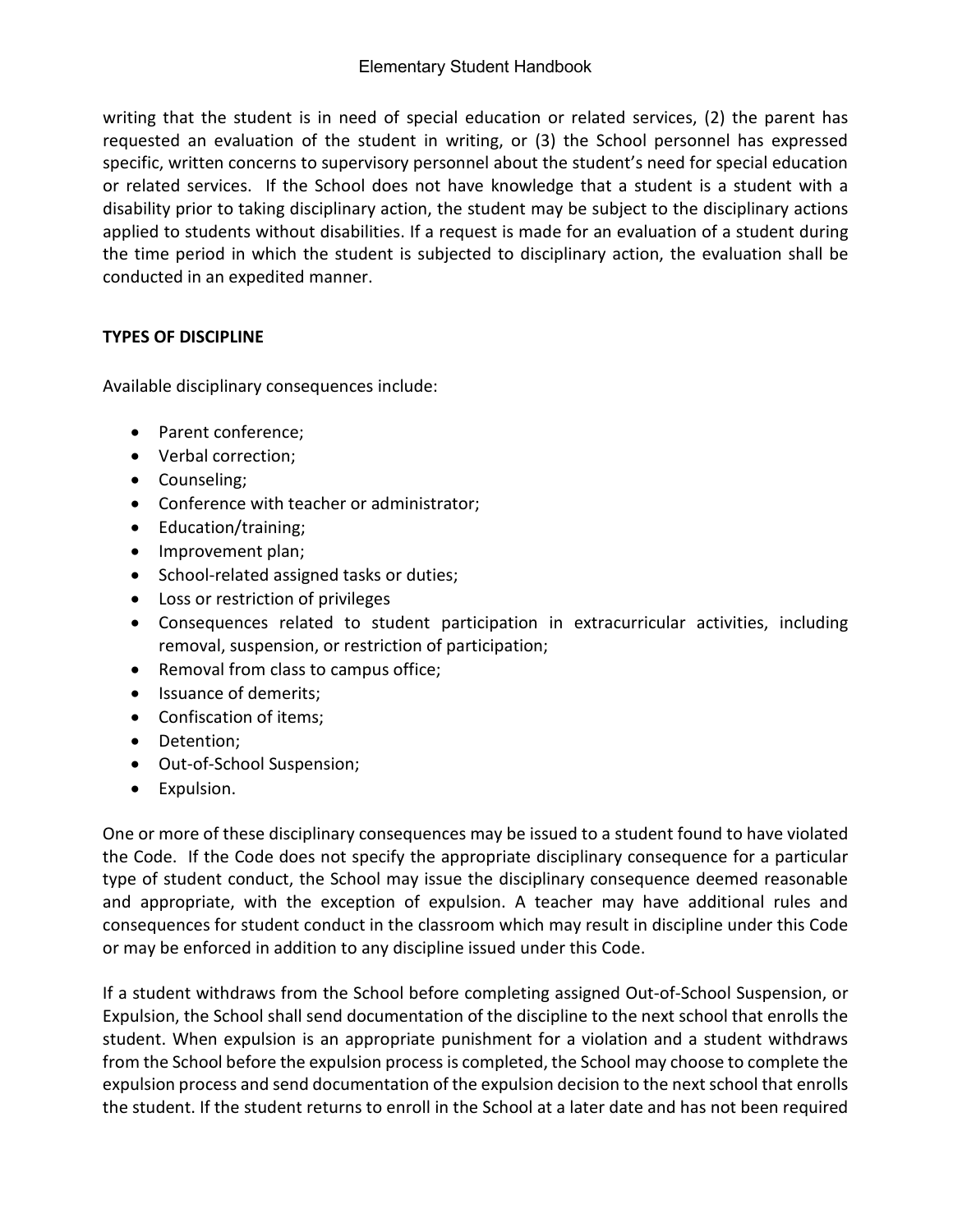writing that the student is in need of special education or related services, (2) the parent has requested an evaluation of the student in writing, or (3) the School personnel has expressed specific, written concerns to supervisory personnel about the student's need for special education or related services. If the School does not have knowledge that a student is a student with a disability prior to taking disciplinary action, the student may be subject to the disciplinary actions applied to students without disabilities. If a request is made for an evaluation of a student during the time period in which the student is subjected to disciplinary action, the evaluation shall be conducted in an expedited manner.

**TYPES OF DISCIPLINE**

Available disciplinary consequences include:

- Parent conference;
- Verbal correction;
- Counseling;
- Conference with teacher or administrator;
- Education/training;
- Improvement plan;
- School-related assigned tasks or duties;
- Loss or restriction of privileges
- Consequences related to student participation in extracurricular activities, including removal, suspension, or restriction of participation;
- Removal from class to campus office;
- Issuance of demerits;
- Confiscation of items;
- Detention;
- Out-of-School Suspension;
- Expulsion.

One or more of these disciplinary consequences may be issued to a student found to have violated the Code. If the Code does not specify the appropriate disciplinary consequence for a particular type of student conduct, the School may issue the disciplinary consequence deemed reasonable and appropriate, with the exception of expulsion. A teacher may have additional rules and consequences for student conduct in the classroom which may result in discipline under this Code or may be enforced in addition to any discipline issued under this Code.

If a student withdraws from the School before completing assigned Out-of-School Suspension, or Expulsion, the School shall send documentation of the discipline to the next school that enrolls the student. When expulsion is an appropriate punishment for a violation and a student withdraws from the School before the expulsion process is completed, the School may choose to complete the expulsion process and send documentation of the expulsion decision to the next school that enrolls the student. If the student returns to enroll in the School at a later date and has not been required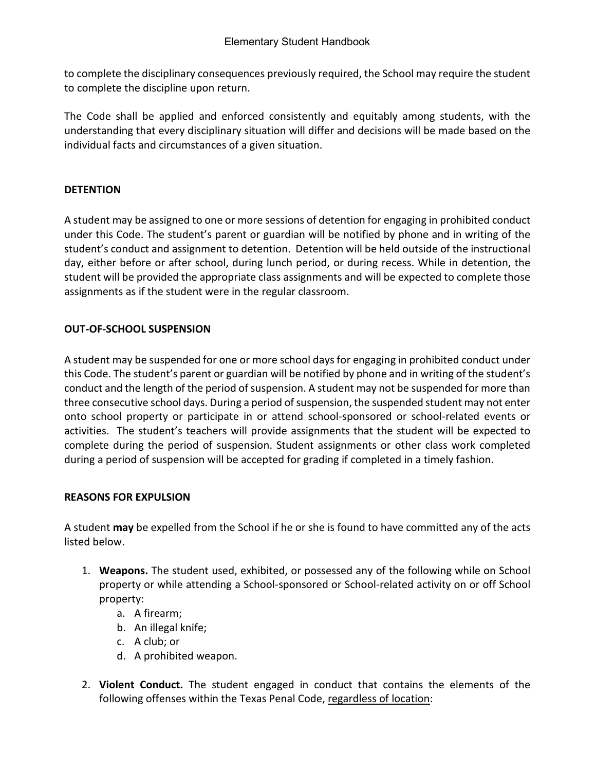to complete the disciplinary consequences previously required, the School may require the student to complete the discipline upon return.

The Code shall be applied and enforced consistently and equitably among students, with the understanding that every disciplinary situation will differ and decisions will be made based on the individual facts and circumstances of a given situation.

## DETENTION

A student may be assigned to one or more sessions of detention for engaging in prohibited conduct under this Code. The student's parent or guardian will be notified by phone and in writing of the student's conduct and assignment to detention. Detention will be held outside of the instructional day, either before or after school, during lunch period, or during recess. While in detention, the student will be provided the appropriate class assignments and will be expected to complete those assignments as if the student were in the regular classroom.

## OUT-OF-SCHOOL SUSPENSION

A student may be suspended for one or more school days for engaging in prohibited conduct under this Code. The student's parent or guardian will be notified by phone and in writing of the student's conduct and the length of the period of suspension. A student may not be suspended for more than three consecutive school days. During a period of suspension, the suspended student may not enter onto school property or participate in or attend school-sponsored or school-related events or activities. The student's teachers will provide assignments that the student will be expected to complete during the period of suspension. Student assignments or other class work completed during a period of suspension will be accepted for grading if completed in a timely fashion.

## REASONS FOR EXPULSION

A student **may** be expelled from the School if he or she is found to have committed any of the acts listed below.

1. **Weapons.** The student used, exhibited, or possessed any of the following while on School property or while attending a School-sponsored or School-related activity on or off School property:
    a. A firearm;
    b. An illegal knife;
    c. A club; or
    d. A prohibited weapon.

2. **Violent Conduct.** The student engaged in conduct that contains the elements of the following offenses within the Texas Penal Code, <u>regardless of location</u>: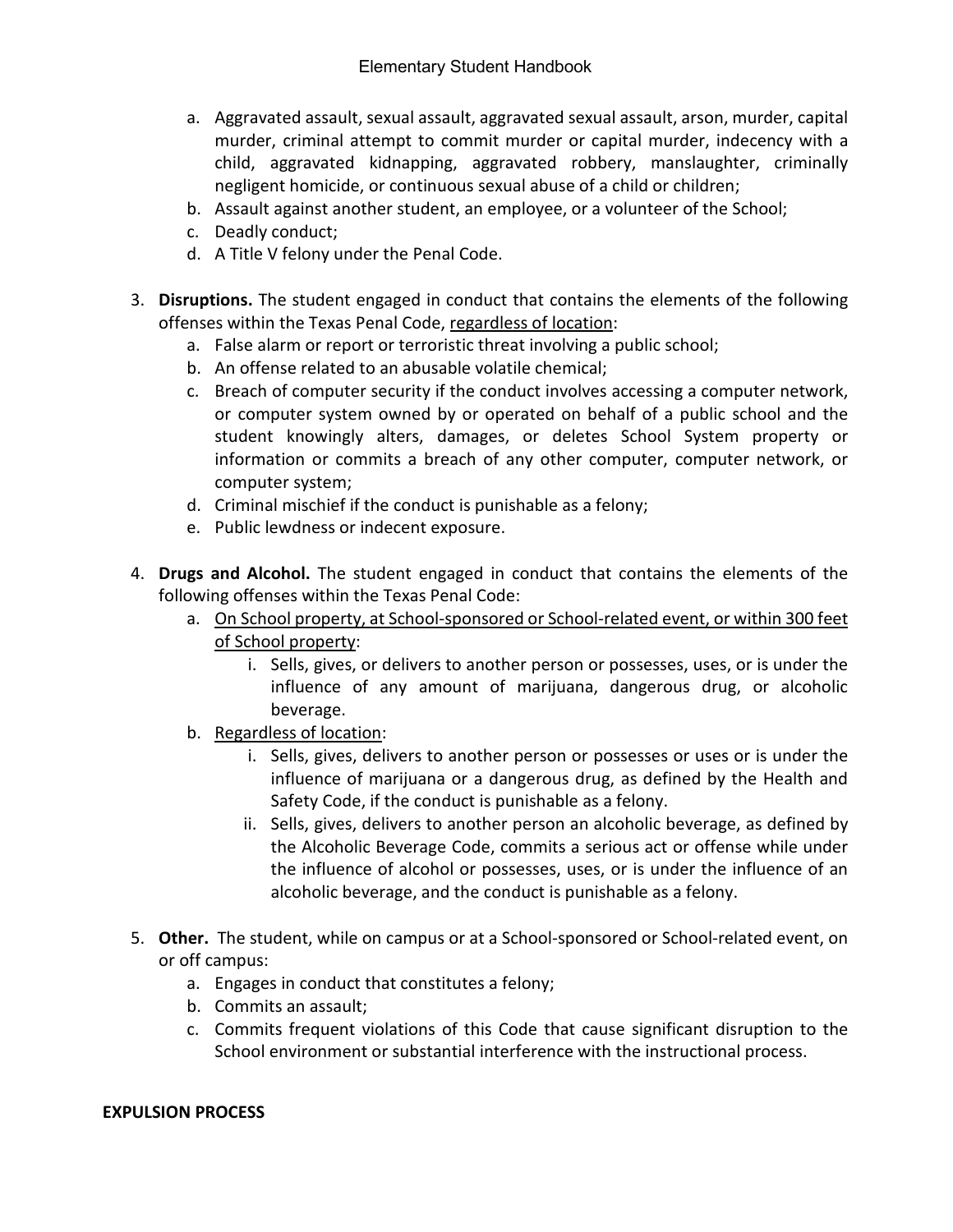a. Aggravated assault, sexual assault, aggravated sexual assault, arson, murder, capital murder, criminal attempt to commit murder or capital murder, indecency with a child, aggravated kidnapping, aggravated robbery, manslaughter, criminally negligent homicide, or continuous sexual abuse of a child or children;
b. Assault against another student, an employee, or a volunteer of the School;
c. Deadly conduct;
d. A Title V felony under the Penal Code.

3. **Disruptions.** The student engaged in conduct that contains the elements of the following offenses within the Texas Penal Code, <u>regardless of location</u>:
   a. False alarm or report or terroristic threat involving a public school;
   b. An offense related to an abusable volatile chemical;
   c. Breach of computer security if the conduct involves accessing a computer network, or computer system owned by or operated on behalf of a public school and the student knowingly alters, damages, or deletes School System property or information or commits a breach of any other computer, computer network, or computer system;
   d. Criminal mischief if the conduct is punishable as a felony;
   e. Public lewdness or indecent exposure.

4. **Drugs and Alcohol.** The student engaged in conduct that contains the elements of the following offenses within the Texas Penal Code:
   a. <u>On School property, at School-sponsored or School-related event, or within 300 feet of School property</u>:
      i. Sells, gives, or delivers to another person or possesses, uses, or is under the influence of any amount of marijuana, dangerous drug, or alcoholic beverage.
   b. <u>Regardless of location</u>:
      i. Sells, gives, delivers to another person or possesses or uses or is under the influence of marijuana or a dangerous drug, as defined by the Health and Safety Code, if the conduct is punishable as a felony.
      ii. Sells, gives, delivers to another person an alcoholic beverage, as defined by the Alcoholic Beverage Code, commits a serious act or offense while under the influence of alcohol or possesses, uses, or is under the influence of an alcoholic beverage, and the conduct is punishable as a felony.

5. **Other.** The student, while on campus or at a School-sponsored or School-related event, on or off campus:
   a. Engages in conduct that constitutes a felony;
   b. Commits an assault;
   c. Commits frequent violations of this Code that cause significant disruption to the School environment or substantial interference with the instructional process.

**EXPULSION PROCESS**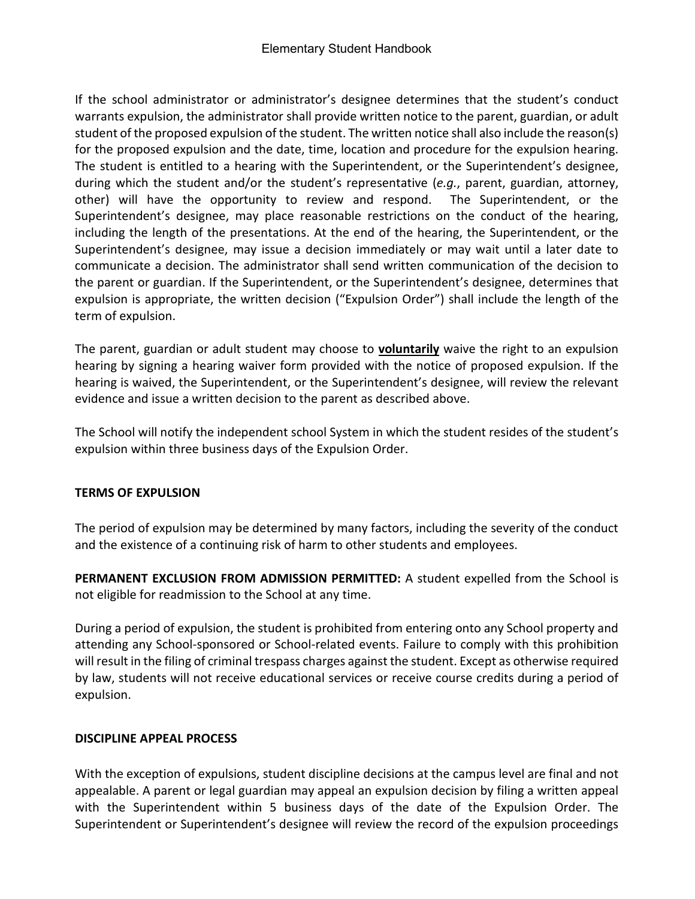If the school administrator or administrator's designee determines that the student's conduct warrants expulsion, the administrator shall provide written notice to the parent, guardian, or adult student of the proposed expulsion of the student. The written notice shall also include the reason(s) for the proposed expulsion and the date, time, location and procedure for the expulsion hearing. The student is entitled to a hearing with the Superintendent, or the Superintendent's designee, during which the student and/or the student's representative (*e.g.*, parent, guardian, attorney, other) will have the opportunity to review and respond. The Superintendent, or the Superintendent's designee, may place reasonable restrictions on the conduct of the hearing, including the length of the presentations. At the end of the hearing, the Superintendent, or the Superintendent's designee, may issue a decision immediately or may wait until a later date to communicate a decision. The administrator shall send written communication of the decision to the parent or guardian. If the Superintendent, or the Superintendent's designee, determines that expulsion is appropriate, the written decision ("Expulsion Order") shall include the length of the term of expulsion.

The parent, guardian or adult student may choose to **<u>voluntarily</u>** waive the right to an expulsion hearing by signing a hearing waiver form provided with the notice of proposed expulsion. If the hearing is waived, the Superintendent, or the Superintendent's designee, will review the relevant evidence and issue a written decision to the parent as described above.

The School will notify the independent school System in which the student resides of the student's expulsion within three business days of the Expulsion Order.

**TERMS OF EXPULSION**

The period of expulsion may be determined by many factors, including the severity of the conduct and the existence of a continuing risk of harm to other students and employees.

**PERMANENT EXCLUSION FROM ADMISSION PERMITTED:** A student expelled from the School is not eligible for readmission to the School at any time.

During a period of expulsion, the student is prohibited from entering onto any School property and attending any School-sponsored or School-related events. Failure to comply with this prohibition will result in the filing of criminal trespass charges against the student. Except as otherwise required by law, students will not receive educational services or receive course credits during a period of expulsion.

**DISCIPLINE APPEAL PROCESS**

With the exception of expulsions, student discipline decisions at the campus level are final and not appealable. A parent or legal guardian may appeal an expulsion decision by filing a written appeal with the Superintendent within 5 business days of the date of the Expulsion Order. The Superintendent or Superintendent's designee will review the record of the expulsion proceedings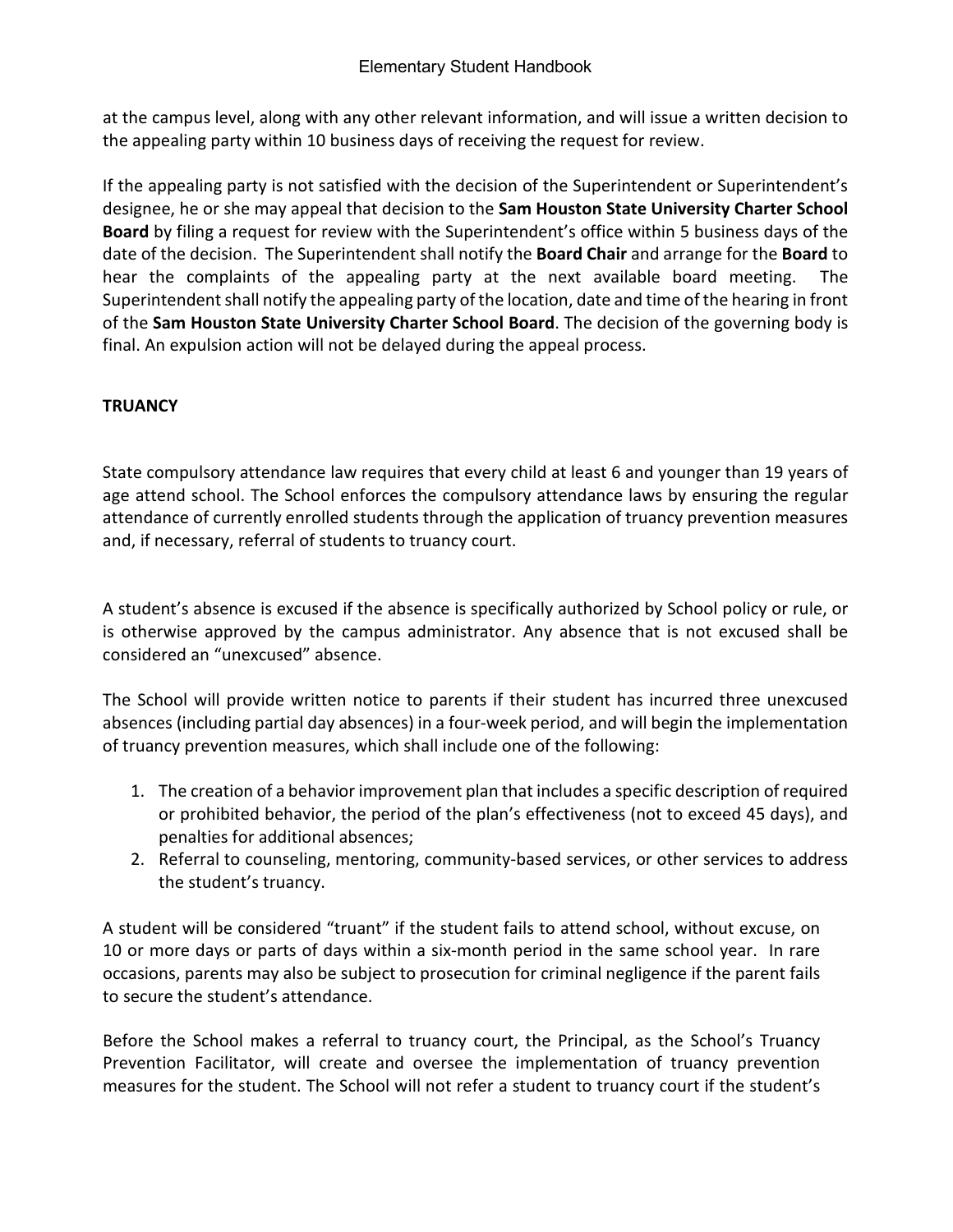at the campus level, along with any other relevant information, and will issue a written decision to the appealing party within 10 business days of receiving the request for review.

If the appealing party is not satisfied with the decision of the Superintendent or Superintendent's designee, he or she may appeal that decision to the **Sam Houston State University Charter School Board** by filing a request for review with the Superintendent's office within 5 business days of the date of the decision. The Superintendent shall notify the **Board Chair** and arrange for the **Board** to hear the complaints of the appealing party at the next available board meeting. The Superintendent shall notify the appealing party of the location, date and time of the hearing in front of the **Sam Houston State University Charter School Board**. The decision of the governing body is final. An expulsion action will not be delayed during the appeal process.

**TRUANCY**

State compulsory attendance law requires that every child at least 6 and younger than 19 years of age attend school. The School enforces the compulsory attendance laws by ensuring the regular attendance of currently enrolled students through the application of truancy prevention measures and, if necessary, referral of students to truancy court.

A student's absence is excused if the absence is specifically authorized by School policy or rule, or is otherwise approved by the campus administrator. Any absence that is not excused shall be considered an "unexcused" absence.

The School will provide written notice to parents if their student has incurred three unexcused absences (including partial day absences) in a four-week period, and will begin the implementation of truancy prevention measures, which shall include one of the following:

1. The creation of a behavior improvement plan that includes a specific description of required or prohibited behavior, the period of the plan's effectiveness (not to exceed 45 days), and penalties for additional absences;
2. Referral to counseling, mentoring, community-based services, or other services to address the student's truancy.

A student will be considered "truant" if the student fails to attend school, without excuse, on 10 or more days or parts of days within a six-month period in the same school year. In rare occasions, parents may also be subject to prosecution for criminal negligence if the parent fails to secure the student's attendance.

Before the School makes a referral to truancy court, the Principal, as the School's Truancy Prevention Facilitator, will create and oversee the implementation of truancy prevention measures for the student. The School will not refer a student to truancy court if the student's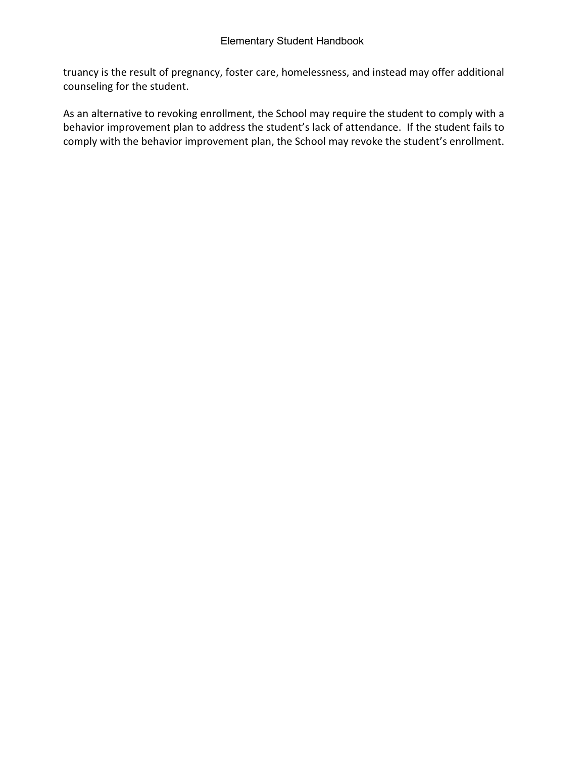truancy is the result of pregnancy, foster care, homelessness, and instead may offer additional counseling for the student.

As an alternative to revoking enrollment, the School may require the student to comply with a behavior improvement plan to address the student's lack of attendance. If the student fails to comply with the behavior improvement plan, the School may revoke the student's enrollment.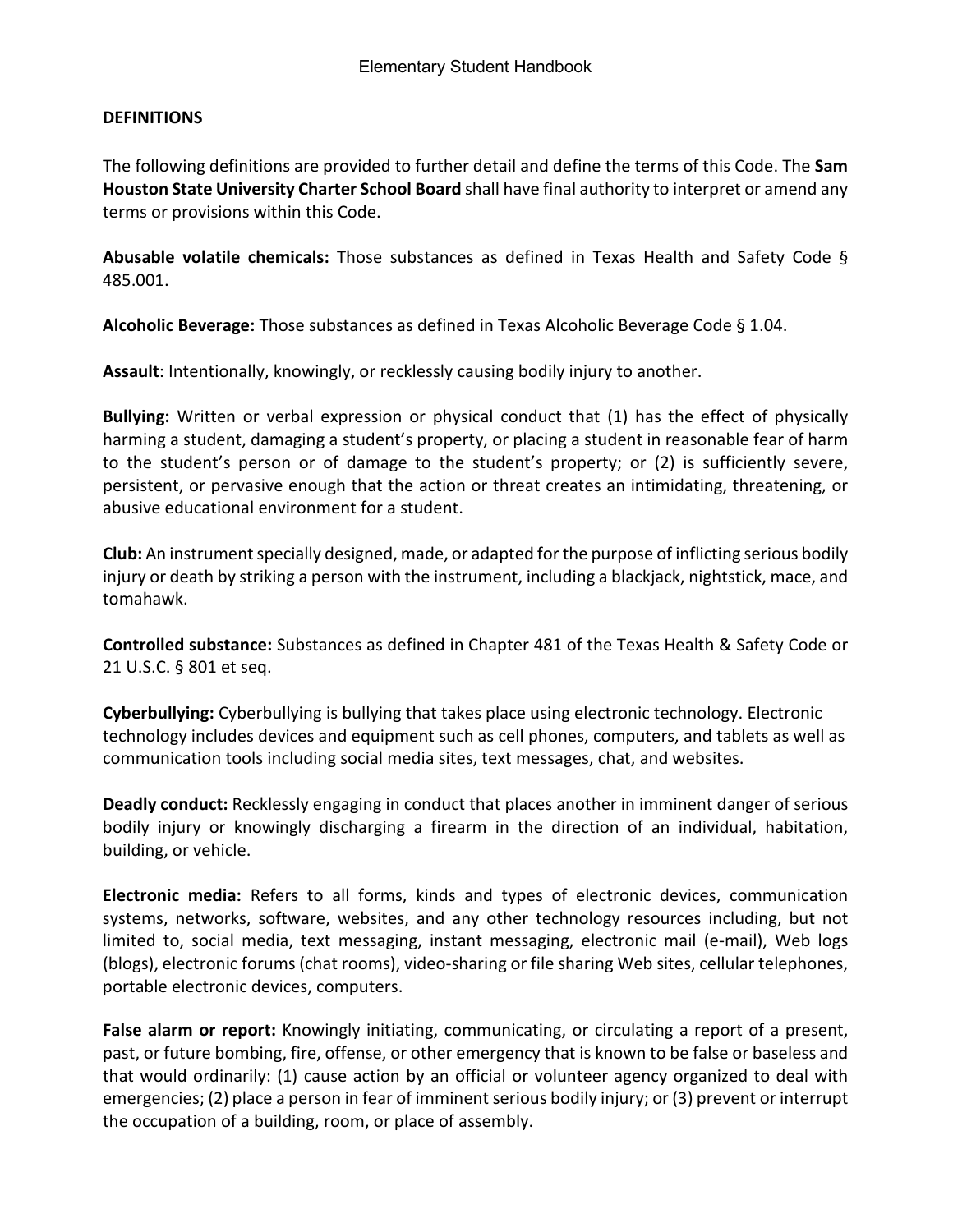## DEFINITIONS

The following definitions are provided to further detail and define the terms of this Code. The **Sam Houston State University Charter School Board** shall have final authority to interpret or amend any terms or provisions within this Code.

**Abusable volatile chemicals:** Those substances as defined in Texas Health and Safety Code § 485.001.

**Alcoholic Beverage:** Those substances as defined in Texas Alcoholic Beverage Code § 1.04.

**Assault**: Intentionally, knowingly, or recklessly causing bodily injury to another.

**Bullying:** Written or verbal expression or physical conduct that (1) has the effect of physically harming a student, damaging a student's property, or placing a student in reasonable fear of harm to the student's person or of damage to the student's property; or (2) is sufficiently severe, persistent, or pervasive enough that the action or threat creates an intimidating, threatening, or abusive educational environment for a student.

**Club:** An instrument specially designed, made, or adapted for the purpose of inflicting serious bodily injury or death by striking a person with the instrument, including a blackjack, nightstick, mace, and tomahawk.

**Controlled substance:** Substances as defined in Chapter 481 of the Texas Health & Safety Code or 21 U.S.C. § 801 et seq.

**Cyberbullying:** Cyberbullying is bullying that takes place using electronic technology. Electronic technology includes devices and equipment such as cell phones, computers, and tablets as well as communication tools including social media sites, text messages, chat, and websites.

**Deadly conduct:** Recklessly engaging in conduct that places another in imminent danger of serious bodily injury or knowingly discharging a firearm in the direction of an individual, habitation, building, or vehicle.

**Electronic media:** Refers to all forms, kinds and types of electronic devices, communication systems, networks, software, websites, and any other technology resources including, but not limited to, social media, text messaging, instant messaging, electronic mail (e-mail), Web logs (blogs), electronic forums (chat rooms), video-sharing or file sharing Web sites, cellular telephones, portable electronic devices, computers.

**False alarm or report:** Knowingly initiating, communicating, or circulating a report of a present, past, or future bombing, fire, offense, or other emergency that is known to be false or baseless and that would ordinarily: (1) cause action by an official or volunteer agency organized to deal with emergencies; (2) place a person in fear of imminent serious bodily injury; or (3) prevent or interrupt the occupation of a building, room, or place of assembly.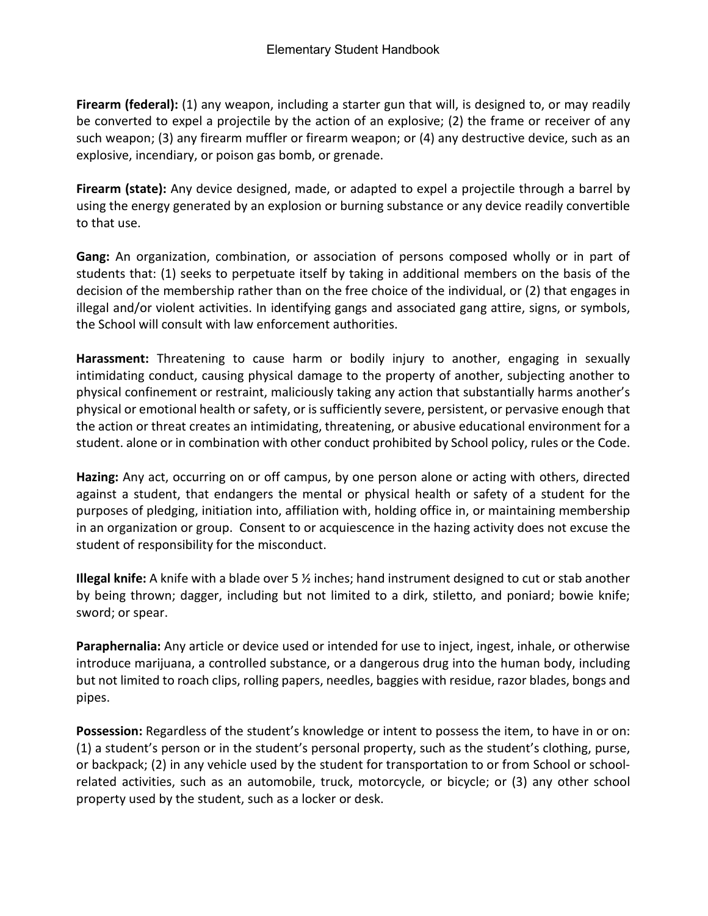**Firearm (federal):** (1) any weapon, including a starter gun that will, is designed to, or may readily be converted to expel a projectile by the action of an explosive; (2) the frame or receiver of any such weapon; (3) any firearm muffler or firearm weapon; or (4) any destructive device, such as an explosive, incendiary, or poison gas bomb, or grenade.

**Firearm (state):** Any device designed, made, or adapted to expel a projectile through a barrel by using the energy generated by an explosion or burning substance or any device readily convertible to that use.

**Gang:** An organization, combination, or association of persons composed wholly or in part of students that: (1) seeks to perpetuate itself by taking in additional members on the basis of the decision of the membership rather than on the free choice of the individual, or (2) that engages in illegal and/or violent activities. In identifying gangs and associated gang attire, signs, or symbols, the School will consult with law enforcement authorities.

**Harassment:** Threatening to cause harm or bodily injury to another, engaging in sexually intimidating conduct, causing physical damage to the property of another, subjecting another to physical confinement or restraint, maliciously taking any action that substantially harms another's physical or emotional health or safety, or is sufficiently severe, persistent, or pervasive enough that the action or threat creates an intimidating, threatening, or abusive educational environment for a student. alone or in combination with other conduct prohibited by School policy, rules or the Code.

**Hazing:** Any act, occurring on or off campus, by one person alone or acting with others, directed against a student, that endangers the mental or physical health or safety of a student for the purposes of pledging, initiation into, affiliation with, holding office in, or maintaining membership in an organization or group. Consent to or acquiescence in the hazing activity does not excuse the student of responsibility for the misconduct.

**Illegal knife:** A knife with a blade over 5 ½ inches; hand instrument designed to cut or stab another by being thrown; dagger, including but not limited to a dirk, stiletto, and poniard; bowie knife; sword; or spear.

**Paraphernalia:** Any article or device used or intended for use to inject, ingest, inhale, or otherwise introduce marijuana, a controlled substance, or a dangerous drug into the human body, including but not limited to roach clips, rolling papers, needles, baggies with residue, razor blades, bongs and pipes.

**Possession:** Regardless of the student's knowledge or intent to possess the item, to have in or on: (1) a student's person or in the student's personal property, such as the student's clothing, purse, or backpack; (2) in any vehicle used by the student for transportation to or from School or school-related activities, such as an automobile, truck, motorcycle, or bicycle; or (3) any other school property used by the student, such as a locker or desk.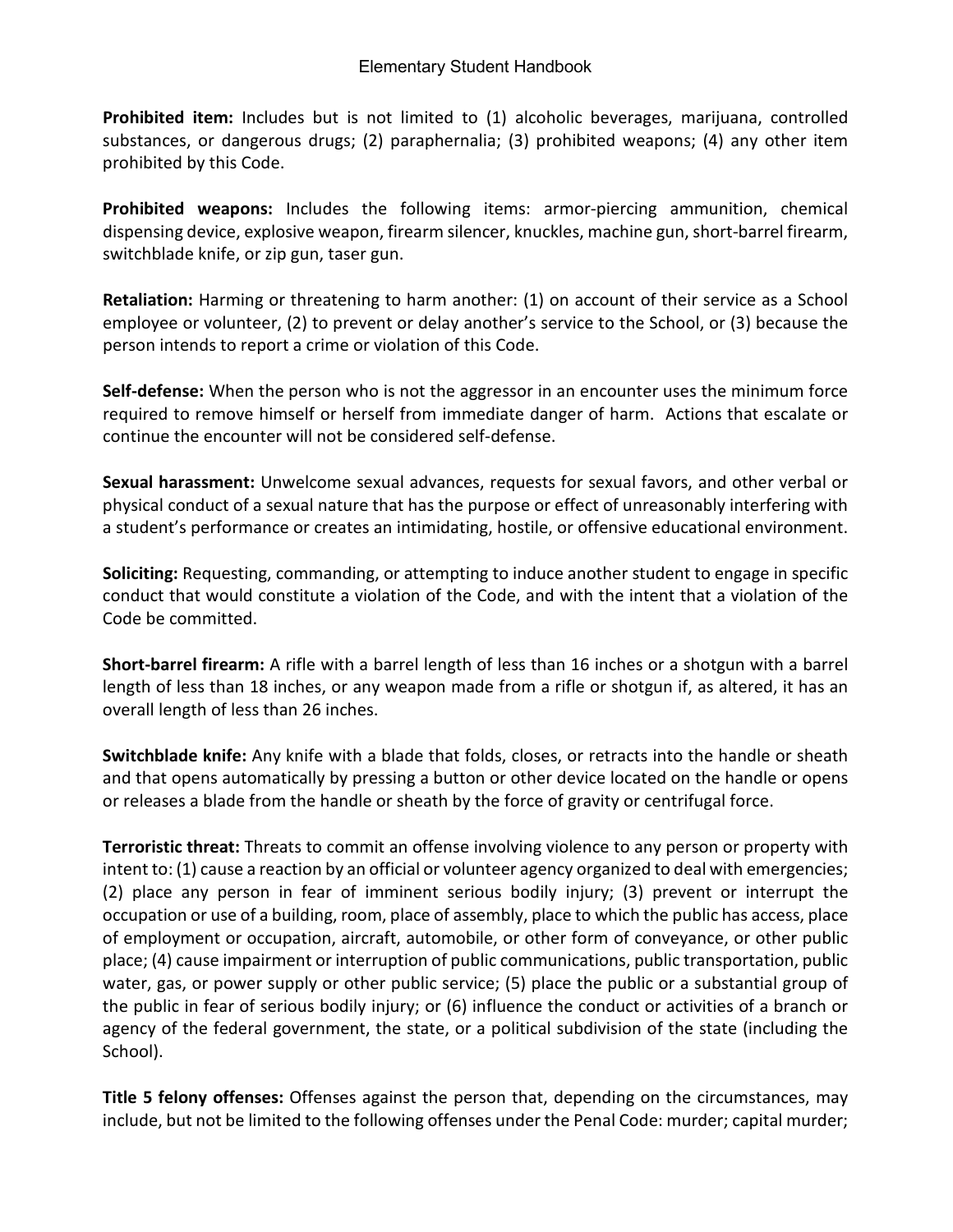**Prohibited item:** Includes but is not limited to (1) alcoholic beverages, marijuana, controlled substances, or dangerous drugs; (2) paraphernalia; (3) prohibited weapons; (4) any other item prohibited by this Code.

**Prohibited weapons:** Includes the following items: armor-piercing ammunition, chemical dispensing device, explosive weapon, firearm silencer, knuckles, machine gun, short-barrel firearm, switchblade knife, or zip gun, taser gun.

**Retaliation:** Harming or threatening to harm another: (1) on account of their service as a School employee or volunteer, (2) to prevent or delay another's service to the School, or (3) because the person intends to report a crime or violation of this Code.

**Self-defense:** When the person who is not the aggressor in an encounter uses the minimum force required to remove himself or herself from immediate danger of harm. Actions that escalate or continue the encounter will not be considered self-defense.

**Sexual harassment:** Unwelcome sexual advances, requests for sexual favors, and other verbal or physical conduct of a sexual nature that has the purpose or effect of unreasonably interfering with a student's performance or creates an intimidating, hostile, or offensive educational environment.

**Soliciting:** Requesting, commanding, or attempting to induce another student to engage in specific conduct that would constitute a violation of the Code, and with the intent that a violation of the Code be committed.

**Short-barrel firearm:** A rifle with a barrel length of less than 16 inches or a shotgun with a barrel length of less than 18 inches, or any weapon made from a rifle or shotgun if, as altered, it has an overall length of less than 26 inches.

**Switchblade knife:** Any knife with a blade that folds, closes, or retracts into the handle or sheath and that opens automatically by pressing a button or other device located on the handle or opens or releases a blade from the handle or sheath by the force of gravity or centrifugal force.

**Terroristic threat:** Threats to commit an offense involving violence to any person or property with intent to: (1) cause a reaction by an official or volunteer agency organized to deal with emergencies; (2) place any person in fear of imminent serious bodily injury; (3) prevent or interrupt the occupation or use of a building, room, place of assembly, place to which the public has access, place of employment or occupation, aircraft, automobile, or other form of conveyance, or other public place; (4) cause impairment or interruption of public communications, public transportation, public water, gas, or power supply or other public service; (5) place the public or a substantial group of the public in fear of serious bodily injury; or (6) influence the conduct or activities of a branch or agency of the federal government, the state, or a political subdivision of the state (including the School).

**Title 5 felony offenses:** Offenses against the person that, depending on the circumstances, may include, but not be limited to the following offenses under the Penal Code: murder; capital murder;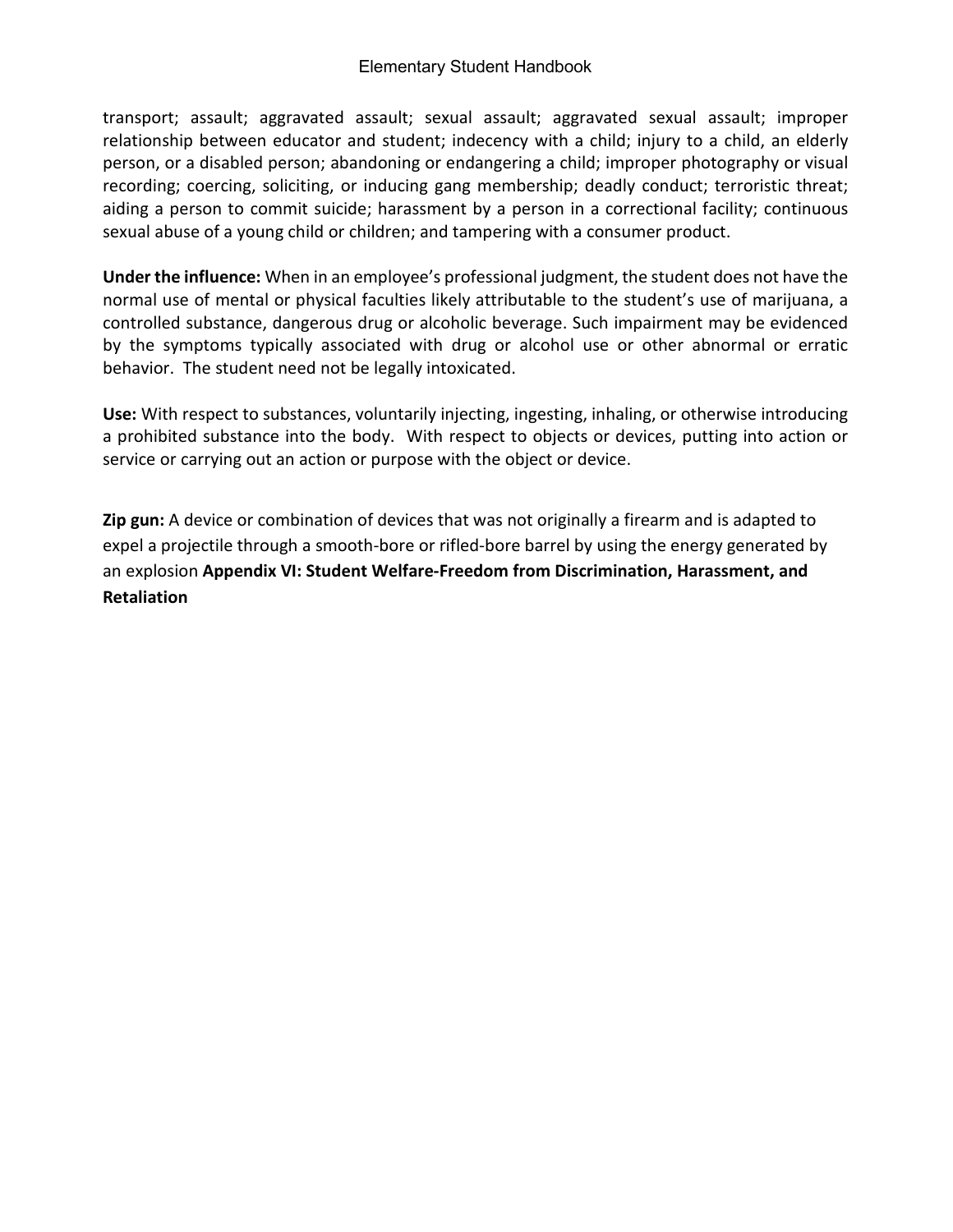transport; assault; aggravated assault; sexual assault; aggravated sexual assault; improper relationship between educator and student; indecency with a child; injury to a child, an elderly person, or a disabled person; abandoning or endangering a child; improper photography or visual recording; coercing, soliciting, or inducing gang membership; deadly conduct; terroristic threat; aiding a person to commit suicide; harassment by a person in a correctional facility; continuous sexual abuse of a young child or children; and tampering with a consumer product.

**Under the influence:** When in an employee's professional judgment, the student does not have the normal use of mental or physical faculties likely attributable to the student's use of marijuana, a controlled substance, dangerous drug or alcoholic beverage. Such impairment may be evidenced by the symptoms typically associated with drug or alcohol use or other abnormal or erratic behavior. The student need not be legally intoxicated.

**Use:** With respect to substances, voluntarily injecting, ingesting, inhaling, or otherwise introducing a prohibited substance into the body. With respect to objects or devices, putting into action or service or carrying out an action or purpose with the object or device.

**Zip gun:** A device or combination of devices that was not originally a firearm and is adapted to expel a projectile through a smooth-bore or rifled-bore barrel by using the energy generated by an explosion **Appendix VI: Student Welfare-Freedom from Discrimination, Harassment, and Retaliation**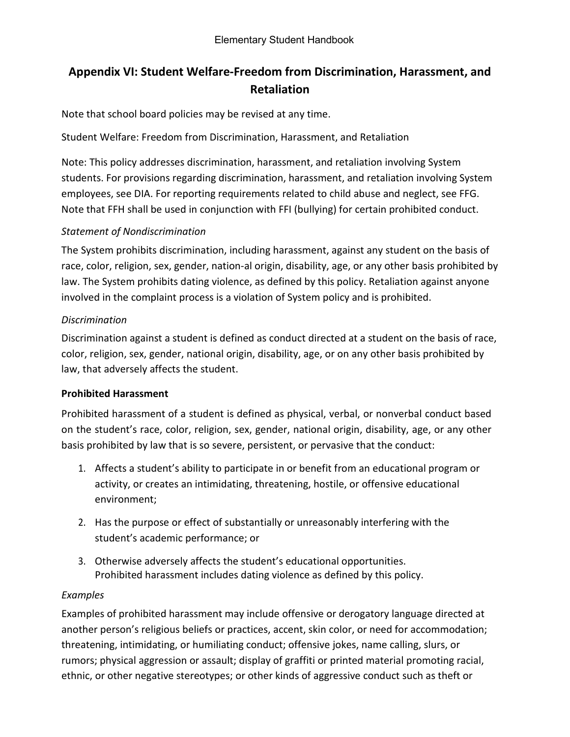# Appendix VI: Student Welfare-Freedom from Discrimination, Harassment, and Retaliation

Note that school board policies may be revised at any time.

Student Welfare: Freedom from Discrimination, Harassment, and Retaliation

Note: This policy addresses discrimination, harassment, and retaliation involving System students. For provisions regarding discrimination, harassment, and retaliation involving System employees, see DIA. For reporting requirements related to child abuse and neglect, see FFG. Note that FFH shall be used in conjunction with FFI (bullying) for certain prohibited conduct.

*Statement of Nondiscrimination*

The System prohibits discrimination, including harassment, against any student on the basis of race, color, religion, sex, gender, nation-al origin, disability, age, or any other basis prohibited by law. The System prohibits dating violence, as defined by this policy. Retaliation against anyone involved in the complaint process is a violation of System policy and is prohibited.

*Discrimination*

Discrimination against a student is defined as conduct directed at a student on the basis of race, color, religion, sex, gender, national origin, disability, age, or on any other basis prohibited by law, that adversely affects the student.

**Prohibited Harassment**

Prohibited harassment of a student is defined as physical, verbal, or nonverbal conduct based on the student's race, color, religion, sex, gender, national origin, disability, age, or any other basis prohibited by law that is so severe, persistent, or pervasive that the conduct:

1. Affects a student's ability to participate in or benefit from an educational program or activity, or creates an intimidating, threatening, hostile, or offensive educational environment;
2. Has the purpose or effect of substantially or unreasonably interfering with the student's academic performance; or
3. Otherwise adversely affects the student's educational opportunities.
   Prohibited harassment includes dating violence as defined by this policy.

*Examples*

Examples of prohibited harassment may include offensive or derogatory language directed at another person's religious beliefs or practices, accent, skin color, or need for accommodation; threatening, intimidating, or humiliating conduct; offensive jokes, name calling, slurs, or rumors; physical aggression or assault; display of graffiti or printed material promoting racial, ethnic, or other negative stereotypes; or other kinds of aggressive conduct such as theft or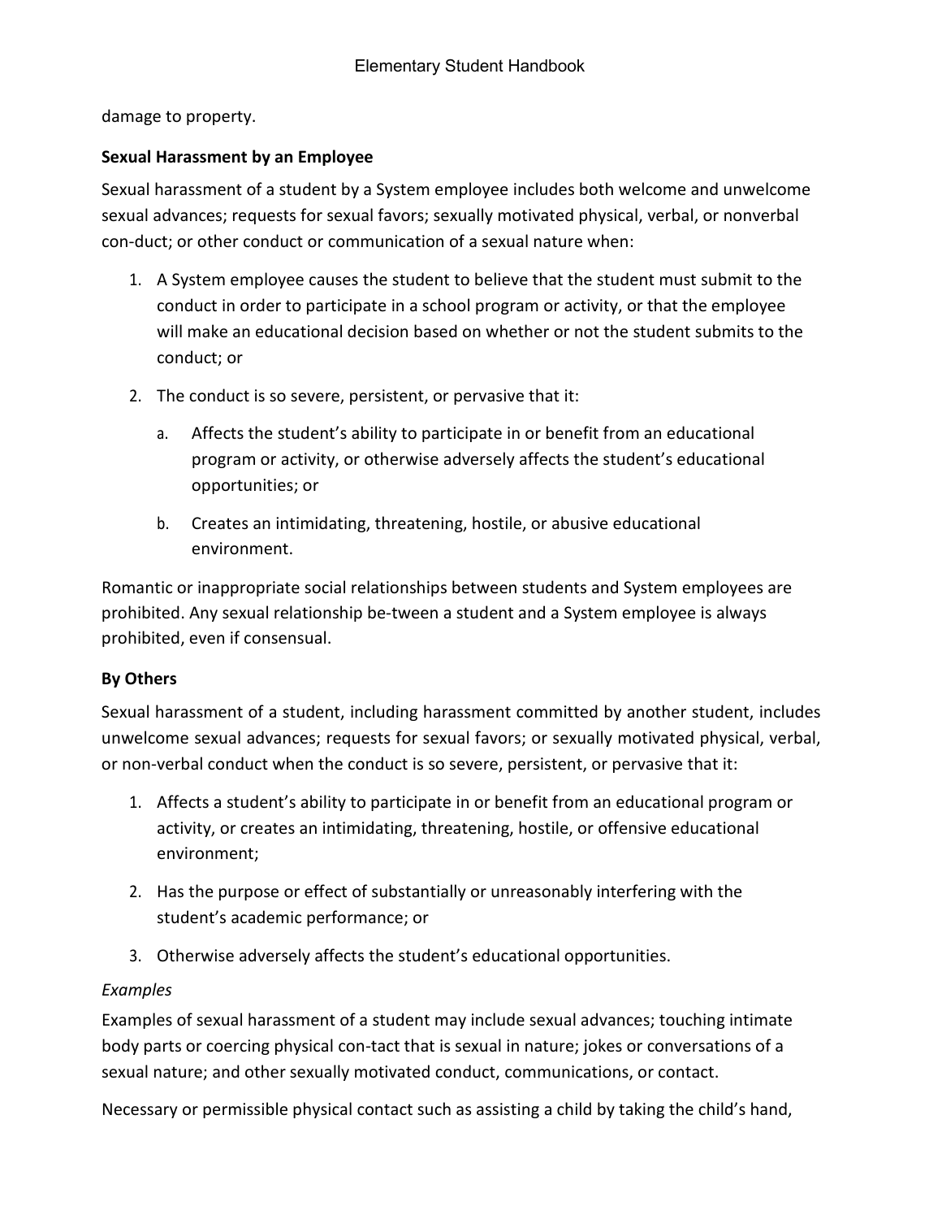damage to property.

**Sexual Harassment by an Employee**

Sexual harassment of a student by a System employee includes both welcome and unwelcome sexual advances; requests for sexual favors; sexually motivated physical, verbal, or nonverbal con-duct; or other conduct or communication of a sexual nature when:

1. A System employee causes the student to believe that the student must submit to the conduct in order to participate in a school program or activity, or that the employee will make an educational decision based on whether or not the student submits to the conduct; or
2. The conduct is so severe, persistent, or pervasive that it:
   a. Affects the student's ability to participate in or benefit from an educational program or activity, or otherwise adversely affects the student's educational opportunities; or
   b. Creates an intimidating, threatening, hostile, or abusive educational environment.

Romantic or inappropriate social relationships between students and System employees are prohibited. Any sexual relationship be-tween a student and a System employee is always prohibited, even if consensual.

**By Others**

Sexual harassment of a student, including harassment committed by another student, includes unwelcome sexual advances; requests for sexual favors; or sexually motivated physical, verbal, or non-verbal conduct when the conduct is so severe, persistent, or pervasive that it:

1. Affects a student's ability to participate in or benefit from an educational program or activity, or creates an intimidating, threatening, hostile, or offensive educational environment;
2. Has the purpose or effect of substantially or unreasonably interfering with the student's academic performance; or
3. Otherwise adversely affects the student's educational opportunities.

*Examples*

Examples of sexual harassment of a student may include sexual advances; touching intimate body parts or coercing physical con-tact that is sexual in nature; jokes or conversations of a sexual nature; and other sexually motivated conduct, communications, or contact.

Necessary or permissible physical contact such as assisting a child by taking the child's hand,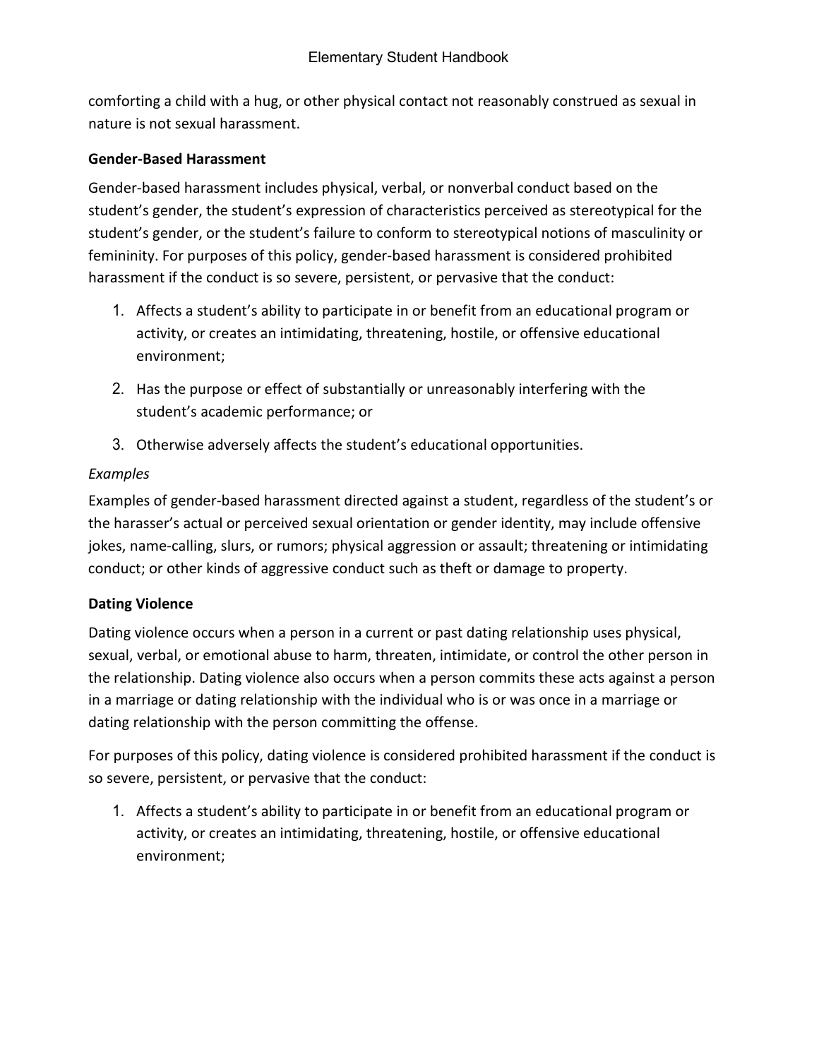comforting a child with a hug, or other physical contact not reasonably construed as sexual in nature is not sexual harassment.

**Gender-Based Harassment**

Gender-based harassment includes physical, verbal, or nonverbal conduct based on the student's gender, the student's expression of characteristics perceived as stereotypical for the student's gender, or the student's failure to conform to stereotypical notions of masculinity or femininity. For purposes of this policy, gender-based harassment is considered prohibited harassment if the conduct is so severe, persistent, or pervasive that the conduct:

1. Affects a student's ability to participate in or benefit from an educational program or activity, or creates an intimidating, threatening, hostile, or offensive educational environment;
2. Has the purpose or effect of substantially or unreasonably interfering with the student's academic performance; or
3. Otherwise adversely affects the student's educational opportunities.

*Examples*

Examples of gender-based harassment directed against a student, regardless of the student's or the harasser's actual or perceived sexual orientation or gender identity, may include offensive jokes, name-calling, slurs, or rumors; physical aggression or assault; threatening or intimidating conduct; or other kinds of aggressive conduct such as theft or damage to property.

**Dating Violence**

Dating violence occurs when a person in a current or past dating relationship uses physical, sexual, verbal, or emotional abuse to harm, threaten, intimidate, or control the other person in the relationship. Dating violence also occurs when a person commits these acts against a person in a marriage or dating relationship with the individual who is or was once in a marriage or dating relationship with the person committing the offense.

For purposes of this policy, dating violence is considered prohibited harassment if the conduct is so severe, persistent, or pervasive that the conduct:

1. Affects a student's ability to participate in or benefit from an educational program or activity, or creates an intimidating, threatening, hostile, or offensive educational environment;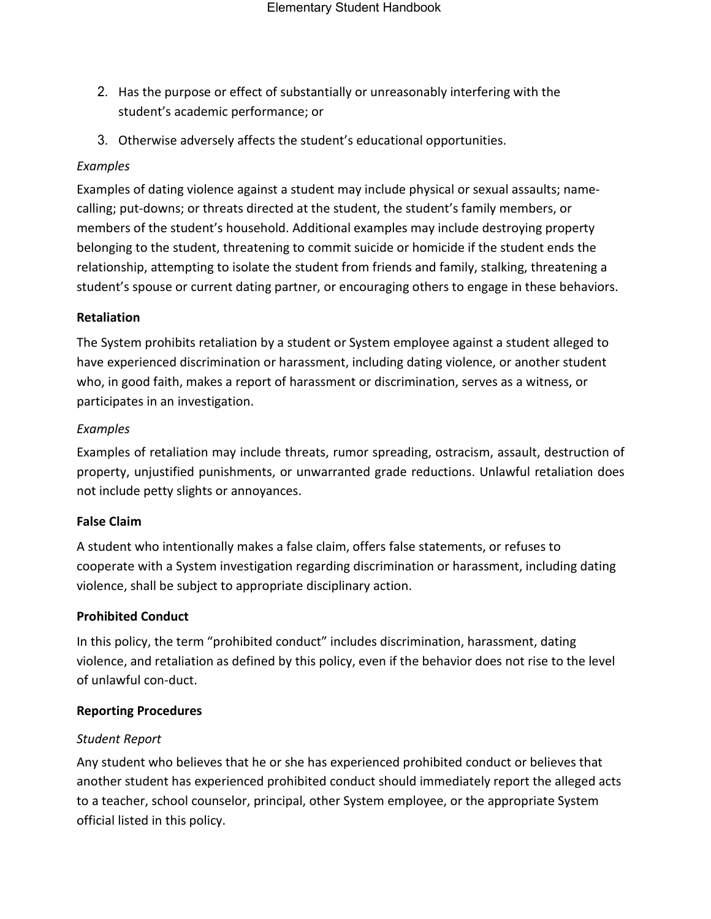2. Has the purpose or effect of substantially or unreasonably interfering with the student's academic performance; or
3. Otherwise adversely affects the student's educational opportunities.

*Examples*

Examples of dating violence against a student may include physical or sexual assaults; name-calling; put-downs; or threats directed at the student, the student's family members, or members of the student's household. Additional examples may include destroying property belonging to the student, threatening to commit suicide or homicide if the student ends the relationship, attempting to isolate the student from friends and family, stalking, threatening a student's spouse or current dating partner, or encouraging others to engage in these behaviors.

**Retaliation**

The System prohibits retaliation by a student or System employee against a student alleged to have experienced discrimination or harassment, including dating violence, or another student who, in good faith, makes a report of harassment or discrimination, serves as a witness, or participates in an investigation.

*Examples*

Examples of retaliation may include threats, rumor spreading, ostracism, assault, destruction of property, unjustified punishments, or unwarranted grade reductions. Unlawful retaliation does not include petty slights or annoyances.

**False Claim**

A student who intentionally makes a false claim, offers false statements, or refuses to cooperate with a System investigation regarding discrimination or harassment, including dating violence, shall be subject to appropriate disciplinary action.

**Prohibited Conduct**

In this policy, the term "prohibited conduct" includes discrimination, harassment, dating violence, and retaliation as defined by this policy, even if the behavior does not rise to the level of unlawful con-duct.

**Reporting Procedures**

*Student Report*

Any student who believes that he or she has experienced prohibited conduct or believes that another student has experienced prohibited conduct should immediately report the alleged acts to a teacher, school counselor, principal, other System employee, or the appropriate System official listed in this policy.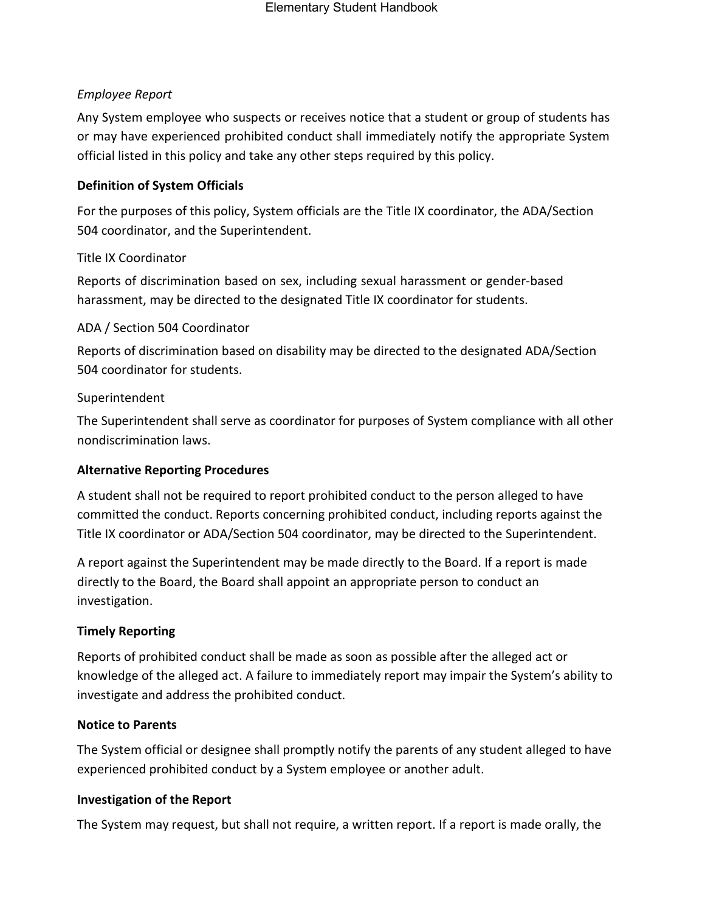*Employee Report*

Any System employee who suspects or receives notice that a student or group of students has or may have experienced prohibited conduct shall immediately notify the appropriate System official listed in this policy and take any other steps required by this policy.

**Definition of System Officials**

For the purposes of this policy, System officials are the Title IX coordinator, the ADA/Section 504 coordinator, and the Superintendent.

Title IX Coordinator

Reports of discrimination based on sex, including sexual harassment or gender-based harassment, may be directed to the designated Title IX coordinator for students.

ADA / Section 504 Coordinator

Reports of discrimination based on disability may be directed to the designated ADA/Section 504 coordinator for students.

Superintendent

The Superintendent shall serve as coordinator for purposes of System compliance with all other nondiscrimination laws.

**Alternative Reporting Procedures**

A student shall not be required to report prohibited conduct to the person alleged to have committed the conduct. Reports concerning prohibited conduct, including reports against the Title IX coordinator or ADA/Section 504 coordinator, may be directed to the Superintendent.

A report against the Superintendent may be made directly to the Board. If a report is made directly to the Board, the Board shall appoint an appropriate person to conduct an investigation.

**Timely Reporting**

Reports of prohibited conduct shall be made as soon as possible after the alleged act or knowledge of the alleged act. A failure to immediately report may impair the System's ability to investigate and address the prohibited conduct.

**Notice to Parents**

The System official or designee shall promptly notify the parents of any student alleged to have experienced prohibited conduct by a System employee or another adult.

**Investigation of the Report**

The System may request, but shall not require, a written report. If a report is made orally, the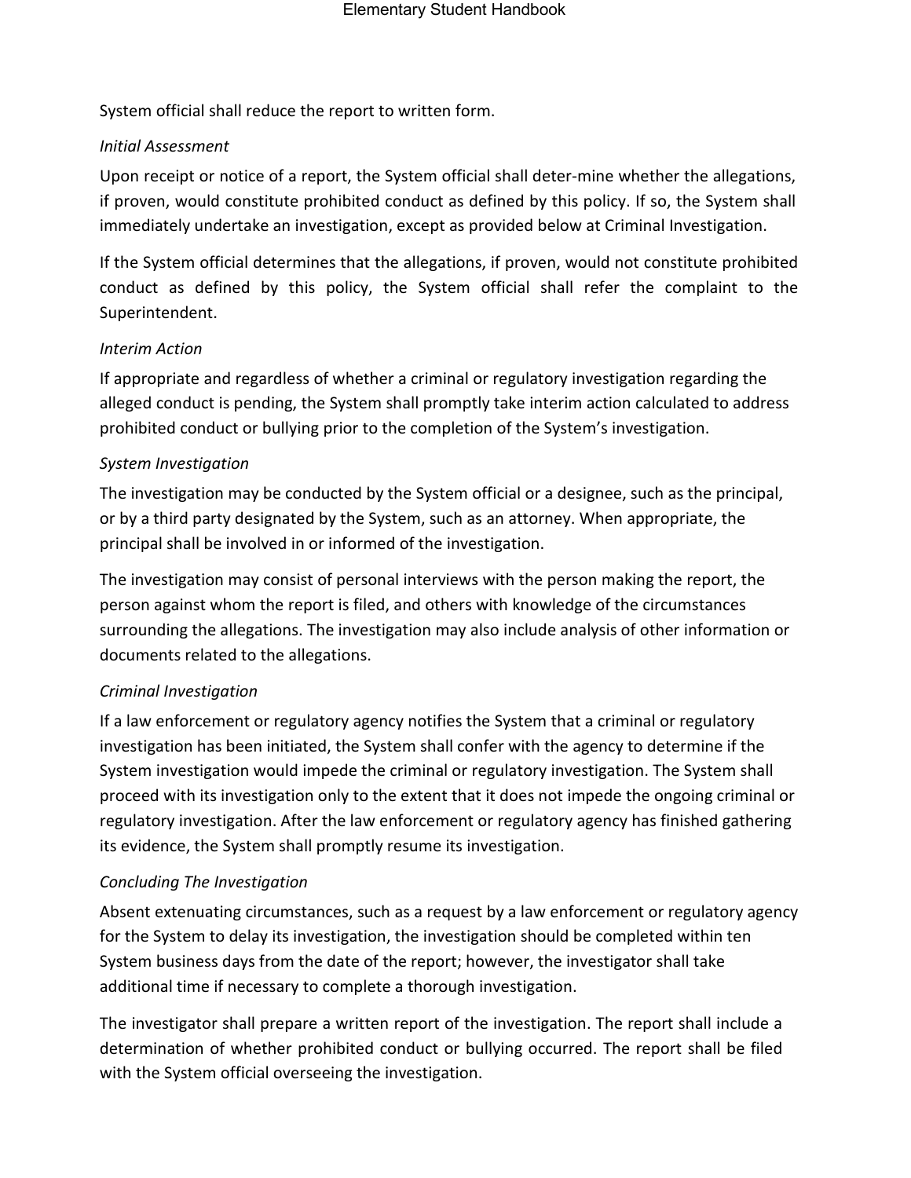System official shall reduce the report to written form.

*Initial Assessment*

Upon receipt or notice of a report, the System official shall deter-mine whether the allegations, if proven, would constitute prohibited conduct as defined by this policy. If so, the System shall immediately undertake an investigation, except as provided below at Criminal Investigation.

If the System official determines that the allegations, if proven, would not constitute prohibited conduct as defined by this policy, the System official shall refer the complaint to the Superintendent.

*Interim Action*

If appropriate and regardless of whether a criminal or regulatory investigation regarding the alleged conduct is pending, the System shall promptly take interim action calculated to address prohibited conduct or bullying prior to the completion of the System's investigation.

*System Investigation*

The investigation may be conducted by the System official or a designee, such as the principal, or by a third party designated by the System, such as an attorney. When appropriate, the principal shall be involved in or informed of the investigation.

The investigation may consist of personal interviews with the person making the report, the person against whom the report is filed, and others with knowledge of the circumstances surrounding the allegations. The investigation may also include analysis of other information or documents related to the allegations.

*Criminal Investigation*

If a law enforcement or regulatory agency notifies the System that a criminal or regulatory investigation has been initiated, the System shall confer with the agency to determine if the System investigation would impede the criminal or regulatory investigation. The System shall proceed with its investigation only to the extent that it does not impede the ongoing criminal or regulatory investigation. After the law enforcement or regulatory agency has finished gathering its evidence, the System shall promptly resume its investigation.

*Concluding The Investigation*

Absent extenuating circumstances, such as a request by a law enforcement or regulatory agency for the System to delay its investigation, the investigation should be completed within ten System business days from the date of the report; however, the investigator shall take additional time if necessary to complete a thorough investigation.

The investigator shall prepare a written report of the investigation. The report shall include a determination of whether prohibited conduct or bullying occurred. The report shall be filed with the System official overseeing the investigation.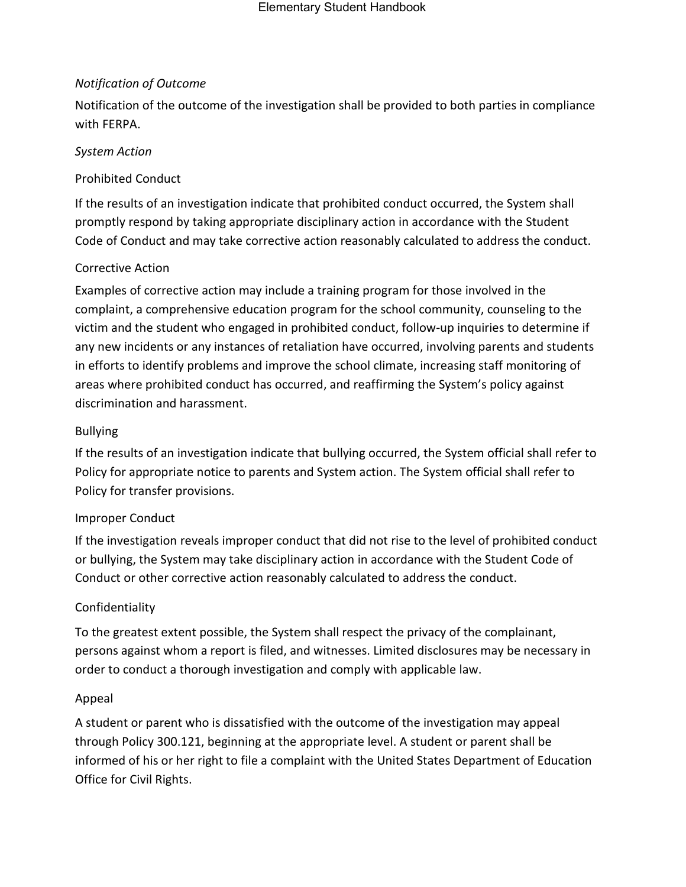*Notification of Outcome*

Notification of the outcome of the investigation shall be provided to both parties in compliance with FERPA.

*System Action*

Prohibited Conduct

If the results of an investigation indicate that prohibited conduct occurred, the System shall promptly respond by taking appropriate disciplinary action in accordance with the Student Code of Conduct and may take corrective action reasonably calculated to address the conduct.

Corrective Action

Examples of corrective action may include a training program for those involved in the complaint, a comprehensive education program for the school community, counseling to the victim and the student who engaged in prohibited conduct, follow-up inquiries to determine if any new incidents or any instances of retaliation have occurred, involving parents and students in efforts to identify problems and improve the school climate, increasing staff monitoring of areas where prohibited conduct has occurred, and reaffirming the System's policy against discrimination and harassment.

Bullying

If the results of an investigation indicate that bullying occurred, the System official shall refer to Policy for appropriate notice to parents and System action. The System official shall refer to Policy for transfer provisions.

Improper Conduct

If the investigation reveals improper conduct that did not rise to the level of prohibited conduct or bullying, the System may take disciplinary action in accordance with the Student Code of Conduct or other corrective action reasonably calculated to address the conduct.

Confidentiality

To the greatest extent possible, the System shall respect the privacy of the complainant, persons against whom a report is filed, and witnesses. Limited disclosures may be necessary in order to conduct a thorough investigation and comply with applicable law.

Appeal

A student or parent who is dissatisfied with the outcome of the investigation may appeal through Policy 300.121, beginning at the appropriate level. A student or parent shall be informed of his or her right to file a complaint with the United States Department of Education Office for Civil Rights.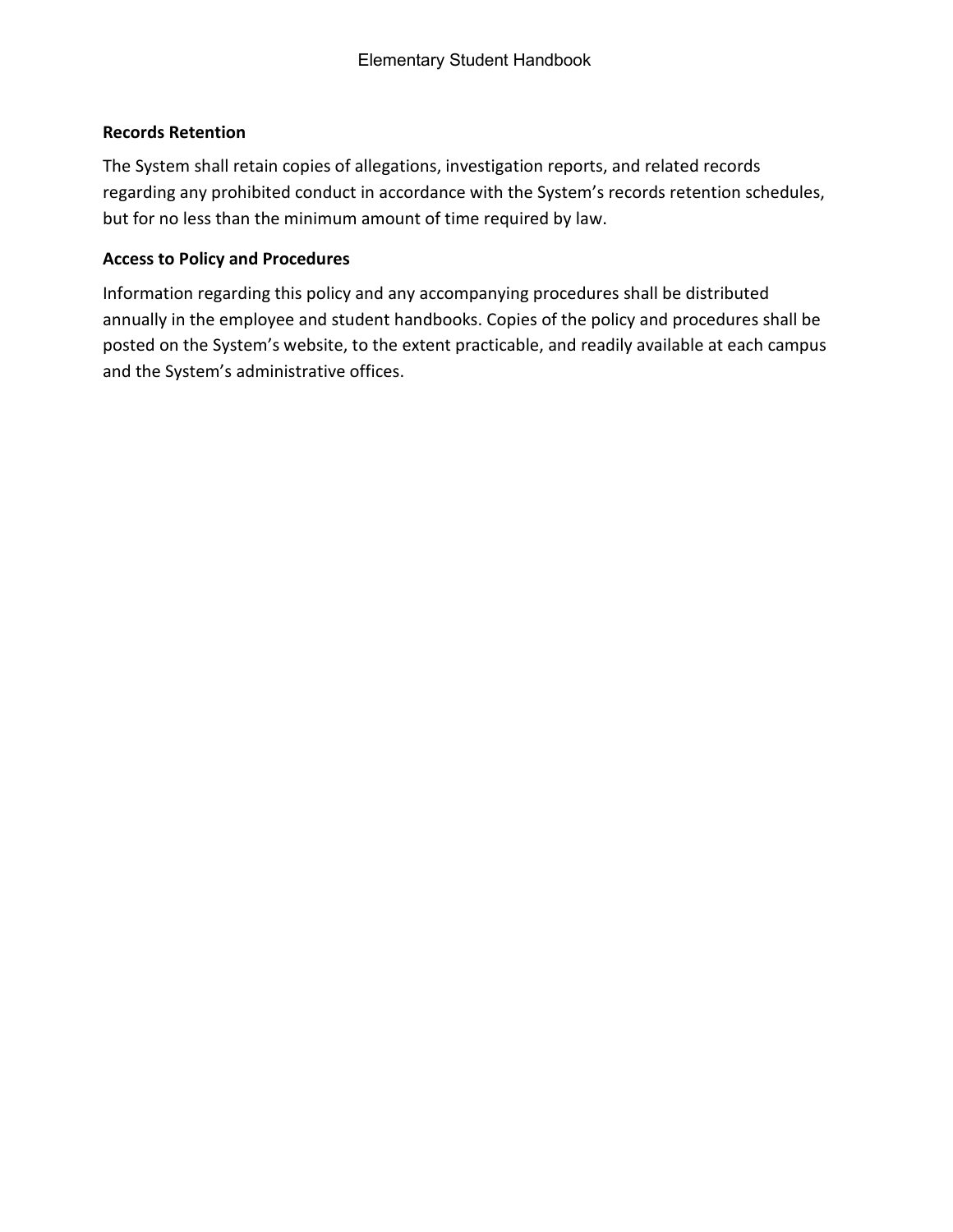**Records Retention**

The System shall retain copies of allegations, investigation reports, and related records regarding any prohibited conduct in accordance with the System's records retention schedules, but for no less than the minimum amount of time required by law.

**Access to Policy and Procedures**

Information regarding this policy and any accompanying procedures shall be distributed annually in the employee and student handbooks. Copies of the policy and procedures shall be posted on the System's website, to the extent practicable, and readily available at each campus and the System's administrative offices.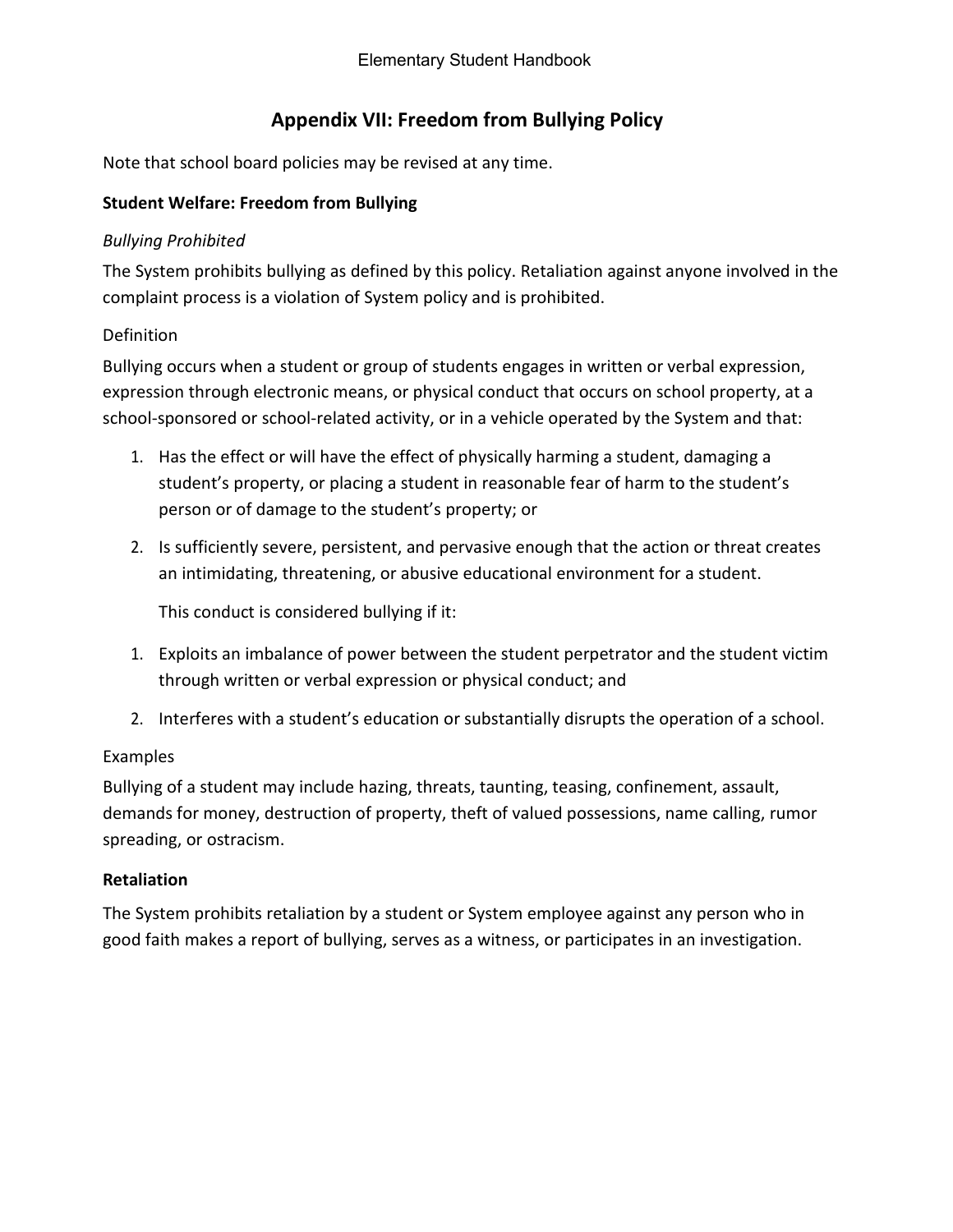## Appendix VII: Freedom from Bullying Policy

Note that school board policies may be revised at any time.

### Student Welfare: Freedom from Bullying

*Bullying Prohibited*

The System prohibits bullying as defined by this policy. Retaliation against anyone involved in the complaint process is a violation of System policy and is prohibited.

Definition

Bullying occurs when a student or group of students engages in written or verbal expression, expression through electronic means, or physical conduct that occurs on school property, at a school-sponsored or school-related activity, or in a vehicle operated by the System and that:

1. Has the effect or will have the effect of physically harming a student, damaging a student's property, or placing a student in reasonable fear of harm to the student's person or of damage to the student's property; or
2. Is sufficiently severe, persistent, and pervasive enough that the action or threat creates an intimidating, threatening, or abusive educational environment for a student.

   This conduct is considered bullying if it:

1. Exploits an imbalance of power between the student perpetrator and the student victim through written or verbal expression or physical conduct; and
2. Interferes with a student's education or substantially disrupts the operation of a school.

Examples

Bullying of a student may include hazing, threats, taunting, teasing, confinement, assault, demands for money, destruction of property, theft of valued possessions, name calling, rumor spreading, or ostracism.

### Retaliation

The System prohibits retaliation by a student or System employee against any person who in good faith makes a report of bullying, serves as a witness, or participates in an investigation.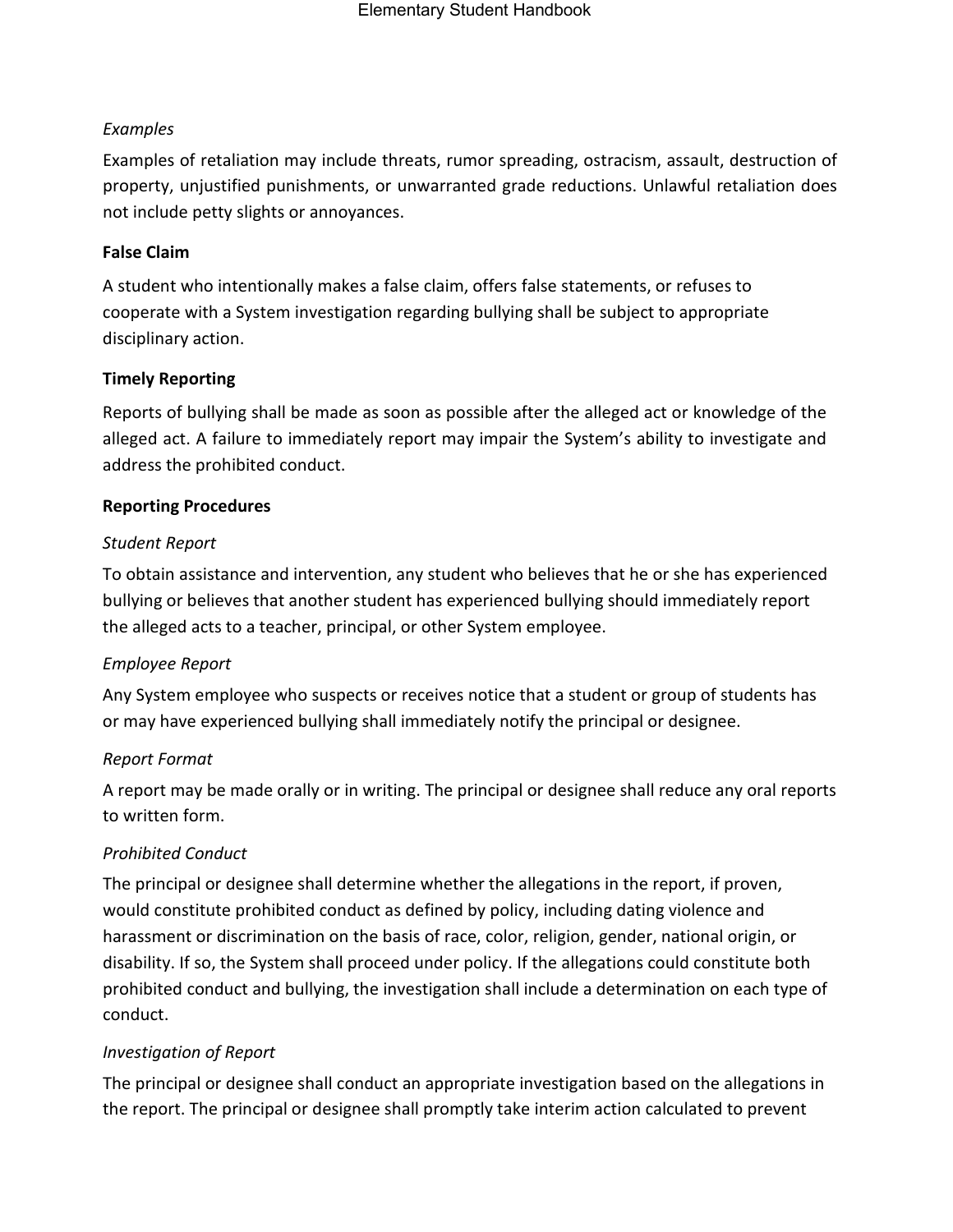*Examples*

Examples of retaliation may include threats, rumor spreading, ostracism, assault, destruction of property, unjustified punishments, or unwarranted grade reductions. Unlawful retaliation does not include petty slights or annoyances.

**False Claim**

A student who intentionally makes a false claim, offers false statements, or refuses to cooperate with a System investigation regarding bullying shall be subject to appropriate disciplinary action.

**Timely Reporting**

Reports of bullying shall be made as soon as possible after the alleged act or knowledge of the alleged act. A failure to immediately report may impair the System's ability to investigate and address the prohibited conduct.

**Reporting Procedures**

*Student Report*

To obtain assistance and intervention, any student who believes that he or she has experienced bullying or believes that another student has experienced bullying should immediately report the alleged acts to a teacher, principal, or other System employee.

*Employee Report*

Any System employee who suspects or receives notice that a student or group of students has or may have experienced bullying shall immediately notify the principal or designee.

*Report Format*

A report may be made orally or in writing. The principal or designee shall reduce any oral reports to written form.

*Prohibited Conduct*

The principal or designee shall determine whether the allegations in the report, if proven, would constitute prohibited conduct as defined by policy, including dating violence and harassment or discrimination on the basis of race, color, religion, gender, national origin, or disability. If so, the System shall proceed under policy. If the allegations could constitute both prohibited conduct and bullying, the investigation shall include a determination on each type of conduct.

*Investigation of Report*

The principal or designee shall conduct an appropriate investigation based on the allegations in the report. The principal or designee shall promptly take interim action calculated to prevent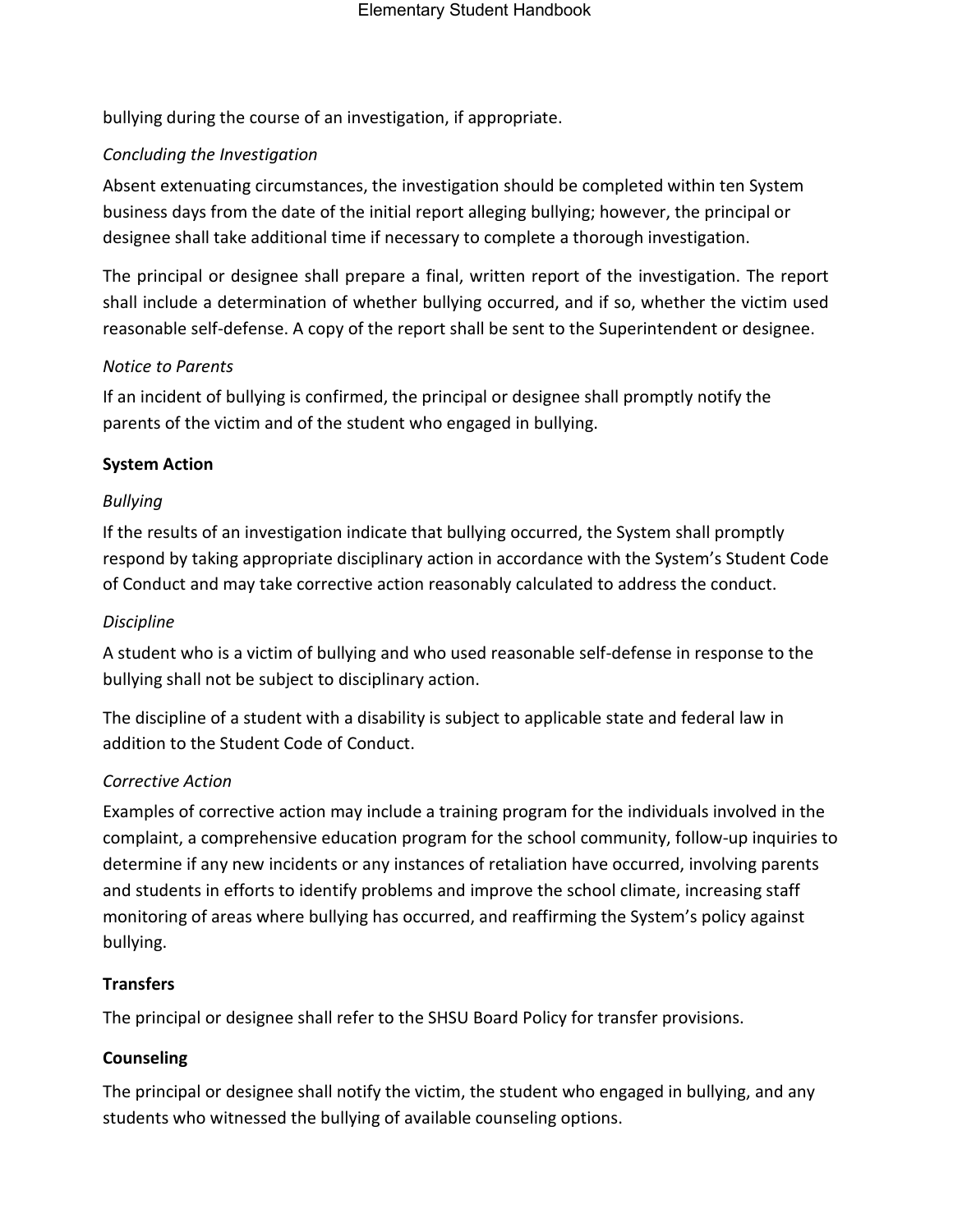bullying during the course of an investigation, if appropriate.

*Concluding the Investigation*

Absent extenuating circumstances, the investigation should be completed within ten System business days from the date of the initial report alleging bullying; however, the principal or designee shall take additional time if necessary to complete a thorough investigation.

The principal or designee shall prepare a final, written report of the investigation. The report shall include a determination of whether bullying occurred, and if so, whether the victim used reasonable self-defense. A copy of the report shall be sent to the Superintendent or designee.

*Notice to Parents*

If an incident of bullying is confirmed, the principal or designee shall promptly notify the parents of the victim and of the student who engaged in bullying.

**System Action**

*Bullying*

If the results of an investigation indicate that bullying occurred, the System shall promptly respond by taking appropriate disciplinary action in accordance with the System's Student Code of Conduct and may take corrective action reasonably calculated to address the conduct.

*Discipline*

A student who is a victim of bullying and who used reasonable self-defense in response to the bullying shall not be subject to disciplinary action.

The discipline of a student with a disability is subject to applicable state and federal law in addition to the Student Code of Conduct.

*Corrective Action*

Examples of corrective action may include a training program for the individuals involved in the complaint, a comprehensive education program for the school community, follow-up inquiries to determine if any new incidents or any instances of retaliation have occurred, involving parents and students in efforts to identify problems and improve the school climate, increasing staff monitoring of areas where bullying has occurred, and reaffirming the System's policy against bullying.

**Transfers**

The principal or designee shall refer to the SHSU Board Policy for transfer provisions.

**Counseling**

The principal or designee shall notify the victim, the student who engaged in bullying, and any students who witnessed the bullying of available counseling options.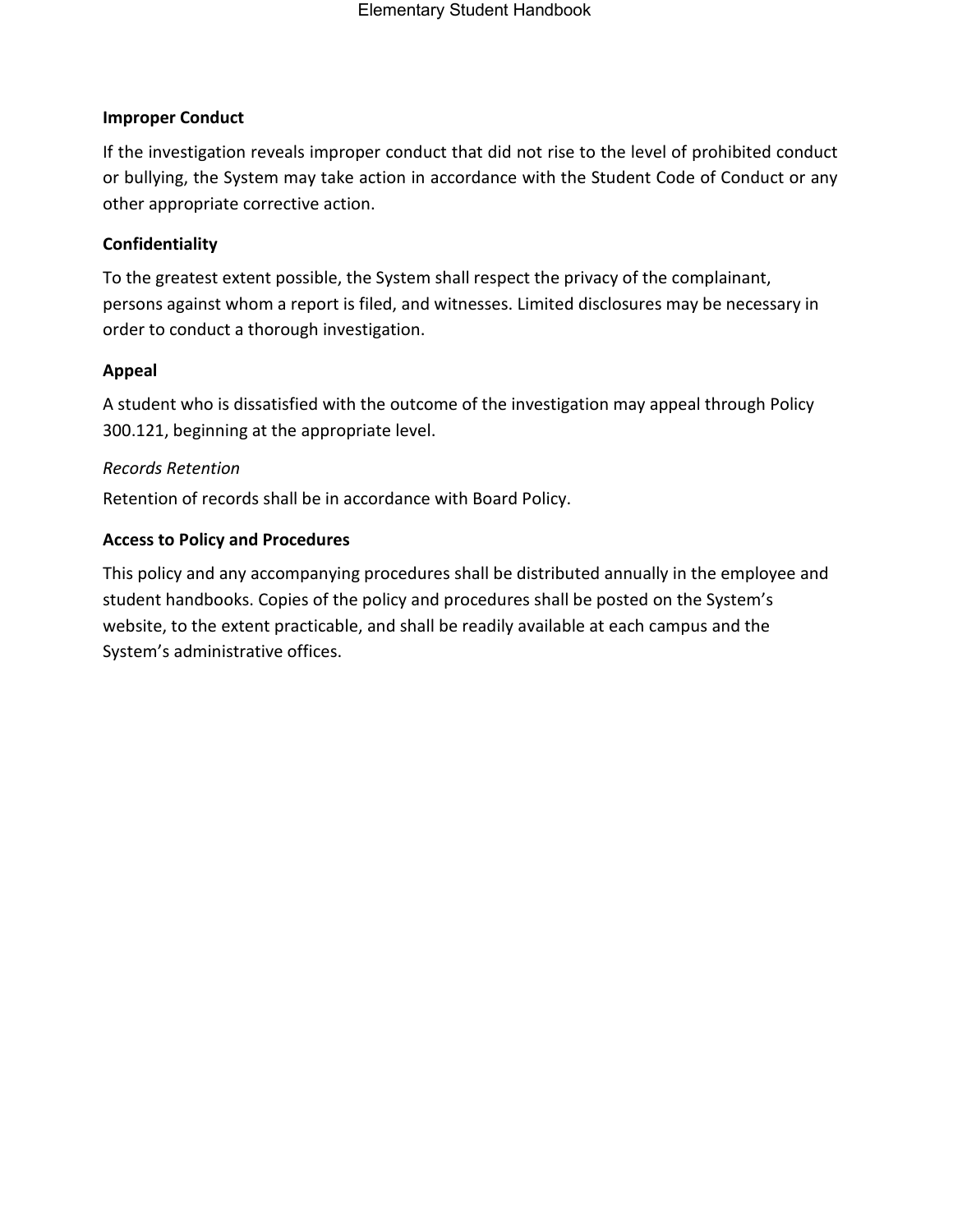**Improper Conduct**

If the investigation reveals improper conduct that did not rise to the level of prohibited conduct or bullying, the System may take action in accordance with the Student Code of Conduct or any other appropriate corrective action.

**Confidentiality**

To the greatest extent possible, the System shall respect the privacy of the complainant, persons against whom a report is filed, and witnesses. Limited disclosures may be necessary in order to conduct a thorough investigation.

**Appeal**

A student who is dissatisfied with the outcome of the investigation may appeal through Policy 300.121, beginning at the appropriate level.

*Records Retention*

Retention of records shall be in accordance with Board Policy.

**Access to Policy and Procedures**

This policy and any accompanying procedures shall be distributed annually in the employee and student handbooks. Copies of the policy and procedures shall be posted on the System's website, to the extent practicable, and shall be readily available at each campus and the System's administrative offices.